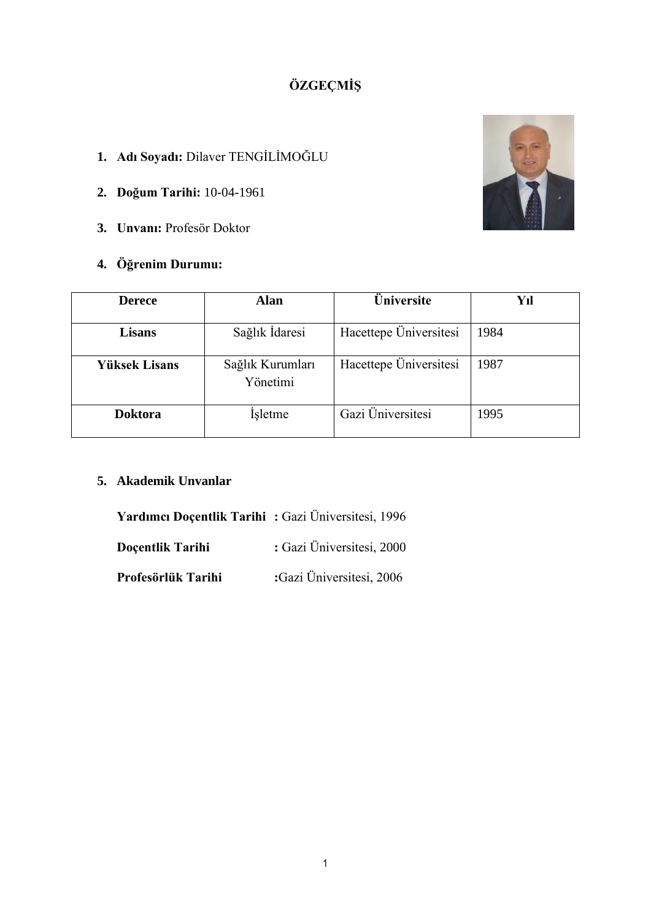# ÖZGEÇMİŞ

1. **Adı Soyadı:** Dilaver TENGİLİMOĞLU
2. **Doğum Tarihi:** 10-04-1961
3. **Unvanı:** Profesör Doktor
4. **Öğrenim Durumu:**

| Derece | Alan | Üniversite | Yıl |
|---|---|---|---|
| **Lisans** | Sağlık İdaresi | Hacettepe Üniversitesi | 1984 |
| **Yüksek Lisans** | Sağlık Kurumları Yönetimi | Hacettepe Üniversitesi | 1987 |
| **Doktora** | İşletme | Gazi Üniversitesi | 1995 |

5. **Akademik Unvanlar**

**Yardımcı Doçentlik Tarihi** : Gazi Üniversitesi, 1996

**Doçentlik Tarihi** : Gazi Üniversitesi, 2000

**Profesörlük Tarihi** :Gazi Üniversitesi, 2006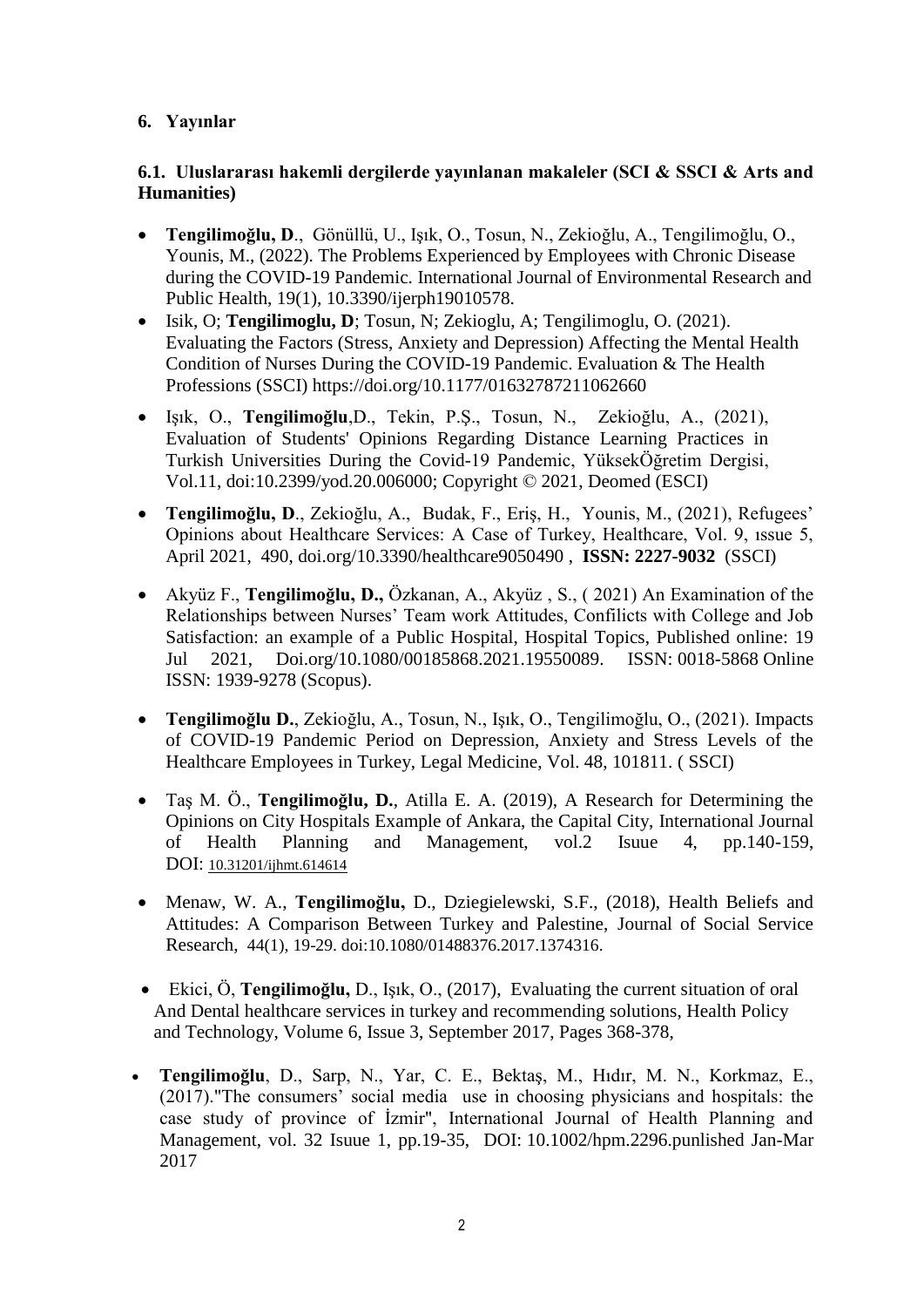## 6. Yayınlar

### 6.1. Uluslararası hakemli dergilerde yayınlanan makaleler (SCI & SSCI & Arts and Humanities)

- **Tengilimoğlu, D**., Gönüllü, U., Işık, O., Tosun, N., Zekioğlu, A., Tengilimoğlu, O., Younis, M., (2022). The Problems Experienced by Employees with Chronic Disease during the COVID-19 Pandemic. International Journal of Environmental Research and Public Health, 19(1), 10.3390/ijerph19010578.
- Isik, O; **Tengilimoglu, D**; Tosun, N; Zekioglu, A; Tengilimoglu, O. (2021). Evaluating the Factors (Stress, Anxiety and Depression) Affecting the Mental Health Condition of Nurses During the COVID-19 Pandemic. Evaluation & The Health Professions (SSCI) https://doi.org/10.1177/01632787211062660
- Işık, O., **Tengilimoğlu**,D., Tekin, P.Ş., Tosun, N., Zekioğlu, A., (2021), Evaluation of Students' Opinions Regarding Distance Learning Practices in Turkish Universities During the Covid-19 Pandemic, YüksekÖğretim Dergisi, Vol.11, doi:10.2399/yod.20.006000; Copyright © 2021, Deomed (ESCI)
- **Tengilimoğlu, D**., Zekioğlu, A., Budak, F., Eriş, H., Younis, M., (2021), Refugees' Opinions about Healthcare Services: A Case of Turkey, Healthcare, Vol. 9, ıssue 5, April 2021, 490, doi.org/10.3390/healthcare9050490 , **ISSN: 2227-9032** (SSCI)
- Akyüz F., **Tengilimoğlu, D.,** Özkanan, A., Akyüz , S., ( 2021) An Examination of the Relationships between Nurses' Team work Attitudes, Confilicts with College and Job Satisfaction: an example of a Public Hospital, Hospital Topics, Published online: 19 Jul 2021, Doi.org/10.1080/00185868.2021.19550089. ISSN: 0018-5868 Online ISSN: 1939-9278 (Scopus).
- **Tengilimoğlu D.**, Zekioğlu, A., Tosun, N., Işık, O., Tengilimoğlu, O., (2021). Impacts of COVID-19 Pandemic Period on Depression, Anxiety and Stress Levels of the Healthcare Employees in Turkey, Legal Medicine, Vol. 48, 101811. ( SSCI)
- Taş M. Ö., **Tengilimoğlu, D.**, Atilla E. A. (2019), A Research for Determining the Opinions on City Hospitals Example of Ankara, the Capital City, International Journal of Health Planning and Management, vol.2 Isuue 4, pp.140-159, DOI: 10.31201/ijhmt.614614
- Menaw, W. A., **Tengilimoğlu,** D., Dziegielewski, S.F., (2018), Health Beliefs and Attitudes: A Comparison Between Turkey and Palestine, Journal of Social Service Research, 44(1), 19-29. doi:10.1080/01488376.2017.1374316.
- Ekici, Ö, **Tengilimoğlu,** D., Işık, O., (2017), Evaluating the current situation of oral And Dental healthcare services in turkey and recommending solutions, Health Policy and Technology, Volume 6, Issue 3, September 2017, Pages 368-378,
- **Tengilimoğlu**, D., Sarp, N., Yar, C. E., Bektaş, M., Hıdır, M. N., Korkmaz, E., (2017)."The consumers' social media use in choosing physicians and hospitals: the case study of province of İzmir", International Journal of Health Planning and Management, vol. 32 Isuue 1, pp.19-35, DOI: 10.1002/hpm.2296.punlished Jan-Mar 2017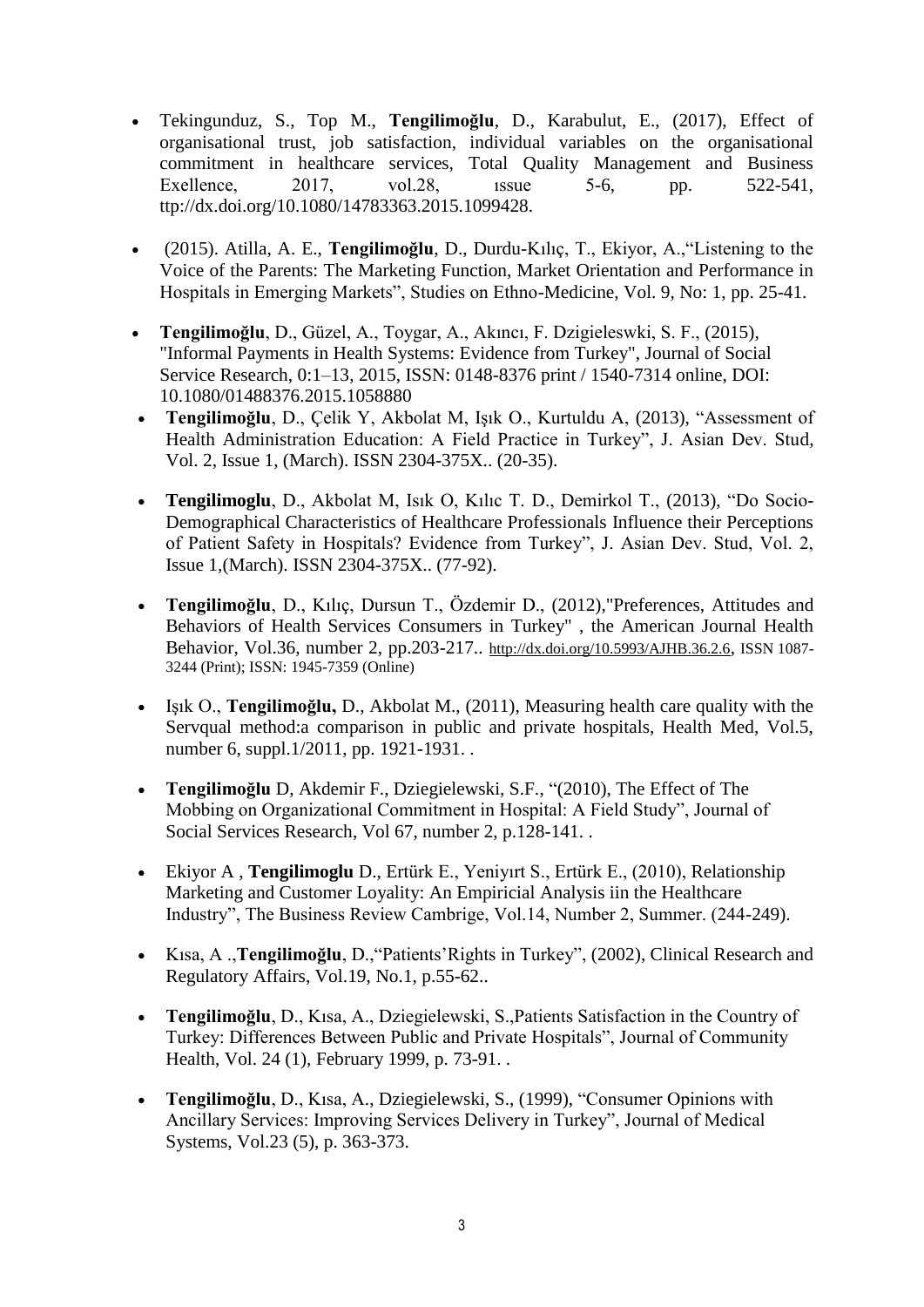- Tekingunduz, S., Top M., **Tengilimoğlu**, D., Karabulut, E., (2017), Effect of organisational trust, job satisfaction, individual variables on the organisational commitment in healthcare services, Total Quality Management and Business Exellence, 2017, vol.28, ıssue 5-6, pp. 522-541, ttp://dx.doi.org/10.1080/14783363.2015.1099428.

- (2015). Atilla, A. E., **Tengilimoğlu**, D., Durdu-Kılıç, T., Ekiyor, A.,"Listening to the Voice of the Parents: The Marketing Function, Market Orientation and Performance in Hospitals in Emerging Markets", Studies on Ethno-Medicine, Vol. 9, No: 1, pp. 25-41.

- **Tengilimoğlu**, D., Güzel, A., Toygar, A., Akıncı, F. Dzigieleswki, S. F., (2015), "Informal Payments in Health Systems: Evidence from Turkey", Journal of Social Service Research, 0:1–13, 2015, ISSN: 0148-8376 print / 1540-7314 online, DOI: 10.1080/01488376.2015.1058880
- **Tengilimoğlu**, D., Çelik Y, Akbolat M, Işık O., Kurtuldu A, (2013), "Assessment of Health Administration Education: A Field Practice in Turkey", J. Asian Dev. Stud, Vol. 2, Issue 1, (March). ISSN 2304-375X.. (20-35).

- **Tengilimoglu**, D., Akbolat M, Isık O, Kılıc T. D., Demirkol T., (2013), "Do Socio-Demographical Characteristics of Healthcare Professionals Influence their Perceptions of Patient Safety in Hospitals? Evidence from Turkey", J. Asian Dev. Stud, Vol. 2, Issue 1,(March). ISSN 2304-375X.. (77-92).

- **Tengilimoğlu**, D., Kılıç, Dursun T., Özdemir D., (2012),"Preferences, Attitudes and Behaviors of Health Services Consumers in Turkey" , the American Journal Health Behavior, Vol.36, number 2, pp.203-217.. http://dx.doi.org/10.5993/AJHB.36.2.6, ISSN 1087-3244 (Print); ISSN: 1945-7359 (Online)

- Işık O., **Tengilimoğlu,** D., Akbolat M., (2011), Measuring health care quality with the Servqual method:a comparison in public and private hospitals, Health Med, Vol.5, number 6, suppl.1/2011, pp. 1921-1931. .

- **Tengilimoğlu** D, Akdemir F., Dziegielewski, S.F., "(2010), The Effect of The Mobbing on Organizational Commitment in Hospital: A Field Study", Journal of Social Services Research, Vol 67, number 2, p.128-141. .

- Ekiyor A , **Tengilimoglu** D., Ertürk E., Yeniyırt S., Ertürk E., (2010), Relationship Marketing and Customer Loyality: An Empiricial Analysis iin the Healthcare Industry", The Business Review Cambrige, Vol.14, Number 2, Summer. (244-249).

- Kısa, A .,**Tengilimoğlu**, D.,"Patients'Rights in Turkey", (2002), Clinical Research and Regulatory Affairs, Vol.19, No.1, p.55-62..

- **Tengilimoğlu**, D., Kısa, A., Dziegielewski, S.,Patients Satisfaction in the Country of Turkey: Differences Between Public and Private Hospitals", Journal of Community Health, Vol. 24 (1), February 1999, p. 73-91. .

- **Tengilimoğlu**, D., Kısa, A., Dziegielewski, S., (1999), "Consumer Opinions with Ancillary Services: Improving Services Delivery in Turkey", Journal of Medical Systems, Vol.23 (5), p. 363-373.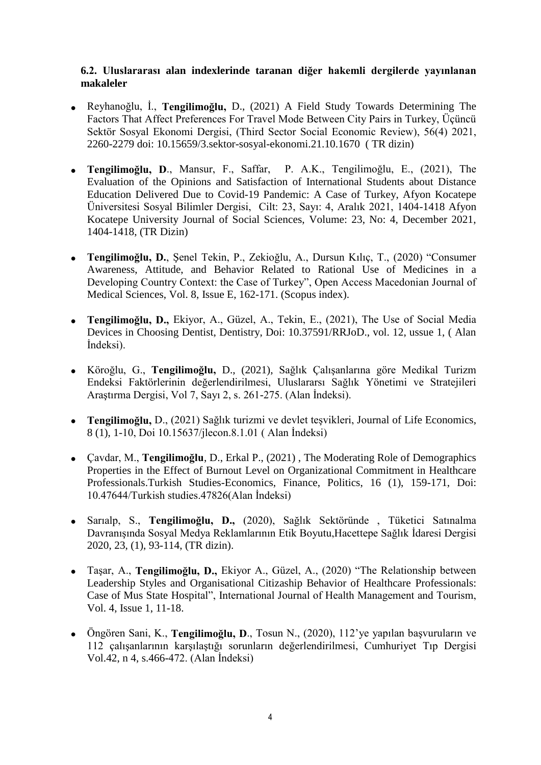**6.2. Uluslararası alan indexlerinde taranan diğer hakemli dergilerde yayınlanan makaleler**

- Reyhanoğlu, İ., **Tengilimoğlu,** D., (2021) A Field Study Towards Determining The Factors That Affect Preferences For Travel Mode Between City Pairs in Turkey, Üçüncü Sektör Sosyal Ekonomi Dergisi, (Third Sector Social Economic Review), 56(4) 2021, 2260-2279 doi: 10.15659/3.sektor-sosyal-ekonomi.21.10.1670 ( TR dizin)

- **Tengilimoğlu, D**., Mansur, F., Saffar, P. A.K., Tengilimoğlu, E., (2021), The Evaluation of the Opinions and Satisfaction of International Students about Distance Education Delivered Due to Covid-19 Pandemic: A Case of Turkey, Afyon Kocatepe Üniversitesi Sosyal Bilimler Dergisi, Cilt: 23, Sayı: 4, Aralık 2021, 1404-1418 Afyon Kocatepe University Journal of Social Sciences, Volume: 23, No: 4, December 2021, 1404-1418, (TR Dizin)

- **Tengilimoğlu, D.**, Şenel Tekin, P., Zekioğlu, A., Dursun Kılıç, T., (2020) "Consumer Awareness, Attitude, and Behavior Related to Rational Use of Medicines in a Developing Country Context: the Case of Turkey", Open Access Macedonian Journal of Medical Sciences, Vol. 8, Issue E, 162-171. (Scopus index).

- **Tengilimoğlu, D.,** Ekiyor, A., Güzel, A., Tekin, E., (2021), The Use of Social Media Devices in Choosing Dentist, Dentistry, Doi: 10.37591/RRJoD., vol. 12, ussue 1, ( Alan İndeksi).

- Köroğlu, G., **Tengilimoğlu,** D., (2021), Sağlık Çalışanlarına göre Medikal Turizm Endeksi Faktörlerinin değerlendirilmesi, Uluslararsı Sağlık Yönetimi ve Stratejileri Araştırma Dergisi, Vol 7, Sayı 2, s. 261-275. (Alan İndeksi).

- **Tengilimoğlu,** D., (2021) Sağlık turizmi ve devlet teşvikleri, Journal of Life Economics, 8 (1), 1-10, Doi 10.15637/jlecon.8.1.01 ( Alan İndeksi)

- Çavdar, M., **Tengilimoğlu**, D., Erkal P., (2021) , The Moderating Role of Demographics Properties in the Effect of Burnout Level on Organizational Commitment in Healthcare Professionals.Turkish Studies-Economics, Finance, Politics, 16 (1), 159-171, Doi: 10.47644/Turkish studies.47826(Alan İndeksi)

- Sarıalp, S., **Tengilimoğlu, D.,** (2020), Sağlık Sektöründe , Tüketici Satınalma Davranışında Sosyal Medya Reklamlarının Etik Boyutu,Hacettepe Sağlık İdaresi Dergisi 2020, 23, (1), 93-114, (TR dizin).

- Taşar, A., **Tengilimoğlu, D.,** Ekiyor A., Güzel, A., (2020) "The Relationship between Leadership Styles and Organisational Citizaship Behavior of Healthcare Professionals: Case of Mus State Hospital", International Journal of Health Management and Tourism, Vol. 4, Issue 1, 11-18.

- Öngören Sani, K., **Tengilimoğlu, D**., Tosun N., (2020), 112'ye yapılan başvuruların ve 112 çalışanlarının karşılaştığı sorunların değerlendirilmesi, Cumhuriyet Tıp Dergisi Vol.42, n 4, s.466-472. (Alan İndeksi)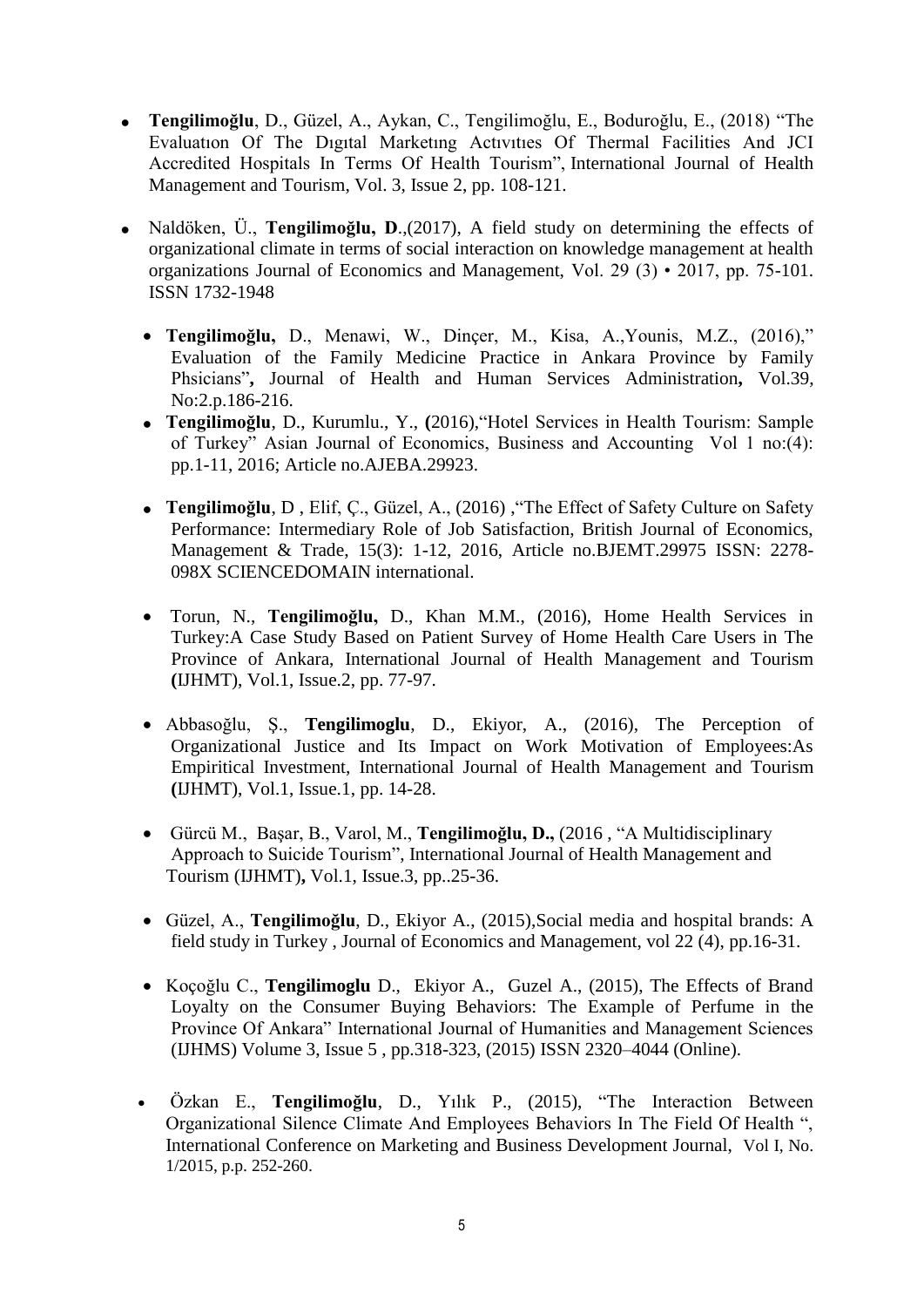- **Tengilimoğlu**, D., Güzel, A., Aykan, C., Tengilimoğlu, E., Boduroğlu, E., (2018) "The Evaluatıon Of The Dıgıtal Marketıng Actıvıtıes Of Thermal Facilities And JCI Accredited Hospitals In Terms Of Health Tourism", International Journal of Health Management and Tourism, Vol. 3, Issue 2, pp. 108-121.

- Naldöken, Ü., **Tengilimoğlu, D**.,(2017), A field study on determining the effects of organizational climate in terms of social interaction on knowledge management at health organizations Journal of Economics and Management, Vol. 29 (3) • 2017, pp. 75-101. ISSN 1732-1948

  - **Tengilimoğlu,** D., Menawi, W., Dinçer, M., Kisa, A.,Younis, M.Z., (2016)," Evaluation of the Family Medicine Practice in Ankara Province by Family Phsicians"**,** Journal of Health and Human Services Administration**,** Vol.39, No:2.p.186-216.
  - **Tengilimoğlu**, D., Kurumlu., Y., **(**2016),"Hotel Services in Health Tourism: Sample of Turkey" Asian Journal of Economics, Business and Accounting Vol 1 no:(4): pp.1-11, 2016; Article no.AJEBA.29923.

  - **Tengilimoğlu**, D , Elif, Ç., Güzel, A., (2016) ,"The Effect of Safety Culture on Safety Performance: Intermediary Role of Job Satisfaction, British Journal of Economics, Management & Trade, 15(3): 1-12, 2016, Article no.BJEMT.29975 ISSN: 2278-098X SCIENCEDOMAIN international.

  - Torun, N., **Tengilimoğlu,** D., Khan M.M., (2016), Home Health Services in Turkey:A Case Study Based on Patient Survey of Home Health Care Users in The Province of Ankara, International Journal of Health Management and Tourism **(**IJHMT), Vol.1, Issue.2, pp. 77-97.

  - Abbasoğlu, Ş., **Tengilimoglu**, D., Ekiyor, A., (2016), The Perception of Organizational Justice and Its Impact on Work Motivation of Employees:As Empiritical Investment, International Journal of Health Management and Tourism **(**IJHMT), Vol.1, Issue.1, pp. 14-28.

  - Gürcü M., Başar, B., Varol, M., **Tengilimoğlu, D.,** (2016 , "A Multidisciplinary Approach to Suicide Tourism", International Journal of Health Management and Tourism (IJHMT)**,** Vol.1, Issue.3, pp..25-36.

  - Güzel, A., **Tengilimoğlu**, D., Ekiyor A., (2015),Social media and hospital brands: A field study in Turkey , Journal of Economics and Management, vol 22 (4), pp.16-31.

  - Koçoğlu C., **Tengilimoglu** D., Ekiyor A., Guzel A., (2015), The Effects of Brand Loyalty on the Consumer Buying Behaviors: The Example of Perfume in the Province Of Ankara" International Journal of Humanities and Management Sciences (IJHMS) Volume 3, Issue 5 , pp.318-323, (2015) ISSN 2320–4044 (Online).

- Özkan E., **Tengilimoğlu**, D., Yılık P., (2015), "The Interaction Between Organizational Silence Climate And Employees Behaviors In The Field Of Health ", International Conference on Marketing and Business Development Journal, Vol I, No. 1/2015, p.p. 252-260.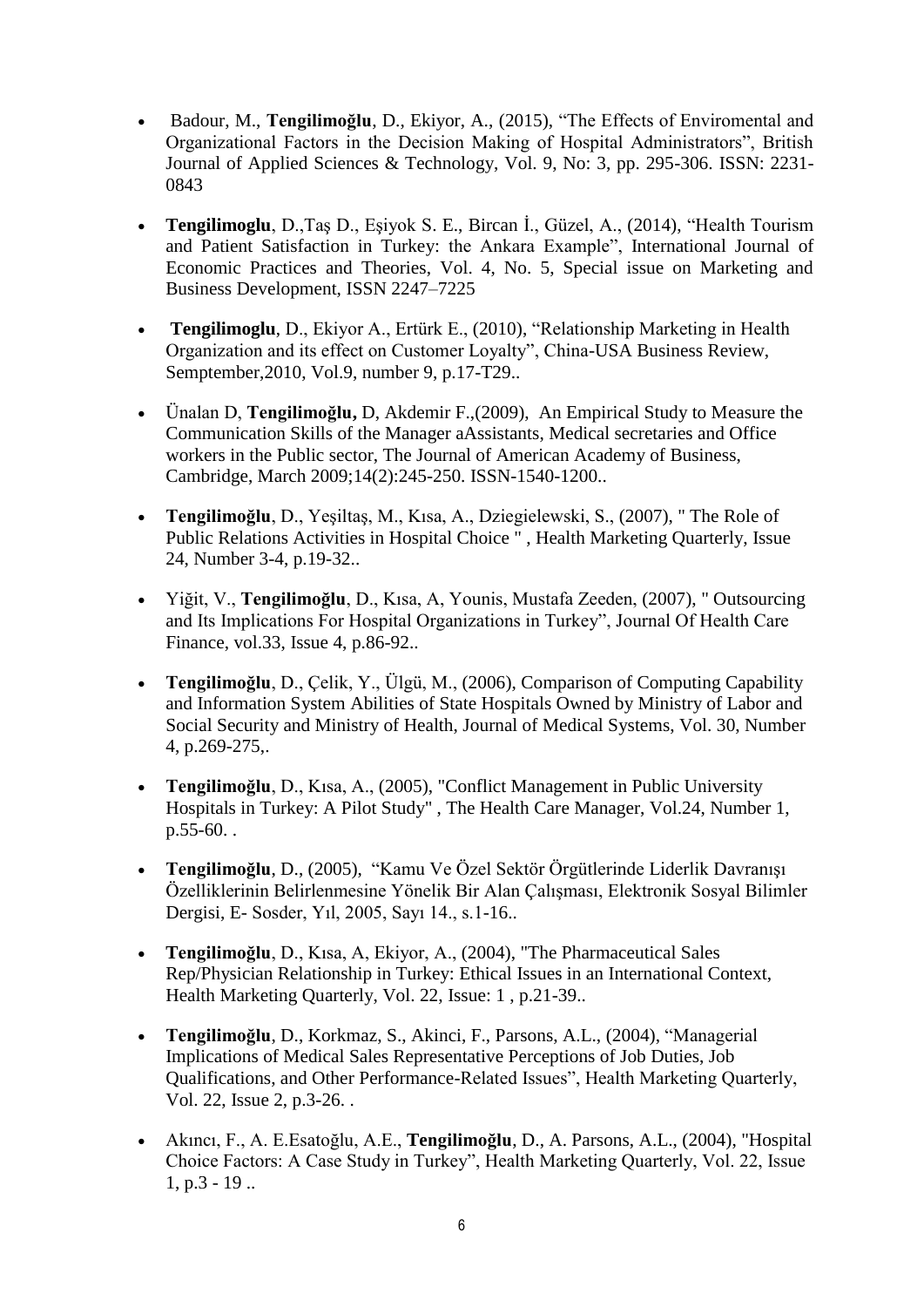- Badour, M., **Tengilimoğlu**, D., Ekiyor, A., (2015), "The Effects of Enviromental and Organizational Factors in the Decision Making of Hospital Administrators", British Journal of Applied Sciences & Technology, Vol. 9, No: 3, pp. 295-306. ISSN: 2231-0843

- **Tengilimoglu**, D.,Taş D., Eşiyok S. E., Bircan İ., Güzel, A., (2014), "Health Tourism and Patient Satisfaction in Turkey: the Ankara Example", International Journal of Economic Practices and Theories, Vol. 4, No. 5, Special issue on Marketing and Business Development, ISSN 2247–7225

- **Tengilimoglu**, D., Ekiyor A., Ertürk E., (2010), "Relationship Marketing in Health Organization and its effect on Customer Loyalty", China-USA Business Review, Semptember,2010, Vol.9, number 9, p.17-T29..

- Ünalan D, **Tengilimoğlu,** D, Akdemir F.,(2009), An Empirical Study to Measure the Communication Skills of the Manager aAssistants, Medical secretaries and Office workers in the Public sector, The Journal of American Academy of Business, Cambridge, March 2009;14(2):245-250. ISSN-1540-1200..

- **Tengilimoğlu**, D., Yeşiltaş, M., Kısa, A., Dziegielewski, S., (2007), " The Role of Public Relations Activities in Hospital Choice " , Health Marketing Quarterly, Issue 24, Number 3-4, p.19-32..

- Yiğit, V., **Tengilimoğlu**, D., Kısa, A, Younis, Mustafa Zeeden, (2007), " Outsourcing and Its Implications For Hospital Organizations in Turkey", Journal Of Health Care Finance, vol.33, Issue 4, p.86-92..

- **Tengilimoğlu**, D., Çelik, Y., Ülgü, M., (2006), Comparison of Computing Capability and Information System Abilities of State Hospitals Owned by Ministry of Labor and Social Security and Ministry of Health, Journal of Medical Systems, Vol. 30, Number 4, p.269-275,.

- **Tengilimoğlu**, D., Kısa, A., (2005), "Conflict Management in Public University Hospitals in Turkey: A Pilot Study" , The Health Care Manager, Vol.24, Number 1, p.55-60. .

- **Tengilimoğlu**, D., (2005), "Kamu Ve Özel Sektör Örgütlerinde Liderlik Davranışı Özelliklerinin Belirlenmesine Yönelik Bir Alan Çalışması, Elektronik Sosyal Bilimler Dergisi, E- Sosder, Yıl, 2005, Sayı 14., s.1-16..

- **Tengilimoğlu**, D., Kısa, A, Ekiyor, A., (2004), "The Pharmaceutical Sales Rep/Physician Relationship in Turkey: Ethical Issues in an International Context, Health Marketing Quarterly, Vol. 22, Issue: 1 , p.21-39..

- **Tengilimoğlu**, D., Korkmaz, S., Akinci, F., Parsons, A.L., (2004), "Managerial Implications of Medical Sales Representative Perceptions of Job Duties, Job Qualifications, and Other Performance-Related Issues", Health Marketing Quarterly, Vol. 22, Issue 2, p.3-26. .

- Akıncı, F., A. E.Esatoğlu, A.E., **Tengilimoğlu**, D., A. Parsons, A.L., (2004), "Hospital Choice Factors: A Case Study in Turkey", Health Marketing Quarterly, Vol. 22, Issue 1, p.3 - 19 ..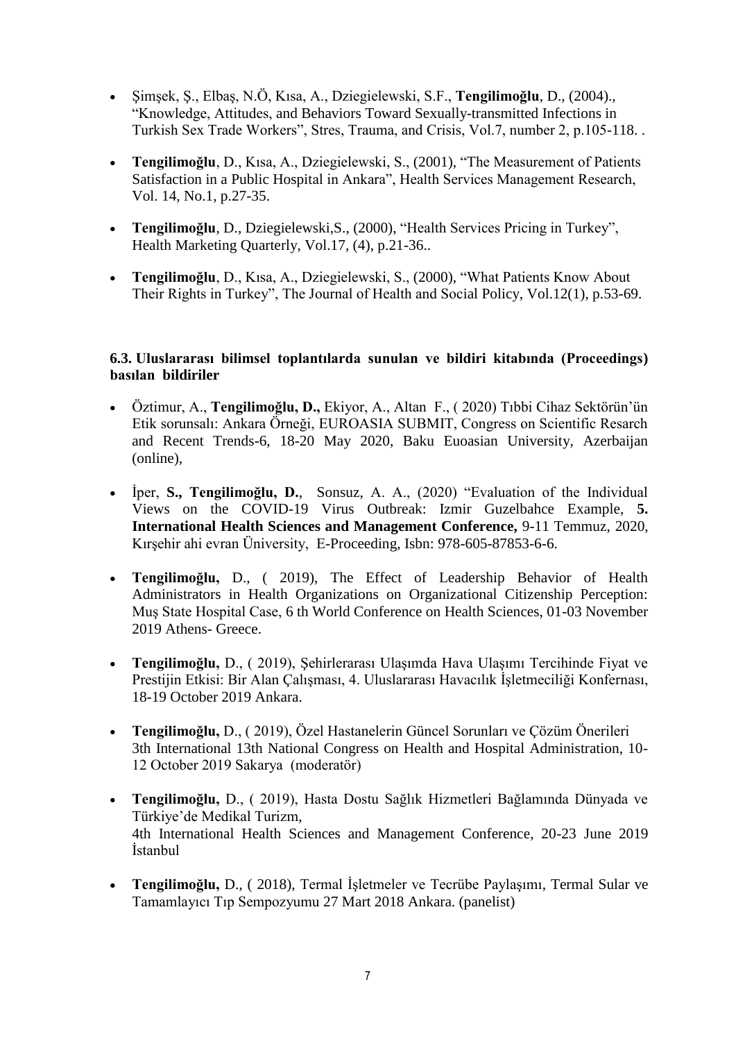- Şimşek, Ş., Elbaş, N.Ö, Kısa, A., Dziegielewski, S.F., **Tengilimoğlu**, D., (2004)., "Knowledge, Attitudes, and Behaviors Toward Sexually-transmitted Infections in Turkish Sex Trade Workers", Stres, Trauma, and Crisis, Vol.7, number 2, p.105-118. .

- **Tengilimoğlu**, D., Kısa, A., Dziegielewski, S., (2001), "The Measurement of Patients Satisfaction in a Public Hospital in Ankara", Health Services Management Research, Vol. 14, No.1, p.27-35.

- **Tengilimoğlu**, D., Dziegielewski,S., (2000), "Health Services Pricing in Turkey", Health Marketing Quarterly, Vol.17, (4), p.21-36..

- **Tengilimoğlu**, D., Kısa, A., Dziegielewski, S., (2000), "What Patients Know About Their Rights in Turkey", The Journal of Health and Social Policy, Vol.12(1), p.53-69.

### 6.3. Uluslararası bilimsel toplantılarda sunulan ve bildiri kitabında (Proceedings) basılan bildiriler

- Öztimur, A., **Tengilimoğlu, D.,** Ekiyor, A., Altan F., ( 2020) Tıbbi Cihaz Sektörün'ün Etik sorunsalı: Ankara Örneği, EUROASIA SUBMIT, Congress on Scientific Resarch and Recent Trends-6, 18-20 May 2020, Baku Euoasian University, Azerbaijan (online),

- İper, **S., Tengilimoğlu, D.**, Sonsuz, A. A., (2020) "Evaluation of the Individual Views on the COVID-19 Virus Outbreak: Izmir Guzelbahce Example, **5. International Health Sciences and Management Conference,** 9-11 Temmuz, 2020, Kırşehir ahi evran Üniversity, E-Proceeding, Isbn: 978-605-87853-6-6.

- **Tengilimoğlu,** D., ( 2019), The Effect of Leadership Behavior of Health Administrators in Health Organizations on Organizational Citizenship Perception: Muş State Hospital Case, 6 th World Conference on Health Sciences, 01-03 November 2019 Athens- Greece.

- **Tengilimoğlu,** D., ( 2019), Şehirlerarası Ulaşımda Hava Ulaşımı Tercihinde Fiyat ve Prestijin Etkisi: Bir Alan Çalışması, 4. Uluslararası Havacılık İşletmeciliği Konfernası, 18-19 October 2019 Ankara.

- **Tengilimoğlu,** D., ( 2019), Özel Hastanelerin Güncel Sorunları ve Çözüm Önerileri 3th International 13th National Congress on Health and Hospital Administration, 10-12 October 2019 Sakarya (moderatör)

- **Tengilimoğlu,** D., ( 2019), Hasta Dostu Sağlık Hizmetleri Bağlamında Dünyada ve Türkiye'de Medikal Turizm,
  4th International Health Sciences and Management Conference, 20-23 June 2019 İstanbul

- **Tengilimoğlu,** D., ( 2018), Termal İşletmeler ve Tecrübe Paylaşımı, Termal Sular ve Tamamlayıcı Tıp Sempozyumu 27 Mart 2018 Ankara. (panelist)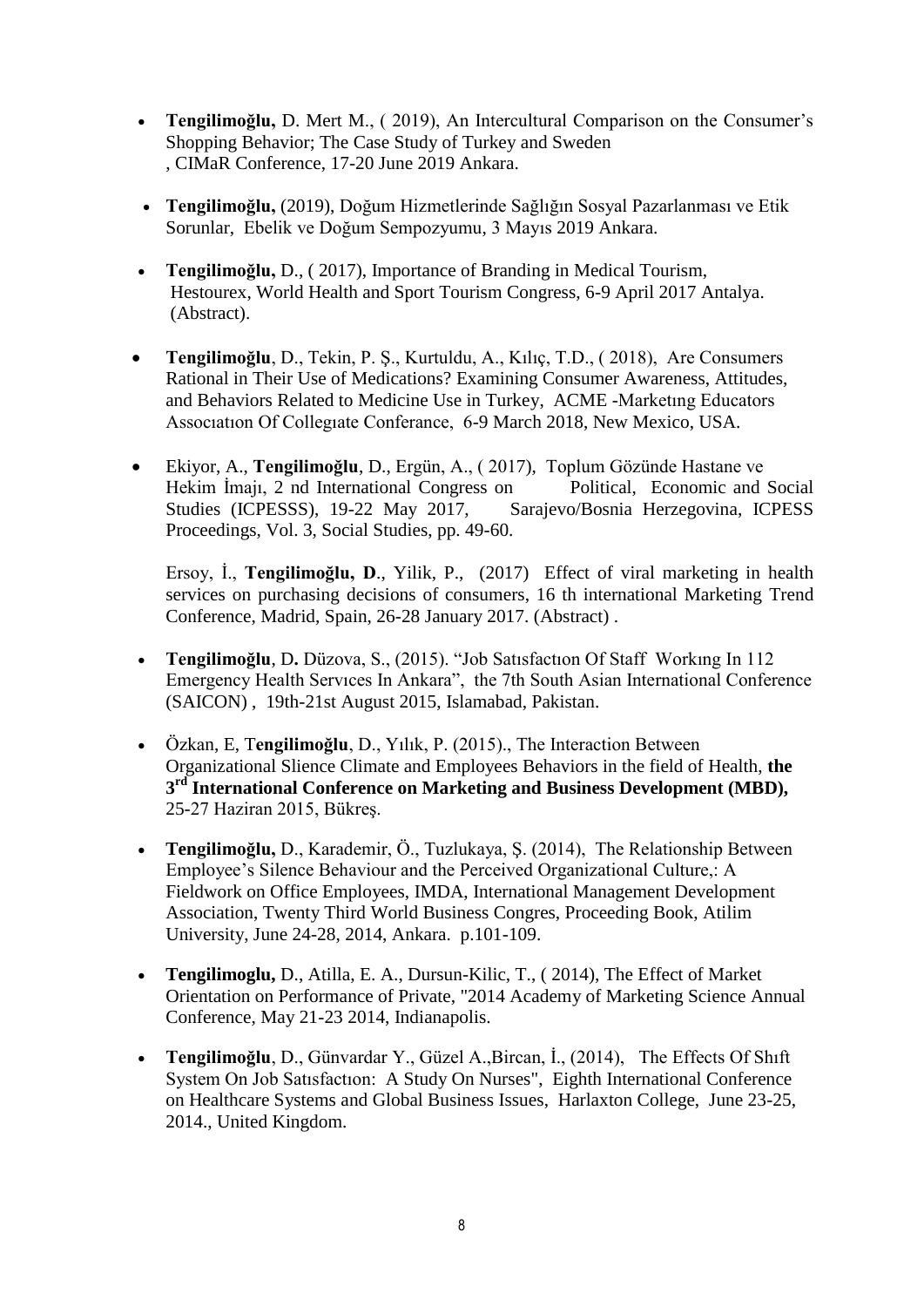- **Tengilimoğlu,** D. Mert M., ( 2019), An Intercultural Comparison on the Consumer's Shopping Behavior; The Case Study of Turkey and Sweden , CIMaR Conference, 17-20 June 2019 Ankara.

- **Tengilimoğlu,** (2019), Doğum Hizmetlerinde Sağlığın Sosyal Pazarlanması ve Etik Sorunlar, Ebelik ve Doğum Sempozyumu, 3 Mayıs 2019 Ankara.

- **Tengilimoğlu,** D., ( 2017), Importance of Branding in Medical Tourism, Hestourex, World Health and Sport Tourism Congress, 6-9 April 2017 Antalya. (Abstract).

- **Tengilimoğlu**, D., Tekin, P. Ş., Kurtuldu, A., Kılıç, T.D., ( 2018), Are Consumers Rational in Their Use of Medications? Examining Consumer Awareness, Attitudes, and Behaviors Related to Medicine Use in Turkey, ACME -Marketıng Educators Assocıatıon Of Collegıate Conferance, 6-9 March 2018, New Mexico, USA.

- Ekiyor, A., **Tengilimoğlu**, D., Ergün, A., ( 2017), Toplum Gözünde Hastane ve Hekim İmajı, 2 nd International Congress on Political, Economic and Social Studies (ICPESSS), 19-22 May 2017, Sarajevo/Bosnia Herzegovina, ICPESS Proceedings, Vol. 3, Social Studies, pp. 49-60.

  Ersoy, İ., **Tengilimoğlu, D**., Yilik, P., (2017) Effect of viral marketing in health services on purchasing decisions of consumers, 16 th international Marketing Trend Conference, Madrid, Spain, 26-28 January 2017. (Abstract) .

- **Tengilimoğlu**, D**.** Düzova, S., (2015). "Job Satısfactıon Of Staff Workıng In 112 Emergency Health Servıces In Ankara", the 7th South Asian International Conference (SAICON) , 19th-21st August 2015, Islamabad, Pakistan.

- Özkan, E, T**engilimoğlu**, D., Yılık, P. (2015)., The Interaction Between Organizational Slience Climate and Employees Behaviors in the field of Health, **the 3rd International Conference on Marketing and Business Development (MBD),** 25-27 Haziran 2015, Bükreş.

- **Tengilimoğlu,** D., Karademir, Ö., Tuzlukaya, Ş. (2014), The Relationship Between Employee's Silence Behaviour and the Perceived Organizational Culture,: A Fieldwork on Office Employees, IMDA, International Management Development Association, Twenty Third World Business Congres, Proceeding Book, Atilim University, June 24-28, 2014, Ankara. p.101-109.

- **Tengilimoglu,** D., Atilla, E. A., Dursun-Kilic, T., ( 2014), The Effect of Market Orientation on Performance of Private, "2014 Academy of Marketing Science Annual Conference, May 21-23 2014, Indianapolis.

- **Tengilimoğlu**, D., Günvardar Y., Güzel A.,Bircan, İ., (2014), The Effects Of Shıft System On Job Satısfactıon: A Study On Nurses", Eighth International Conference on Healthcare Systems and Global Business Issues, Harlaxton College, June 23-25, 2014., United Kingdom.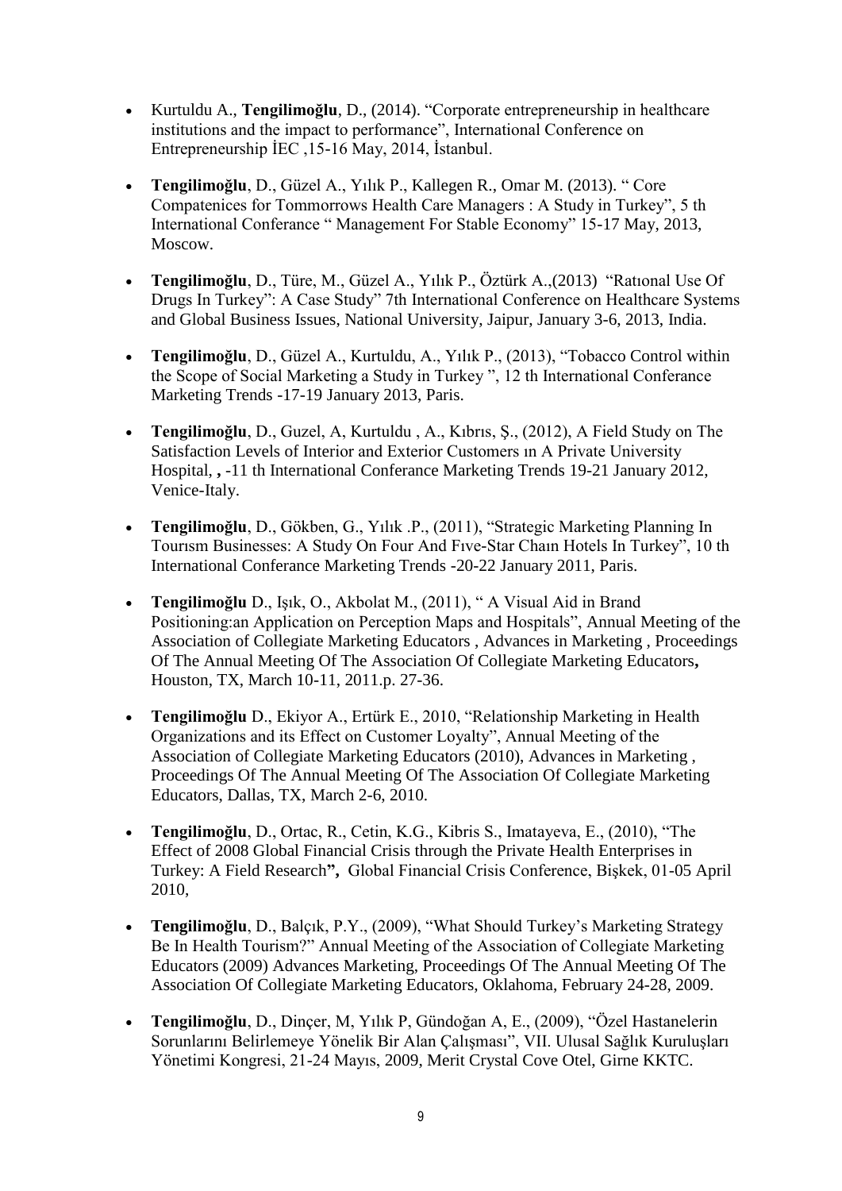- Kurtuldu A., **Tengilimoğlu**, D., (2014). "Corporate entrepreneurship in healthcare institutions and the impact to performance", International Conference on Entrepreneurship İEC ,15-16 May, 2014, İstanbul.

- **Tengilimoğlu**, D., Güzel A., Yılık P., Kallegen R., Omar M. (2013). " Core Compatenices for Tommorrows Health Care Managers : A Study in Turkey", 5 th International Conferance " Management For Stable Economy" 15-17 May, 2013, Moscow.

- **Tengilimoğlu**, D., Türe, M., Güzel A., Yılık P., Öztürk A.,(2013) "Ratıonal Use Of Drugs In Turkey": A Case Study" 7th International Conference on Healthcare Systems and Global Business Issues, National University, Jaipur, January 3-6, 2013, India.

- **Tengilimoğlu**, D., Güzel A., Kurtuldu, A., Yılık P., (2013), "Tobacco Control within the Scope of Social Marketing a Study in Turkey ", 12 th International Conferance Marketing Trends -17-19 January 2013, Paris.

- **Tengilimoğlu**, D., Guzel, A, Kurtuldu , A., Kıbrıs, Ş., (2012), A Field Study on The Satisfaction Levels of Interior and Exterior Customers ın A Private University Hospital, **,** -11 th International Conferance Marketing Trends 19-21 January 2012, Venice-Italy.

- **Tengilimoğlu**, D., Gökben, G., Yılık .P., (2011), "Strategic Marketing Planning In Tourısm Businesses: A Study On Four And Fıve-Star Chaın Hotels In Turkey", 10 th International Conferance Marketing Trends -20-22 January 2011, Paris.

- **Tengilimoğlu** D., Işık, O., Akbolat M., (2011), " A Visual Aid in Brand Positioning:an Application on Perception Maps and Hospitals", Annual Meeting of the Association of Collegiate Marketing Educators , Advances in Marketing , Proceedings Of The Annual Meeting Of The Association Of Collegiate Marketing Educators**,** Houston, TX, March 10-11, 2011.p. 27-36.

- **Tengilimoğlu** D., Ekiyor A., Ertürk E., 2010, "Relationship Marketing in Health Organizations and its Effect on Customer Loyalty", Annual Meeting of the Association of Collegiate Marketing Educators (2010), Advances in Marketing , Proceedings Of The Annual Meeting Of The Association Of Collegiate Marketing Educators, Dallas, TX, March 2-6, 2010.

- **Tengilimoğlu**, D., Ortac, R., Cetin, K.G., Kibris S., Imatayeva, E., (2010), "The Effect of 2008 Global Financial Crisis through the Private Health Enterprises in Turkey: A Field Research**",** Global Financial Crisis Conference, Bişkek, 01-05 April 2010,

- **Tengilimoğlu**, D., Balçık, P.Y., (2009), "What Should Turkey's Marketing Strategy Be In Health Tourism?" Annual Meeting of the Association of Collegiate Marketing Educators (2009) Advances Marketing, Proceedings Of The Annual Meeting Of The Association Of Collegiate Marketing Educators, Oklahoma, February 24-28, 2009.

- **Tengilimoğlu**, D., Dinçer, M, Yılık P, Gündoğan A, E., (2009), "Özel Hastanelerin Sorunlarını Belirlemeye Yönelik Bir Alan Çalışması", VII. Ulusal Sağlık Kuruluşları Yönetimi Kongresi, 21-24 Mayıs, 2009, Merit Crystal Cove Otel, Girne KKTC.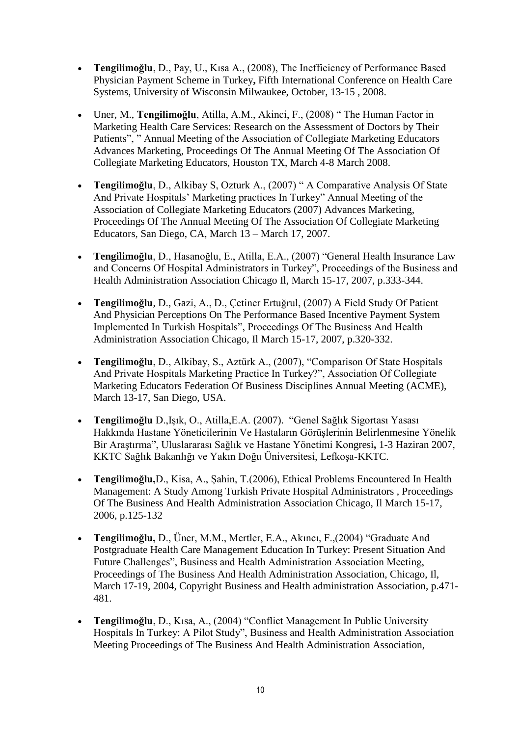- **Tengilimoğlu**, D., Pay, U., Kısa A., (2008), The Inefficiency of Performance Based Physician Payment Scheme in Turkey**,** Fifth International Conference on Health Care Systems, University of Wisconsin Milwaukee, October, 13-15 , 2008.

- Uner, M., **Tengilimoğlu**, Atilla, A.M., Akinci, F., (2008) " The Human Factor in Marketing Health Care Services: Research on the Assessment of Doctors by Their Patients", " Annual Meeting of the Association of Collegiate Marketing Educators Advances Marketing, Proceedings Of The Annual Meeting Of The Association Of Collegiate Marketing Educators, Houston TX, March 4-8 March 2008.

- **Tengilimoğlu**, D., Alkibay S, Ozturk A., (2007) " A Comparative Analysis Of State And Private Hospitals' Marketing practices In Turkey" Annual Meeting of the Association of Collegiate Marketing Educators (2007) Advances Marketing, Proceedings Of The Annual Meeting Of The Association Of Collegiate Marketing Educators, San Diego, CA, March 13 – March 17, 2007.

- **Tengilimoğlu**, D., Hasanoğlu, E., Atilla, E.A., (2007) "General Health Insurance Law and Concerns Of Hospital Administrators in Turkey", Proceedings of the Business and Health Administration Association Chicago Il, March 15-17, 2007, p.333-344.

- **Tengilimoğlu**, D., Gazi, A., D., Çetiner Ertuğrul, (2007) A Field Study Of Patient And Physician Perceptions On The Performance Based Incentive Payment System Implemented In Turkish Hospitals", Proceedings Of The Business And Health Administration Association Chicago, Il March 15-17, 2007, p.320-332.

- **Tengilimoğlu**, D., Alkibay, S., Aztürk A., (2007), "Comparison Of State Hospitals And Private Hospitals Marketing Practice In Turkey?", Association Of Collegiate Marketing Educators Federation Of Business Disciplines Annual Meeting (ACME), March 13-17, San Diego, USA.

- **Tengilimoğlu** D.,Işık, O., Atilla,E.A. (2007). "Genel Sağlık Sigortası Yasası Hakkında Hastane Yöneticilerinin Ve Hastaların Görüşlerinin Belirlenmesine Yönelik Bir Araştırma", Uluslararası Sağlık ve Hastane Yönetimi Kongresi**,** 1-3 Haziran 2007, KKTC Sağlık Bakanlığı ve Yakın Doğu Üniversitesi, Lefkoşa-KKTC.

- **Tengilimoğlu,**D., Kisa, A., Şahin, T.(2006), Ethical Problems Encountered In Health Management: A Study Among Turkish Private Hospital Administrators , Proceedings Of The Business And Health Administration Association Chicago, Il March 15-17, 2006, p.125-132

- **Tengilimoğlu,** D., Üner, M.M., Mertler, E.A., Akıncı, F.,(2004) "Graduate And Postgraduate Health Care Management Education In Turkey: Present Situation And Future Challenges", Business and Health Administration Association Meeting, Proceedings of The Business And Health Administration Association, Chicago, Il, March 17-19, 2004, Copyright Business and Health administration Association, p.471-481.

- **Tengilimoğlu**, D., Kısa, A., (2004) "Conflict Management In Public University Hospitals In Turkey: A Pilot Study", Business and Health Administration Association Meeting Proceedings of The Business And Health Administration Association,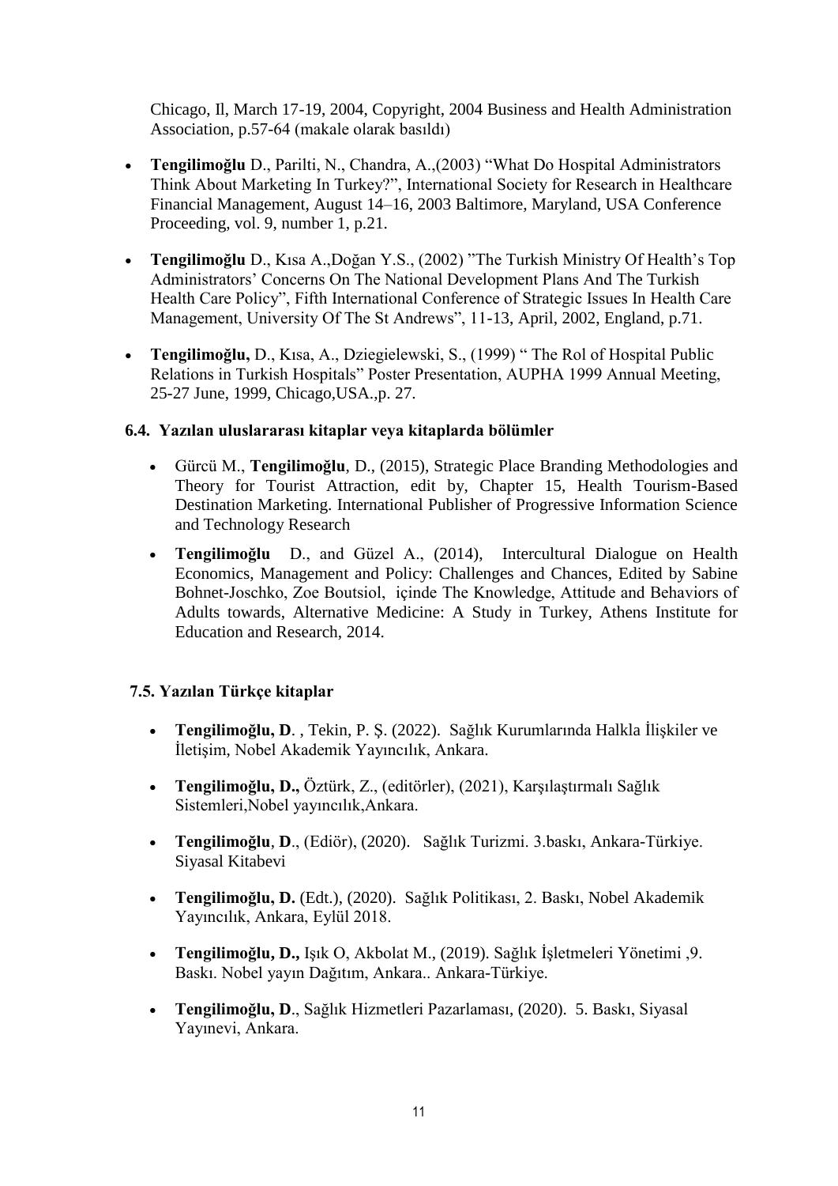Chicago, Il, March 17-19, 2004, Copyright, 2004 Business and Health Administration Association, p.57-64 (makale olarak basıldı)

- **Tengilimoğlu** D., Parilti, N., Chandra, A.,(2003) "What Do Hospital Administrators Think About Marketing In Turkey?", International Society for Research in Healthcare Financial Management, August 14–16, 2003 Baltimore, Maryland, USA Conference Proceeding, vol. 9, number 1, p.21.
- **Tengilimoğlu** D., Kısa A.,Doğan Y.S., (2002) "The Turkish Ministry Of Health's Top Administrators' Concerns On The National Development Plans And The Turkish Health Care Policy", Fifth International Conference of Strategic Issues In Health Care Management, University Of The St Andrews", 11-13, April, 2002, England, p.71.
- **Tengilimoğlu,** D., Kısa, A., Dziegielewski, S., (1999) " The Rol of Hospital Public Relations in Turkish Hospitals" Poster Presentation, AUPHA 1999 Annual Meeting, 25-27 June, 1999, Chicago,USA.,p. 27.

### 6.4. Yazılan uluslararası kitaplar veya kitaplarda bölümler

- Gürcü M., **Tengilimoğlu**, D., (2015), Strategic Place Branding Methodologies and Theory for Tourist Attraction, edit by, Chapter 15, Health Tourism-Based Destination Marketing. International Publisher of Progressive Information Science and Technology Research
- **Tengilimoğlu** D., and Güzel A., (2014), Intercultural Dialogue on Health Economics, Management and Policy: Challenges and Chances, Edited by Sabine Bohnet-Joschko, Zoe Boutsiol, içinde The Knowledge, Attitude and Behaviors of Adults towards, Alternative Medicine: A Study in Turkey, Athens Institute for Education and Research, 2014.

### 7.5. Yazılan Türkçe kitaplar

- **Tengilimoğlu, D**. , Tekin, P. Ş. (2022). Sağlık Kurumlarında Halkla İlişkiler ve İletişim, Nobel Akademik Yayıncılık, Ankara.
- **Tengilimoğlu, D.,** Öztürk, Z., (editörler), (2021), Karşılaştırmalı Sağlık Sistemleri,Nobel yayıncılık,Ankara.
- **Tengilimoğlu**, **D**., (Ediör), (2020). Sağlık Turizmi. 3.baskı, Ankara-Türkiye. Siyasal Kitabevi
- **Tengilimoğlu, D.** (Edt.), (2020). Sağlık Politikası, 2. Baskı, Nobel Akademik Yayıncılık, Ankara, Eylül 2018.
- **Tengilimoğlu, D.,** Işık O, Akbolat M., (2019). Sağlık İşletmeleri Yönetimi ,9. Baskı. Nobel yayın Dağıtım, Ankara.. Ankara-Türkiye.
- **Tengilimoğlu, D**., Sağlık Hizmetleri Pazarlaması, (2020). 5. Baskı, Siyasal Yayınevi, Ankara.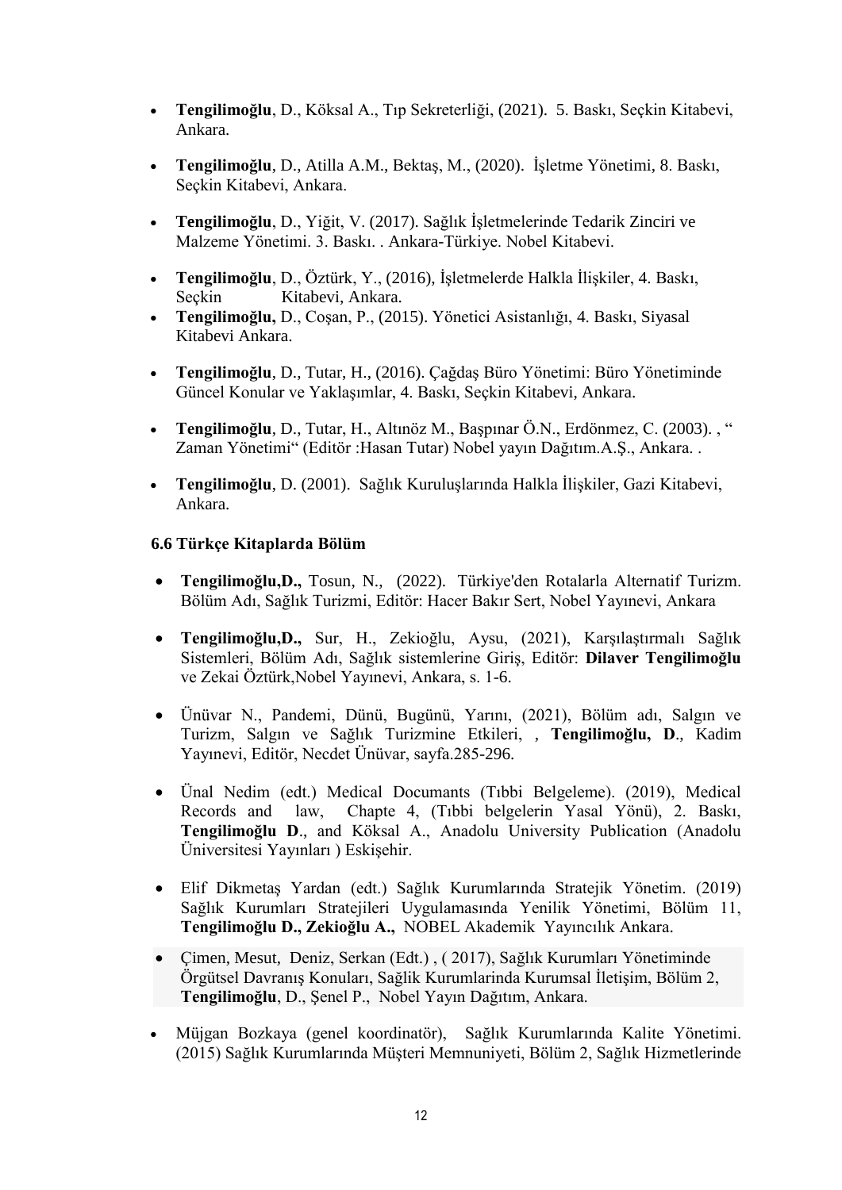- **Tengilimoğlu**, D., Köksal A., Tıp Sekreterliği, (2021). 5. Baskı, Seçkin Kitabevi, Ankara.

- **Tengilimoğlu**, D., Atilla A.M., Bektaş, M., (2020). İşletme Yönetimi, 8. Baskı, Seçkin Kitabevi, Ankara.

- **Tengilimoğlu**, D., Yiğit, V. (2017). Sağlık İşletmelerinde Tedarik Zinciri ve Malzeme Yönetimi. 3. Baskı. . Ankara-Türkiye. Nobel Kitabevi.

- **Tengilimoğlu**, D., Öztürk, Y., (2016), İşletmelerde Halkla İlişkiler, 4. Baskı, Seçkin Kitabevi, Ankara.
- **Tengilimoğlu,** D., Coşan, P., (2015). Yönetici Asistanlığı, 4. Baskı, Siyasal Kitabevi Ankara.

- **Tengilimoğlu**, D., Tutar, H., (2016). Çağdaş Büro Yönetimi: Büro Yönetiminde Güncel Konular ve Yaklaşımlar, 4. Baskı, Seçkin Kitabevi, Ankara.

- **Tengilimoğlu**, D., Tutar, H., Altınöz M., Başpınar Ö.N., Erdönmez, C. (2003). , " Zaman Yönetimi" (Editör :Hasan Tutar) Nobel yayın Dağıtım.A.Ş., Ankara. .

- **Tengilimoğlu**, D. (2001). Sağlık Kuruluşlarında Halkla İlişkiler, Gazi Kitabevi, Ankara.

### 6.6 Türkçe Kitaplarda Bölüm

- **Tengilimoğlu,D.,** Tosun, N., (2022). Türkiye'den Rotalarla Alternatif Turizm. Bölüm Adı, Sağlık Turizmi, Editör: Hacer Bakır Sert, Nobel Yayınevi, Ankara

- **Tengilimoğlu,D.,** Sur, H., Zekioğlu, Aysu, (2021), Karşılaştırmalı Sağlık Sistemleri, Bölüm Adı, Sağlık sistemlerine Giriş, Editör: **Dilaver Tengilimoğlu** ve Zekai Öztürk,Nobel Yayınevi, Ankara, s. 1-6.

- Ünüvar N., Pandemi, Dünü, Bugünü, Yarını, (2021), Bölüm adı, Salgın ve Turizm, Salgın ve Sağlık Turizmine Etkileri, , **Tengilimoğlu, D**., Kadim Yayınevi, Editör, Necdet Ünüvar, sayfa.285-296.

- Ünal Nedim (edt.) Medical Documants (Tıbbi Belgeleme). (2019), Medical Records and law, Chapte 4, (Tıbbi belgelerin Yasal Yönü), 2. Baskı, **Tengilimoğlu D**., and Köksal A., Anadolu University Publication (Anadolu Üniversitesi Yayınları ) Eskişehir.

- Elif Dikmetaş Yardan (edt.) Sağlık Kurumlarında Stratejik Yönetim. (2019) Sağlık Kurumları Stratejileri Uygulamasında Yenilik Yönetimi, Bölüm 11, **Tengilimoğlu D., Zekioğlu A.,** NOBEL Akademik Yayıncılık Ankara.

- Çimen, Mesut, Deniz, Serkan (Edt.) , ( 2017), Sağlık Kurumları Yönetiminde Örgütsel Davranış Konuları, Sağlık Kurumlarinda Kurumsal İletişim, Bölüm 2, **Tengilimoğlu**, D., Şenel P., Nobel Yayın Dağıtım, Ankara.

- Müjgan Bozkaya (genel koordinatör), Sağlık Kurumlarında Kalite Yönetimi. (2015) Sağlık Kurumlarında Müşteri Memnuniyeti, Bölüm 2, Sağlık Hizmetlerinde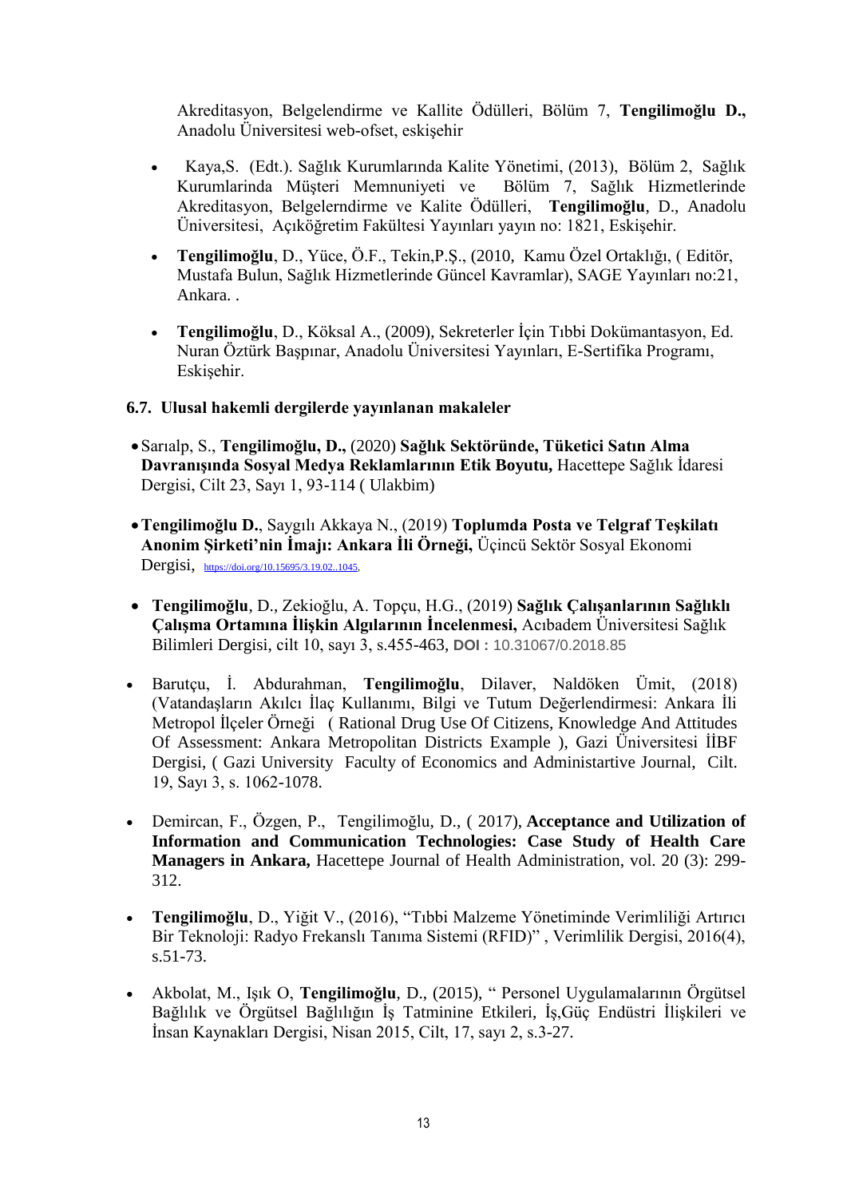Akreditasyon, Belgelendirme ve Kallite Ödülleri, Bölüm 7, **Tengilimoğlu D.,** Anadolu Üniversitesi web-ofset, eskişehir

- Kaya,S. (Edt.). Sağlık Kurumlarında Kalite Yönetimi, (2013), Bölüm 2, Sağlık Kurumlarinda Müşteri Memnuniyeti ve Bölüm 7, Sağlık Hizmetlerinde Akreditasyon, Belgelerndirme ve Kalite Ödülleri, **Tengilimoğlu**, D., Anadolu Üniversitesi, Açıköğretim Fakültesi Yayınları yayın no: 1821, Eskişehir.
- **Tengilimoğlu**, D., Yüce, Ö.F., Tekin,P.Ş., (2010, Kamu Özel Ortaklığı, ( Editör, Mustafa Bulun, Sağlık Hizmetlerinde Güncel Kavramlar), SAGE Yayınları no:21, Ankara. .
- **Tengilimoğlu**, D., Köksal A., (2009), Sekreterler İçin Tıbbi Dokümantasyon, Ed. Nuran Öztürk Başpınar, Anadolu Üniversitesi Yayınları, E-Sertifika Programı, Eskişehir.

### 6.7. Ulusal hakemli dergilerde yayınlanan makaleler

- Sarıalp, S., **Tengilimoğlu, D.,** (2020) **Sağlık Sektöründe, Tüketici Satın Alma Davranışında Sosyal Medya Reklamlarının Etik Boyutu,** Hacettepe Sağlık İdaresi Dergisi, Cilt 23, Sayı 1, 93-114 ( Ulakbim)
- **Tengilimoğlu D.**, Saygılı Akkaya N., (2019) **Toplumda Posta ve Telgraf Teşkilatı Anonim Şirketi'nin İmajı: Ankara İli Örneği,** Üçüncü Sektör Sosyal Ekonomi Dergisi, https://doi.org/10.15695/3.19.02..1045,
- **Tengilimoğlu**, D., Zekioğlu, A. Topçu, H.G., (2019) **Sağlık Çalışanlarının Sağlıklı Çalışma Ortamına İlişkin Algılarının İncelenmesi,** Acıbadem Üniversitesi Sağlık Bilimleri Dergisi, cilt 10, sayı 3, s.455-463, **DOI :** 10.31067/0.2018.85
- Barutçu, İ. Abdurahman, **Tengilimoğlu**, Dilaver, Naldöken Ümit, (2018) (Vatandaşların Akılcı İlaç Kullanımı, Bilgi ve Tutum Değerlendirmesi: Ankara İli Metropol İlçeler Örneği ( Rational Drug Use Of Citizens, Knowledge And Attitudes Of Assessment: Ankara Metropolitan Districts Example ), Gazi Üniversitesi İİBF Dergisi, ( Gazi University Faculty of Economics and Administartive Journal, Cilt. 19, Sayı 3, s. 1062-1078.
- Demircan, F., Özgen, P., Tengilimoğlu, D., ( 2017), **Acceptance and Utilization of Information and Communication Technologies: Case Study of Health Care Managers in Ankara,** Hacettepe Journal of Health Administration, vol. 20 (3): 299-312.
- **Tengilimoğlu**, D., Yiğit V., (2016), "Tıbbi Malzeme Yönetiminde Verimliliği Artırıcı Bir Teknoloji: Radyo Frekanslı Tanıma Sistemi (RFID)" , Verimlilik Dergisi, 2016(4), s.51-73.
- Akbolat, M., Işık O, **Tengilimoğlu**, D., (2015), " Personel Uygulamalarının Örgütsel Bağlılık ve Örgütsel Bağlılığın İş Tatminine Etkileri, İş,Güç Endüstri İlişkileri ve İnsan Kaynakları Dergisi, Nisan 2015, Cilt, 17, sayı 2, s.3-27.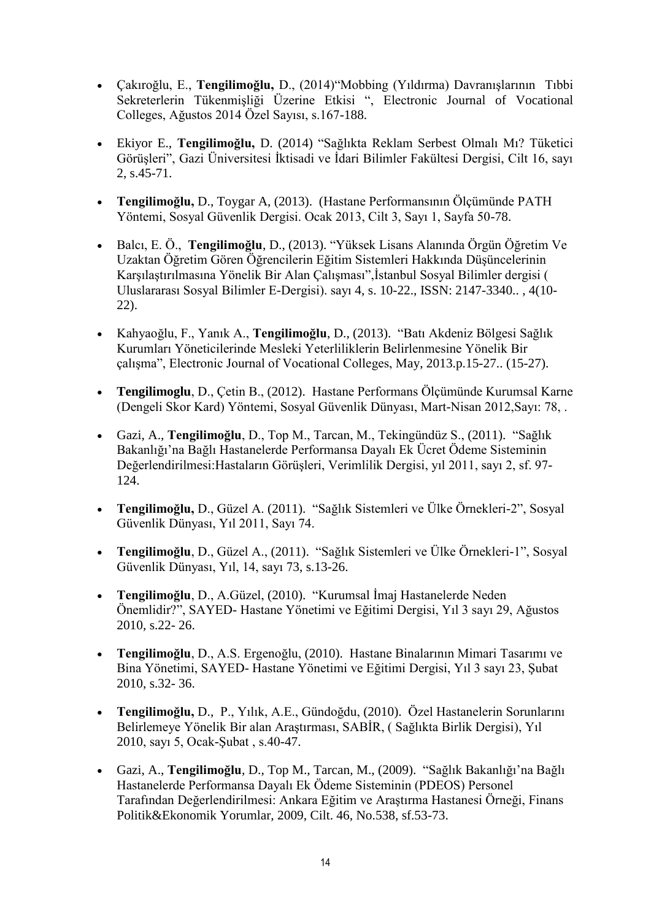- Çakıroğlu, E., **Tengilimoğlu,** D., (2014)"Mobbing (Yıldırma) Davranışlarının Tıbbi Sekreterlerin Tükenmişliği Üzerine Etkisi ", Electronic Journal of Vocational Colleges, Ağustos 2014 Özel Sayısı, s.167-188.

- Ekiyor E., **Tengilimoğlu,** D. (2014) "Sağlıkta Reklam Serbest Olmalı Mı? Tüketici Görüşleri", Gazi Üniversitesi İktisadi ve İdari Bilimler Fakültesi Dergisi, Cilt 16, sayı 2, s.45-71.

- **Tengilimoğlu,** D., Toygar A, (2013). (Hastane Performansının Ölçümünde PATH Yöntemi, Sosyal Güvenlik Dergisi. Ocak 2013, Cilt 3, Sayı 1, Sayfa 50-78.

- Balcı, E. Ö., **Tengilimoğlu**, D., (2013). "Yüksek Lisans Alanında Örgün Öğretim Ve Uzaktan Öğretim Gören Öğrencilerin Eğitim Sistemleri Hakkında Düşüncelerinin Karşılaştırılmasına Yönelik Bir Alan Çalışması",İstanbul Sosyal Bilimler dergisi ( Uluslararası Sosyal Bilimler E-Dergisi). sayı 4, s. 10-22., ISSN: 2147-3340.. , 4(10-22).

- Kahyaoğlu, F., Yanık A., **Tengilimoğlu**, D., (2013). "Batı Akdeniz Bölgesi Sağlık Kurumları Yöneticilerinde Mesleki Yeterliliklerin Belirlenmesine Yönelik Bir çalışma", Electronic Journal of Vocational Colleges, May, 2013.p.15-27.. (15-27).

- **Tengilimoglu**, D., Çetin B., (2012). Hastane Performans Ölçümünde Kurumsal Karne (Dengeli Skor Kard) Yöntemi, Sosyal Güvenlik Dünyası, Mart-Nisan 2012,Sayı: 78, .

- Gazi, A., **Tengilimoğlu**, D., Top M., Tarcan, M., Tekingündüz S., (2011). "Sağlık Bakanlığı'na Bağlı Hastanelerde Performansa Dayalı Ek Ücret Ödeme Sisteminin Değerlendirilmesi:Hastaların Görüşleri, Verimlilik Dergisi, yıl 2011, sayı 2, sf. 97-124.

- **Tengilimoğlu,** D., Güzel A. (2011). "Sağlık Sistemleri ve Ülke Örnekleri-2", Sosyal Güvenlik Dünyası, Yıl 2011, Sayı 74.

- **Tengilimoğlu**, D., Güzel A., (2011). "Sağlık Sistemleri ve Ülke Örnekleri-1", Sosyal Güvenlik Dünyası, Yıl, 14, sayı 73, s.13-26.

- **Tengilimoğlu**, D., A.Güzel, (2010). "Kurumsal İmaj Hastanelerde Neden Önemlidir?", SAYED- Hastane Yönetimi ve Eğitimi Dergisi, Yıl 3 sayı 29, Ağustos 2010, s.22- 26.

- **Tengilimoğlu**, D., A.S. Ergenoğlu, (2010). Hastane Binalarının Mimari Tasarımı ve Bina Yönetimi, SAYED- Hastane Yönetimi ve Eğitimi Dergisi, Yıl 3 sayı 23, Şubat 2010, s.32- 36.

- **Tengilimoğlu,** D., P., Yılık, A.E., Gündoğdu, (2010). Özel Hastanelerin Sorunlarını Belirlemeye Yönelik Bir alan Araştırması, SABİR, ( Sağlıkta Birlik Dergisi), Yıl 2010, sayı 5, Ocak-Şubat , s.40-47.

- Gazi, A., **Tengilimoğlu**, D., Top M., Tarcan, M., (2009). "Sağlık Bakanlığı'na Bağlı Hastanelerde Performansa Dayalı Ek Ödeme Sisteminin (PDEOS) Personel Tarafından Değerlendirilmesi: Ankara Eğitim ve Araştırma Hastanesi Örneği, Finans Politik&Ekonomik Yorumlar, 2009, Cilt. 46, No.538, sf.53-73.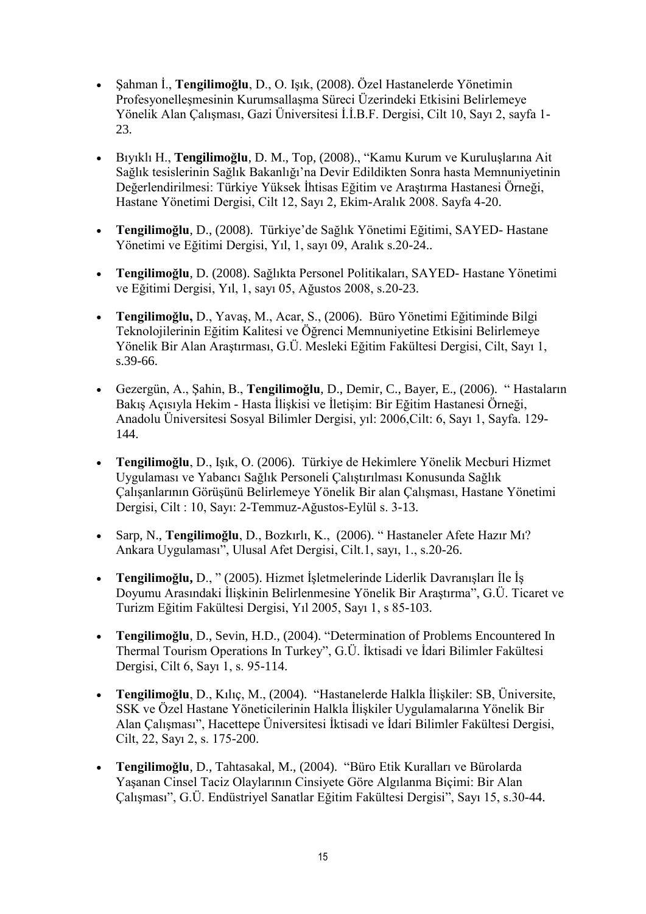- Şahman İ., **Tengilimoğlu**, D., O. Işık, (2008). Özel Hastanelerde Yönetimin Profesyonelleşmesinin Kurumsallaşma Süreci Üzerindeki Etkisini Belirlemeye Yönelik Alan Çalışması, Gazi Üniversitesi İ.İ.B.F. Dergisi, Cilt 10, Sayı 2, sayfa 1-23.

- Bıyıklı H., **Tengilimoğlu**, D. M., Top, (2008)., "Kamu Kurum ve Kuruluşlarına Ait Sağlık tesislerinin Sağlık Bakanlığı'na Devir Edildikten Sonra hasta Memnuniyetinin Değerlendirilmesi: Türkiye Yüksek İhtisas Eğitim ve Araştırma Hastanesi Örneği, Hastane Yönetimi Dergisi, Cilt 12, Sayı 2, Ekim-Aralık 2008. Sayfa 4-20.

- **Tengilimoğlu**, D., (2008). Türkiye'de Sağlık Yönetimi Eğitimi, SAYED- Hastane Yönetimi ve Eğitimi Dergisi, Yıl, 1, sayı 09, Aralık s.20-24..

- **Tengilimoğlu**, D. (2008). Sağlıkta Personel Politikaları, SAYED- Hastane Yönetimi ve Eğitimi Dergisi, Yıl, 1, sayı 05, Ağustos 2008, s.20-23.

- **Tengilimoğlu,** D., Yavaş, M., Acar, S., (2006). Büro Yönetimi Eğitiminde Bilgi Teknolojilerinin Eğitim Kalitesi ve Öğrenci Memnuniyetine Etkisini Belirlemeye Yönelik Bir Alan Araştırması, G.Ü. Mesleki Eğitim Fakültesi Dergisi, Cilt, Sayı 1, s.39-66.

- Gezergün, A., Şahin, B., **Tengilimoğlu**, D., Demir, C., Bayer, E., (2006). " Hastaların Bakış Açısıyla Hekim - Hasta İlişkisi ve İletişim: Bir Eğitim Hastanesi Örneği, Anadolu Üniversitesi Sosyal Bilimler Dergisi, yıl: 2006,Cilt: 6, Sayı 1, Sayfa. 129-144.

- **Tengilimoğlu**, D., Işık, O. (2006). Türkiye de Hekimlere Yönelik Mecburi Hizmet Uygulaması ve Yabancı Sağlık Personeli Çalıştırılması Konusunda Sağlık Çalışanlarının Görüşünü Belirlemeye Yönelik Bir alan Çalışması, Hastane Yönetimi Dergisi, Cilt : 10, Sayı: 2-Temmuz-Ağustos-Eylül s. 3-13.

- Sarp, N., **Tengilimoğlu**, D., Bozkırlı, K., (2006). " Hastaneler Afete Hazır Mı? Ankara Uygulaması", Ulusal Afet Dergisi, Cilt.1, sayı, 1., s.20-26.

- **Tengilimoğlu,** D., " (2005). Hizmet İşletmelerinde Liderlik Davranışları İle İş Doyumu Arasındaki İlişkinin Belirlenmesine Yönelik Bir Araştırma", G.Ü. Ticaret ve Turizm Eğitim Fakültesi Dergisi, Yıl 2005, Sayı 1, s 85-103.

- **Tengilimoğlu**, D., Sevin, H.D., (2004). "Determination of Problems Encountered In Thermal Tourism Operations In Turkey", G.Ü. İktisadi ve İdari Bilimler Fakültesi Dergisi, Cilt 6, Sayı 1, s. 95-114.

- **Tengilimoğlu**, D., Kılıç, M., (2004). "Hastanelerde Halkla İlişkiler: SB, Üniversite, SSK ve Özel Hastane Yöneticilerinin Halkla İlişkiler Uygulamalarına Yönelik Bir Alan Çalışması", Hacettepe Üniversitesi İktisadi ve İdari Bilimler Fakültesi Dergisi, Cilt, 22, Sayı 2, s. 175-200.

- **Tengilimoğlu**, D., Tahtasakal, M., (2004). "Büro Etik Kuralları ve Bürolarda Yaşanan Cinsel Taciz Olaylarının Cinsiyete Göre Algılanma Biçimi: Bir Alan Çalışması", G.Ü. Endüstriyel Sanatlar Eğitim Fakültesi Dergisi", Sayı 15, s.30-44.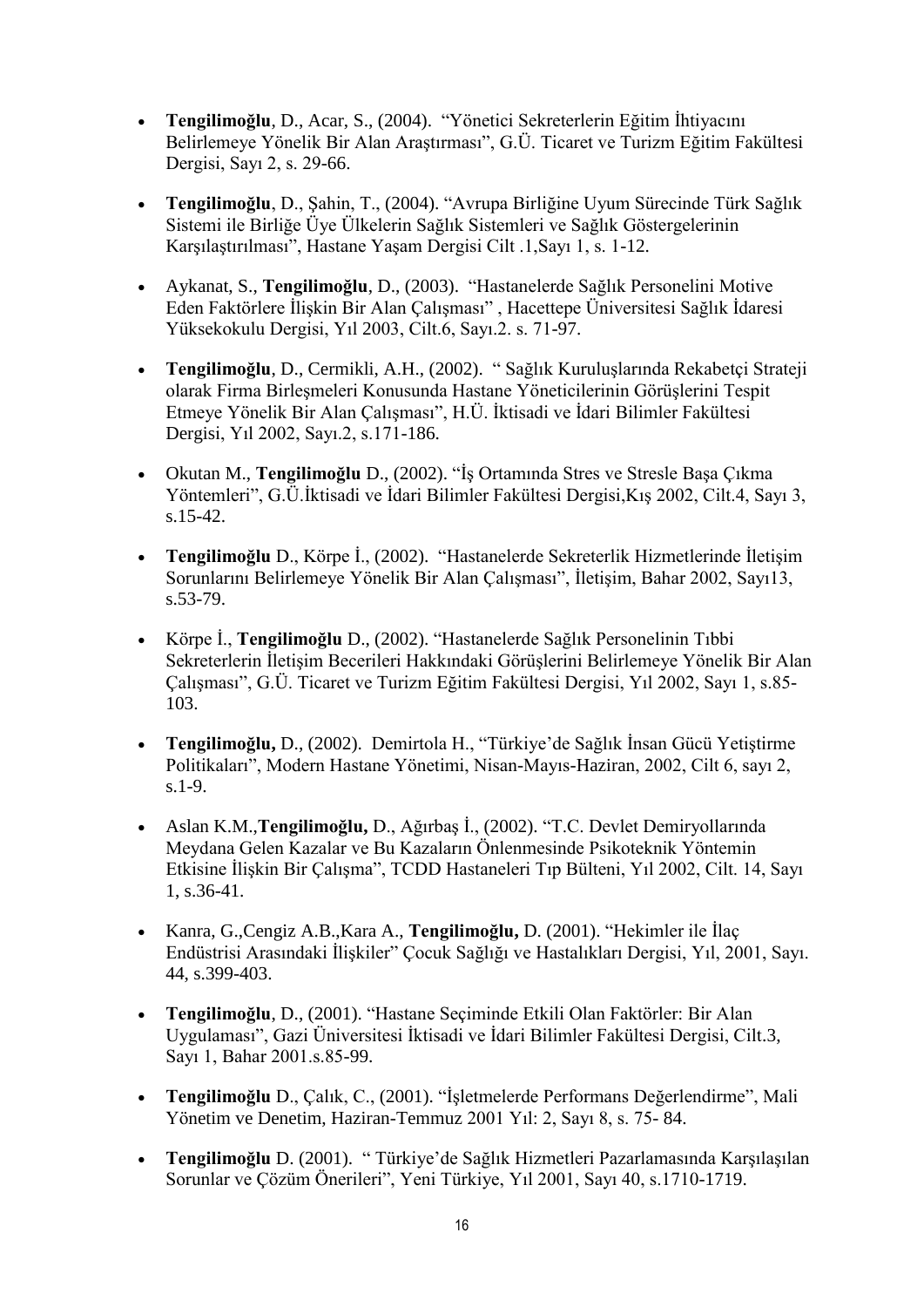- **Tengilimoğlu**, D., Acar, S., (2004). "Yönetici Sekreterlerin Eğitim İhtiyacını Belirlemeye Yönelik Bir Alan Araştırması", G.Ü. Ticaret ve Turizm Eğitim Fakültesi Dergisi, Sayı 2, s. 29-66.

- **Tengilimoğlu**, D., Şahin, T., (2004). "Avrupa Birliğine Uyum Sürecinde Türk Sağlık Sistemi ile Birliğe Üye Ülkelerin Sağlık Sistemleri ve Sağlık Göstergelerinin Karşılaştırılması", Hastane Yaşam Dergisi Cilt .1,Sayı 1, s. 1-12.

- Aykanat, S., **Tengilimoğlu**, D., (2003). "Hastanelerde Sağlık Personelini Motive Eden Faktörlere İlişkin Bir Alan Çalışması" , Hacettepe Üniversitesi Sağlık İdaresi Yüksekokulu Dergisi, Yıl 2003, Cilt.6, Sayı.2. s. 71-97.

- **Tengilimoğlu**, D., Cermikli, A.H., (2002). " Sağlık Kuruluşlarında Rekabetçi Strateji olarak Firma Birleşmeleri Konusunda Hastane Yöneticilerinin Görüşlerini Tespit Etmeye Yönelik Bir Alan Çalışması", H.Ü. İktisadi ve İdari Bilimler Fakültesi Dergisi, Yıl 2002, Sayı.2, s.171-186.

- Okutan M., **Tengilimoğlu** D., (2002). "İş Ortamında Stres ve Stresle Başa Çıkma Yöntemleri", G.Ü.İktisadi ve İdari Bilimler Fakültesi Dergisi,Kış 2002, Cilt.4, Sayı 3, s.15-42.

- **Tengilimoğlu** D., Körpe İ., (2002). "Hastanelerde Sekreterlik Hizmetlerinde İletişim Sorunlarını Belirlemeye Yönelik Bir Alan Çalışması", İletişim, Bahar 2002, Sayı13, s.53-79.

- Körpe İ., **Tengilimoğlu** D., (2002). "Hastanelerde Sağlık Personelinin Tıbbi Sekreterlerin İletişim Becerileri Hakkındaki Görüşlerini Belirlemeye Yönelik Bir Alan Çalışması", G.Ü. Ticaret ve Turizm Eğitim Fakültesi Dergisi, Yıl 2002, Sayı 1, s.85-103.

- **Tengilimoğlu,** D., (2002). Demirtola H., "Türkiye'de Sağlık İnsan Gücü Yetiştirme Politikaları", Modern Hastane Yönetimi, Nisan-Mayıs-Haziran, 2002, Cilt 6, sayı 2, s.1-9.

- Aslan K.M.,**Tengilimoğlu,** D., Ağırbaş İ., (2002). "T.C. Devlet Demiryollarında Meydana Gelen Kazalar ve Bu Kazaların Önlenmesinde Psikoteknik Yöntemin Etkisine İlişkin Bir Çalışma", TCDD Hastaneleri Tıp Bülteni, Yıl 2002, Cilt. 14, Sayı 1, s.36-41.

- Kanra, G.,Cengiz A.B.,Kara A., **Tengilimoğlu,** D. (2001). "Hekimler ile İlaç Endüstrisi Arasındaki İlişkiler" Çocuk Sağlığı ve Hastalıkları Dergisi, Yıl, 2001, Sayı. 44, s.399-403.

- **Tengilimoğlu**, D., (2001). "Hastane Seçiminde Etkili Olan Faktörler: Bir Alan Uygulaması", Gazi Üniversitesi İktisadi ve İdari Bilimler Fakültesi Dergisi, Cilt.3, Sayı 1, Bahar 2001.s.85-99.

- **Tengilimoğlu** D., Çalık, C., (2001). "İşletmelerde Performans Değerlendirme", Mali Yönetim ve Denetim, Haziran-Temmuz 2001 Yıl: 2, Sayı 8, s. 75- 84.

- **Tengilimoğlu** D. (2001). " Türkiye'de Sağlık Hizmetleri Pazarlamasında Karşılaşılan Sorunlar ve Çözüm Önerileri", Yeni Türkiye, Yıl 2001, Sayı 40, s.1710-1719.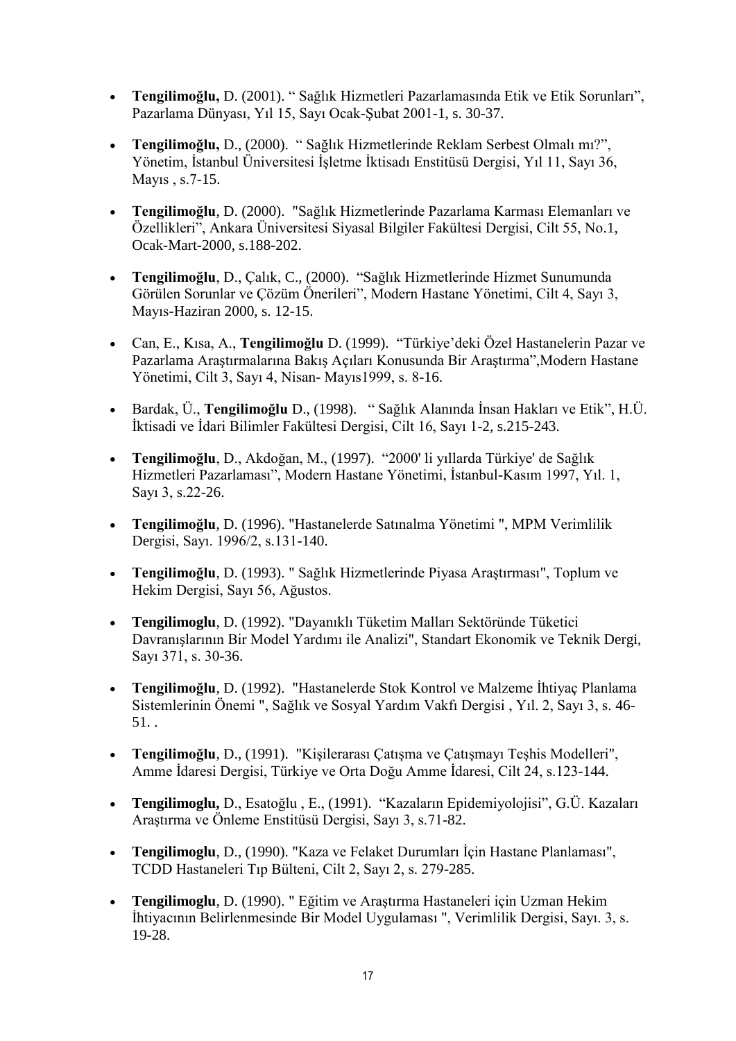- **Tengilimoğlu,** D. (2001). " Sağlık Hizmetleri Pazarlamasında Etik ve Etik Sorunları", Pazarlama Dünyası, Yıl 15, Sayı Ocak-Şubat 2001-1, s. 30-37.

- **Tengilimoğlu,** D., (2000). " Sağlık Hizmetlerinde Reklam Serbest Olmalı mı?", Yönetim, İstanbul Üniversitesi İşletme İktisadı Enstitüsü Dergisi, Yıl 11, Sayı 36, Mayıs , s.7-15.

- **Tengilimoğlu**, D. (2000). "Sağlık Hizmetlerinde Pazarlama Karması Elemanları ve Özellikleri", Ankara Üniversitesi Siyasal Bilgiler Fakültesi Dergisi, Cilt 55, No.1, Ocak-Mart-2000, s.188-202.

- **Tengilimoğlu**, D., Çalık, C., (2000). "Sağlık Hizmetlerinde Hizmet Sunumunda Görülen Sorunlar ve Çözüm Önerileri", Modern Hastane Yönetimi, Cilt 4, Sayı 3, Mayıs-Haziran 2000, s. 12-15.

- Can, E., Kısa, A., **Tengilimoğlu** D. (1999). "Türkiye'deki Özel Hastanelerin Pazar ve Pazarlama Araştırmalarına Bakış Açıları Konusunda Bir Araştırma",Modern Hastane Yönetimi, Cilt 3, Sayı 4, Nisan- Mayıs1999, s. 8-16.

- Bardak, Ü., **Tengilimoğlu** D., (1998). " Sağlık Alanında İnsan Hakları ve Etik", H.Ü. İktisadi ve İdari Bilimler Fakültesi Dergisi, Cilt 16, Sayı 1-2, s.215-243.

- **Tengilimoğlu**, D., Akdoğan, M., (1997). "2000' li yıllarda Türkiye' de Sağlık Hizmetleri Pazarlaması", Modern Hastane Yönetimi, İstanbul-Kasım 1997, Yıl. 1, Sayı 3, s.22-26.

- **Tengilimoğlu**, D. (1996). "Hastanelerde Satınalma Yönetimi ", MPM Verimlilik Dergisi, Sayı. 1996/2, s.131-140.

- **Tengilimoğlu**, D. (1993). " Sağlık Hizmetlerinde Piyasa Araştırması", Toplum ve Hekim Dergisi, Sayı 56, Ağustos.

- **Tengilimoglu**, D. (1992). "Dayanıklı Tüketim Malları Sektöründe Tüketici Davranışlarının Bir Model Yardımı ile Analizi", Standart Ekonomik ve Teknik Dergi, Sayı 371, s. 30-36.

- **Tengilimoğlu**, D. (1992). "Hastanelerde Stok Kontrol ve Malzeme İhtiyaç Planlama Sistemlerinin Önemi ", Sağlık ve Sosyal Yardım Vakfı Dergisi , Yıl. 2, Sayı 3, s. 46-51. .

- **Tengilimoğlu**, D., (1991). "Kişilerarası Çatışma ve Çatışmayı Teşhis Modelleri", Amme İdaresi Dergisi, Türkiye ve Orta Doğu Amme İdaresi, Cilt 24, s.123-144.

- **Tengilimoglu,** D., Esatoğlu , E., (1991). "Kazaların Epidemiyolojisi", G.Ü. Kazaları Araştırma ve Önleme Enstitüsü Dergisi, Sayı 3, s.71-82.

- **Tengilimoglu**, D., (1990). "Kaza ve Felaket Durumları İçin Hastane Planlaması", TCDD Hastaneleri Tıp Bülteni, Cilt 2, Sayı 2, s. 279-285.

- **Tengilimoglu**, D. (1990). " Eğitim ve Araştırma Hastaneleri için Uzman Hekim İhtiyacının Belirlenmesinde Bir Model Uygulaması ", Verimlilik Dergisi, Sayı. 3, s. 19-28.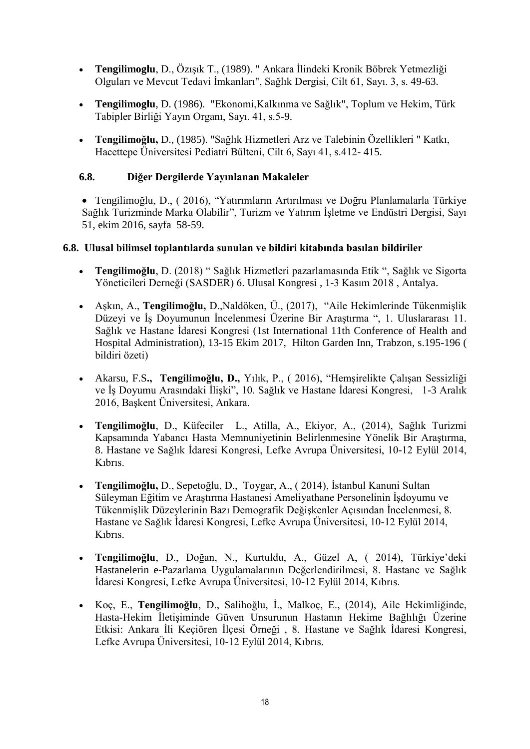- **Tengilimoglu**, D., Özışık T., (1989). " Ankara İlindeki Kronik Böbrek Yetmezliği Olguları ve Mevcut Tedavi İmkanları", Sağlık Dergisi, Cilt 61, Sayı. 3, s. 49-63.

- **Tengilimoglu**, D. (1986). "Ekonomi,Kalkınma ve Sağlık", Toplum ve Hekim, Türk Tabipler Birliği Yayın Organı, Sayı. 41, s.5-9.

- **Tengilimoğlu,** D., (1985). "Sağlık Hizmetleri Arz ve Talebinin Özellikleri " Katkı, Hacettepe Üniversitesi Pediatri Bülteni, Cilt 6, Sayı 41, s.412- 415.

### 6.8. Diğer Dergilerde Yayınlanan Makaleler

- Tengilimoğlu, D., ( 2016), "Yatırımların Artırılması ve Doğru Planlamalarla Türkiye Sağlık Turizminde Marka Olabilir", Turizm ve Yatırım İşletme ve Endüstri Dergisi, Sayı 51, ekim 2016, sayfa 58-59.

### 6.8. Ulusal bilimsel toplantılarda sunulan ve bildiri kitabında basılan bildiriler

- **Tengilimoğlu**, D. (2018) " Sağlık Hizmetleri pazarlamasında Etik ", Sağlık ve Sigorta Yöneticileri Derneği (SASDER) 6. Ulusal Kongresi , 1-3 Kasım 2018 , Antalya.

- Aşkın, A., **Tengilimoğlu,** D.,Naldöken, Ü., (2017), "Aile Hekimlerinde Tükenmişlik Düzeyi ve İş Doyumunun İncelenmesi Üzerine Bir Araştırma ", 1. Uluslararası 11. Sağlık ve Hastane İdaresi Kongresi (1st International 11th Conference of Health and Hospital Administration), 13-15 Ekim 2017, Hilton Garden Inn, Trabzon, s.195-196 ( bildiri özeti)

- Akarsu, F.S**., Tengilimoğlu, D.,** Yılık, P., ( 2016), "Hemşirelikte Çalışan Sessizliği ve İş Doyumu Arasındaki İlişki", 10. Sağlık ve Hastane İdaresi Kongresi, 1-3 Aralık 2016, Başkent Üniversitesi, Ankara.

- **Tengilimoğlu**, D., Küfeciler L., Atilla, A., Ekiyor, A., (2014), Sağlık Turizmi Kapsamında Yabancı Hasta Memnuniyetinin Belirlenmesine Yönelik Bir Araştırma, 8. Hastane ve Sağlık İdaresi Kongresi, Lefke Avrupa Üniversitesi, 10-12 Eylül 2014, Kıbrıs.

- **Tengilimoğlu,** D., Sepetoğlu, D., Toygar, A., ( 2014), İstanbul Kanuni Sultan Süleyman Eğitim ve Araştırma Hastanesi Ameliyathane Personelinin İşdoyumu ve Tükenmişlik Düzeylerinin Bazı Demografik Değişkenler Açısından İncelenmesi, 8. Hastane ve Sağlık İdaresi Kongresi, Lefke Avrupa Üniversitesi, 10-12 Eylül 2014, Kıbrıs.

- **Tengilimoğlu**, D., Doğan, N., Kurtuldu, A., Güzel A, ( 2014), Türkiye'deki Hastanelerin e-Pazarlama Uygulamalarının Değerlendirilmesi, 8. Hastane ve Sağlık İdaresi Kongresi, Lefke Avrupa Üniversitesi, 10-12 Eylül 2014, Kıbrıs.

- Koç, E., **Tengilimoğlu**, D., Salihoğlu, İ., Malkoç, E., (2014), Aile Hekimliğinde, Hasta-Hekim İletişiminde Güven Unsurunun Hastanın Hekime Bağlılığı Üzerine Etkisi: Ankara İli Keçiören İlçesi Örneği , 8. Hastane ve Sağlık İdaresi Kongresi, Lefke Avrupa Üniversitesi, 10-12 Eylül 2014, Kıbrıs.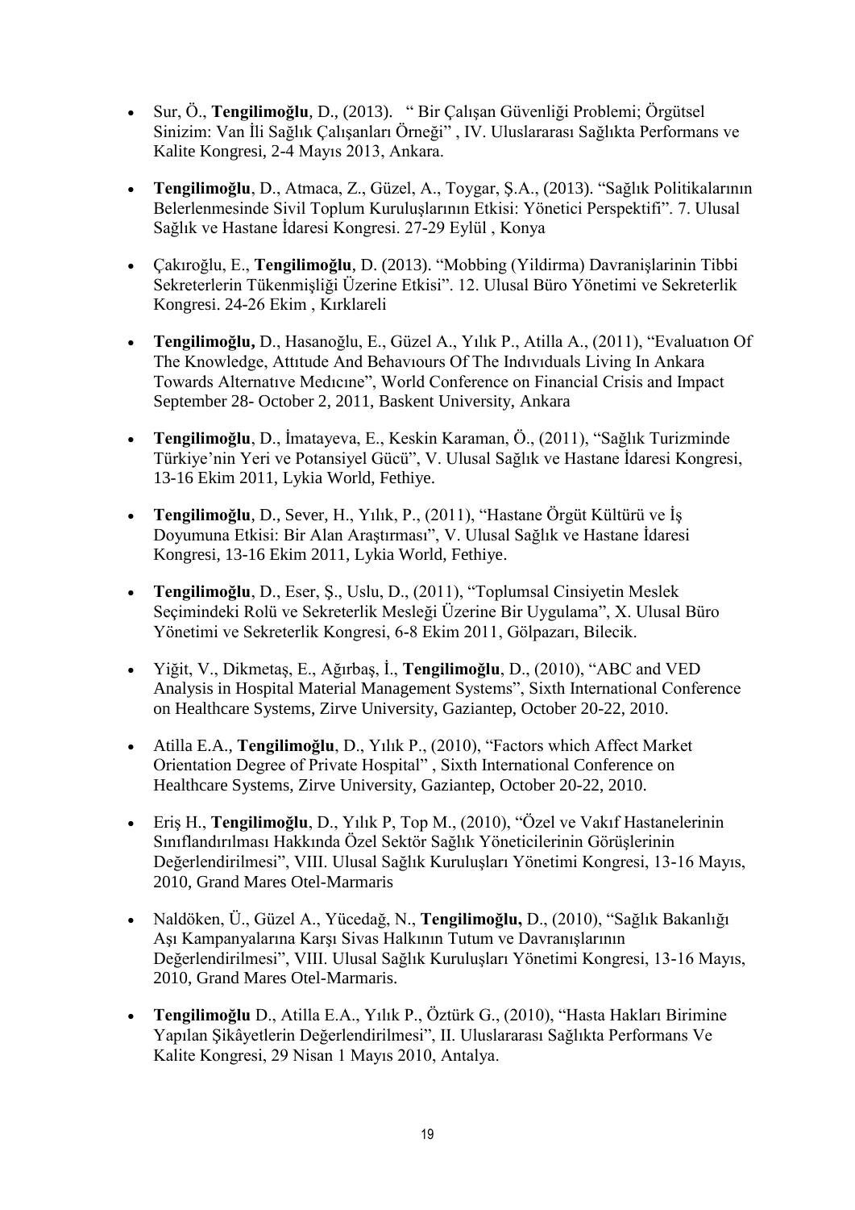- Sur, Ö., **Tengilimoğlu**, D., (2013). " Bir Çalışan Güvenliği Problemi; Örgütsel Sinizim: Van İli Sağlık Çalışanları Örneği" , IV. Uluslararası Sağlıkta Performans ve Kalite Kongresi, 2-4 Mayıs 2013, Ankara.

- **Tengilimoğlu**, D., Atmaca, Z., Güzel, A., Toygar, Ş.A., (2013). "Sağlık Politikalarının Belerlenmesinde Sivil Toplum Kuruluşlarının Etkisi: Yönetici Perspektifi". 7. Ulusal Sağlık ve Hastane İdaresi Kongresi. 27-29 Eylül , Konya

- Çakıroğlu, E., **Tengilimoğlu**, D. (2013). "Mobbing (Yildirma) Davranişlarinin Tibbi Sekreterlerin Tükenmişliği Üzerine Etkisi". 12. Ulusal Büro Yönetimi ve Sekreterlik Kongresi. 24-26 Ekim , Kırklareli

- **Tengilimoğlu,** D., Hasanoğlu, E., Güzel A., Yılık P., Atilla A., (2011), "Evaluatıon Of The Knowledge, Attıtude And Behavıours Of The Indıvıduals Living In Ankara Towards Alternatıve Medıcıne", World Conference on Financial Crisis and Impact September 28- October 2, 2011, Baskent University, Ankara

- **Tengilimoğlu**, D., İmatayeva, E., Keskin Karaman, Ö., (2011), "Sağlık Turizminde Türkiye'nin Yeri ve Potansiyel Gücü", V. Ulusal Sağlık ve Hastane İdaresi Kongresi, 13-16 Ekim 2011, Lykia World, Fethiye.

- **Tengilimoğlu**, D., Sever, H., Yılık, P., (2011), "Hastane Örgüt Kültürü ve İş Doyumuna Etkisi: Bir Alan Araştırması", V. Ulusal Sağlık ve Hastane İdaresi Kongresi, 13-16 Ekim 2011, Lykia World, Fethiye.

- **Tengilimoğlu**, D., Eser, Ş., Uslu, D., (2011), "Toplumsal Cinsiyetin Meslek Seçimindeki Rolü ve Sekreterlik Mesleği Üzerine Bir Uygulama", X. Ulusal Büro Yönetimi ve Sekreterlik Kongresi, 6-8 Ekim 2011, Gölpazarı, Bilecik.

- Yiğit, V., Dikmetaş, E., Ağırbaş, İ., **Tengilimoğlu**, D., (2010), "ABC and VED Analysis in Hospital Material Management Systems", Sixth International Conference on Healthcare Systems, Zirve University, Gaziantep, October 20-22, 2010.

- Atilla E.A., **Tengilimoğlu**, D., Yılık P., (2010), "Factors which Affect Market Orientation Degree of Private Hospital" , Sixth International Conference on Healthcare Systems, Zirve University, Gaziantep, October 20-22, 2010.

- Eriş H., **Tengilimoğlu**, D., Yılık P, Top M., (2010), "Özel ve Vakıf Hastanelerinin Sınıflandırılması Hakkında Özel Sektör Sağlık Yöneticilerinin Görüşlerinin Değerlendirilmesi", VIII. Ulusal Sağlık Kuruluşları Yönetimi Kongresi, 13-16 Mayıs, 2010, Grand Mares Otel-Marmaris

- Naldöken, Ü., Güzel A., Yücedağ, N., **Tengilimoğlu,** D., (2010), "Sağlık Bakanlığı Aşı Kampanyalarına Karşı Sivas Halkının Tutum ve Davranışlarının Değerlendirilmesi", VIII. Ulusal Sağlık Kuruluşları Yönetimi Kongresi, 13-16 Mayıs, 2010, Grand Mares Otel-Marmaris.

- **Tengilimoğlu** D., Atilla E.A., Yılık P., Öztürk G., (2010), "Hasta Hakları Birimine Yapılan Şikâyetlerin Değerlendirilmesi", II. Uluslararası Sağlıkta Performans Ve Kalite Kongresi, 29 Nisan 1 Mayıs 2010, Antalya.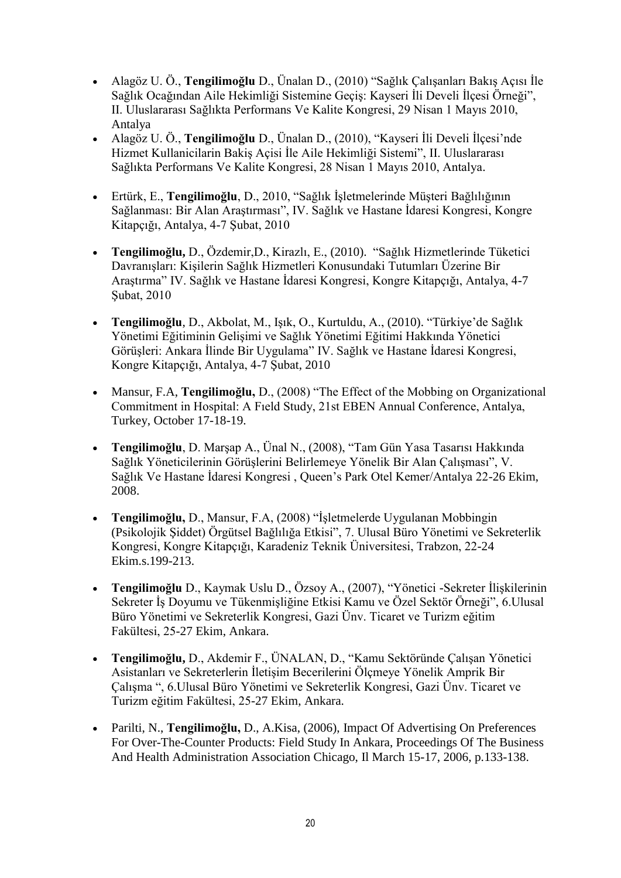- Alagöz U. Ö., **Tengilimoğlu** D., Ünalan D., (2010) "Sağlık Çalışanları Bakış Açısı İle Sağlık Ocağından Aile Hekimliği Sistemine Geçiş: Kayseri İli Develi İlçesi Örneği", II. Uluslararası Sağlıkta Performans Ve Kalite Kongresi, 29 Nisan 1 Mayıs 2010, Antalya
- Alagöz U. Ö., **Tengilimoğlu** D., Ünalan D., (2010), "Kayseri İli Develi İlçesi'nde Hizmet Kullanicilarin Bakiş Açisi İle Aile Hekimliği Sistemi", II. Uluslararası Sağlıkta Performans Ve Kalite Kongresi, 28 Nisan 1 Mayıs 2010, Antalya.
- Ertürk, E., **Tengilimoğlu**, D., 2010, "Sağlık İşletmelerinde Müşteri Bağlılığının Sağlanması: Bir Alan Araştırması", IV. Sağlık ve Hastane İdaresi Kongresi, Kongre Kitapçığı, Antalya, 4-7 Şubat, 2010
- **Tengilimoğlu,** D., Özdemir,D., Kirazlı, E., (2010). "Sağlık Hizmetlerinde Tüketici Davranışları: Kişilerin Sağlık Hizmetleri Konusundaki Tutumları Üzerine Bir Araştırma" IV. Sağlık ve Hastane İdaresi Kongresi, Kongre Kitapçığı, Antalya, 4-7 Şubat, 2010
- **Tengilimoğlu**, D., Akbolat, M., Işık, O., Kurtuldu, A., (2010). "Türkiye'de Sağlık Yönetimi Eğitiminin Gelişimi ve Sağlık Yönetimi Eğitimi Hakkında Yönetici Görüşleri: Ankara İlinde Bir Uygulama" IV. Sağlık ve Hastane İdaresi Kongresi, Kongre Kitapçığı, Antalya, 4-7 Şubat, 2010
- Mansur, F.A, **Tengilimoğlu,** D., (2008) "The Effect of the Mobbing on Organizational Commitment in Hospital: A Fıeld Study, 21st EBEN Annual Conference, Antalya, Turkey, October 17-18-19.
- **Tengilimoğlu**, D. Marşap A., Ünal N., (2008), "Tam Gün Yasa Tasarısı Hakkında Sağlık Yöneticilerinin Görüşlerini Belirlemeye Yönelik Bir Alan Çalışması", V. Sağlık Ve Hastane İdaresi Kongresi , Queen's Park Otel Kemer/Antalya 22-26 Ekim, 2008.
- **Tengilimoğlu,** D., Mansur, F.A, (2008) "İşletmelerde Uygulanan Mobbingin (Psikolojik Şiddet) Örgütsel Bağlılığa Etkisi", 7. Ulusal Büro Yönetimi ve Sekreterlik Kongresi, Kongre Kitapçığı, Karadeniz Teknik Üniversitesi, Trabzon, 22-24 Ekim.s.199-213.
- **Tengilimoğlu** D., Kaymak Uslu D., Özsoy A., (2007), "Yönetici -Sekreter İlişkilerinin Sekreter İş Doyumu ve Tükenmişliğine Etkisi Kamu ve Özel Sektör Örneği", 6.Ulusal Büro Yönetimi ve Sekreterlik Kongresi, Gazi Ünv. Ticaret ve Turizm eğitim Fakültesi, 25-27 Ekim, Ankara.
- **Tengilimoğlu,** D., Akdemir F., ÜNALAN, D., "Kamu Sektöründe Çalışan Yönetici Asistanları ve Sekreterlerin İletişim Becerilerini Ölçmeye Yönelik Amprik Bir Çalışma ", 6.Ulusal Büro Yönetimi ve Sekreterlik Kongresi, Gazi Ünv. Ticaret ve Turizm eğitim Fakültesi, 25-27 Ekim, Ankara.
- Parilti, N., **Tengilimoğlu,** D., A.Kisa, (2006), Impact Of Advertising On Preferences For Over-The-Counter Products: Field Study In Ankara, Proceedings Of The Business And Health Administration Association Chicago, Il March 15-17, 2006, p.133-138.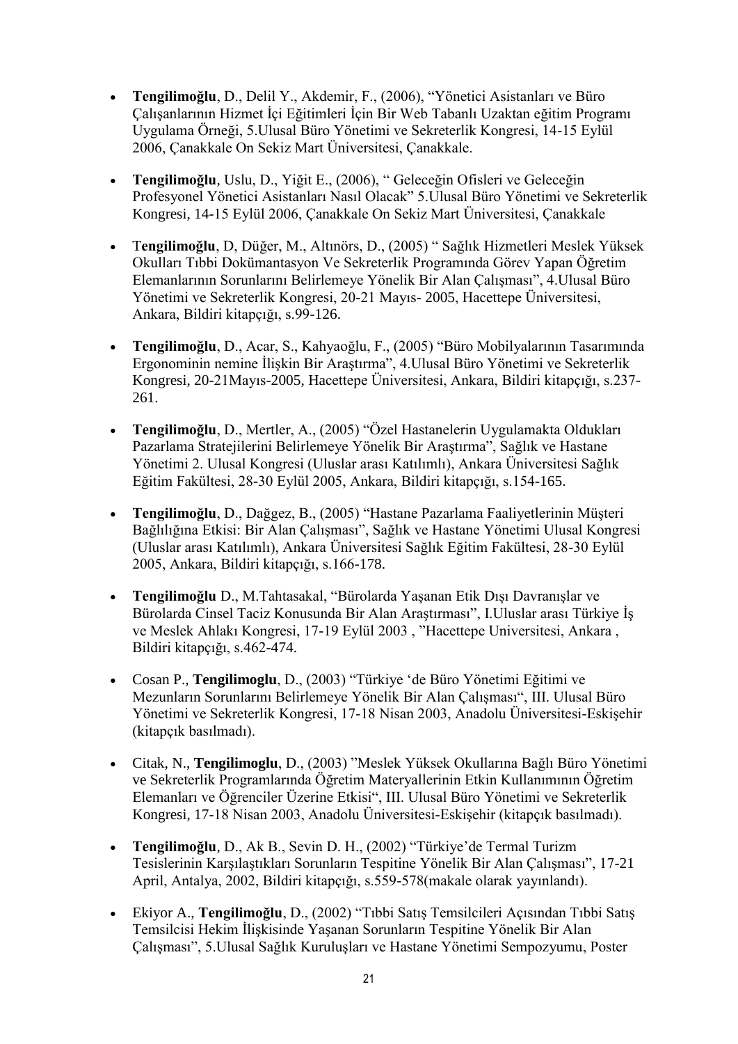- **Tengilimoğlu**, D., Delil Y., Akdemir, F., (2006), "Yönetici Asistanları ve Büro Çalışanlarının Hizmet İçi Eğitimleri İçin Bir Web Tabanlı Uzaktan eğitim Programı Uygulama Örneği, 5.Ulusal Büro Yönetimi ve Sekreterlik Kongresi, 14-15 Eylül 2006, Çanakkale On Sekiz Mart Üniversitesi, Çanakkale.

- **Tengilimoğlu**, Uslu, D., Yiğit E., (2006), " Geleceğin Ofisleri ve Geleceğin Profesyonel Yönetici Asistanları Nasıl Olacak" 5.Ulusal Büro Yönetimi ve Sekreterlik Kongresi, 14-15 Eylül 2006, Çanakkale On Sekiz Mart Üniversitesi, Çanakkale

- T**engilimoğlu**, D, Düğer, M., Altınörs, D., (2005) " Sağlık Hizmetleri Meslek Yüksek Okulları Tıbbi Dokümantasyon Ve Sekreterlik Programında Görev Yapan Öğretim Elemanlarının Sorunlarını Belirlemeye Yönelik Bir Alan Çalışması", 4.Ulusal Büro Yönetimi ve Sekreterlik Kongresi, 20-21 Mayıs- 2005, Hacettepe Üniversitesi, Ankara, Bildiri kitapçığı, s.99-126.

- **Tengilimoğlu**, D., Acar, S., Kahyaoğlu, F., (2005) "Büro Mobilyalarının Tasarımında Ergonominin nemine İlişkin Bir Araştırma", 4.Ulusal Büro Yönetimi ve Sekreterlik Kongresi, 20-21Mayıs-2005, Hacettepe Üniversitesi, Ankara, Bildiri kitapçığı, s.237-261.

- **Tengilimoğlu**, D., Mertler, A., (2005) "Özel Hastanelerin Uygulamakta Oldukları Pazarlama Stratejilerini Belirlemeye Yönelik Bir Araştırma", Sağlık ve Hastane Yönetimi 2. Ulusal Kongresi (Uluslar arası Katılımlı), Ankara Üniversitesi Sağlık Eğitim Fakültesi, 28-30 Eylül 2005, Ankara, Bildiri kitapçığı, s.154-165.

- **Tengilimoğlu**, D., Dağgez, B., (2005) "Hastane Pazarlama Faaliyetlerinin Müşteri Bağlılığına Etkisi: Bir Alan Çalışması", Sağlık ve Hastane Yönetimi Ulusal Kongresi (Uluslar arası Katılımlı), Ankara Üniversitesi Sağlık Eğitim Fakültesi, 28-30 Eylül 2005, Ankara, Bildiri kitapçığı, s.166-178.

- **Tengilimoğlu** D., M.Tahtasakal, "Bürolarda Yaşanan Etik Dışı Davranışlar ve Bürolarda Cinsel Taciz Konusunda Bir Alan Araştırması", I.Uluslar arası Türkiye İş ve Meslek Ahlakı Kongresi, 17-19 Eylül 2003 , "Hacettepe Universitesi, Ankara , Bildiri kitapçığı, s.462-474.

- Cosan P., **Tengilimoglu**, D., (2003) "Türkiye 'de Büro Yönetimi Eğitimi ve Mezunların Sorunlarını Belirlemeye Yönelik Bir Alan Çalışması", III. Ulusal Büro Yönetimi ve Sekreterlik Kongresi, 17-18 Nisan 2003, Anadolu Üniversitesi-Eskişehir (kitapçık basılmadı).

- Citak, N., **Tengilimoglu**, D., (2003) "Meslek Yüksek Okullarına Bağlı Büro Yönetimi ve Sekreterlik Programlarında Öğretim Materyallerinin Etkin Kullanımının Öğretim Elemanları ve Öğrenciler Üzerine Etkisi", III. Ulusal Büro Yönetimi ve Sekreterlik Kongresi, 17-18 Nisan 2003, Anadolu Üniversitesi-Eskişehir (kitapçık basılmadı).

- **Tengilimoğlu**, D., Ak B., Sevin D. H., (2002) "Türkiye'de Termal Turizm Tesislerinin Karşılaştıkları Sorunların Tespitine Yönelik Bir Alan Çalışması", 17-21 April, Antalya, 2002, Bildiri kitapçığı, s.559-578(makale olarak yayınlandı).

- Ekiyor A., **Tengilimoğlu**, D., (2002) "Tıbbi Satış Temsilcileri Açısından Tıbbi Satış Temsilcisi Hekim İlişkisinde Yaşanan Sorunların Tespitine Yönelik Bir Alan Çalışması", 5.Ulusal Sağlık Kuruluşları ve Hastane Yönetimi Sempozyumu, Poster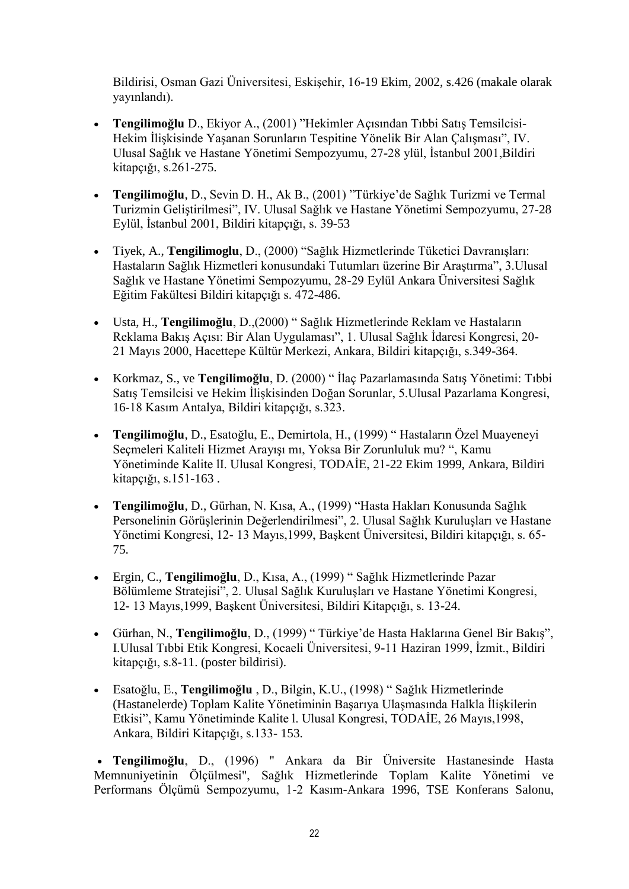Bildirisi, Osman Gazi Üniversitesi, Eskişehir, 16-19 Ekim, 2002, s.426 (makale olarak yayınlandı).

- **Tengilimoğlu** D., Ekiyor A., (2001) "Hekimler Açısından Tıbbi Satış Temsilcisi-Hekim İlişkisinde Yaşanan Sorunların Tespitine Yönelik Bir Alan Çalışması", IV. Ulusal Sağlık ve Hastane Yönetimi Sempozyumu, 27-28 ylül, İstanbul 2001,Bildiri kitapçığı, s.261-275.

- **Tengilimoğlu**, D., Sevin D. H., Ak B., (2001) "Türkiye'de Sağlık Turizmi ve Termal Turizmin Geliştirilmesi", IV. Ulusal Sağlık ve Hastane Yönetimi Sempozyumu, 27-28 Eylül, İstanbul 2001, Bildiri kitapçığı, s. 39-53

- Tiyek, A., **Tengilimoglu**, D., (2000) "Sağlık Hizmetlerinde Tüketici Davranışları: Hastaların Sağlık Hizmetleri konusundaki Tutumları üzerine Bir Araştırma", 3.Ulusal Sağlık ve Hastane Yönetimi Sempozyumu, 28-29 Eylül Ankara Üniversitesi Sağlık Eğitim Fakültesi Bildiri kitapçığı s. 472-486.

- Usta, H., **Tengilimoğlu**, D.,(2000) " Sağlık Hizmetlerinde Reklam ve Hastaların Reklama Bakış Açısı: Bir Alan Uygulaması", 1. Ulusal Sağlık İdaresi Kongresi, 20-21 Mayıs 2000, Hacettepe Kültür Merkezi, Ankara, Bildiri kitapçığı, s.349-364.

- Korkmaz, S., ve **Tengilimoğlu**, D. (2000) " İlaç Pazarlamasında Satış Yönetimi: Tıbbi Satış Temsilcisi ve Hekim İlişkisinden Doğan Sorunlar, 5.Ulusal Pazarlama Kongresi, 16-18 Kasım Antalya, Bildiri kitapçığı, s.323.

- **Tengilimoğlu**, D., Esatoğlu, E., Demirtola, H., (1999) " Hastaların Özel Muayeneyi Seçmeleri Kaliteli Hizmet Arayışı mı, Yoksa Bir Zorunluluk mu? ", Kamu Yönetiminde Kalite lI. Ulusal Kongresi, TODAİE, 21-22 Ekim 1999, Ankara, Bildiri kitapçığı, s.151-163 .

- **Tengilimoğlu**, D., Gürhan, N. Kısa, A., (1999) "Hasta Hakları Konusunda Sağlık Personelinin Görüşlerinin Değerlendirilmesi", 2. Ulusal Sağlık Kuruluşları ve Hastane Yönetimi Kongresi, 12- 13 Mayıs,1999, Başkent Üniversitesi, Bildiri kitapçığı, s. 65-75.

- Ergin, C., **Tengilimoğlu**, D., Kısa, A., (1999) " Sağlık Hizmetlerinde Pazar Bölümleme Stratejisi", 2. Ulusal Sağlık Kuruluşları ve Hastane Yönetimi Kongresi, 12- 13 Mayıs,1999, Başkent Üniversitesi, Bildiri Kitapçığı, s. 13-24.

- Gürhan, N., **Tengilimoğlu**, D., (1999) " Türkiye'de Hasta Haklarına Genel Bir Bakış", I.Ulusal Tıbbi Etik Kongresi, Kocaeli Üniversitesi, 9-11 Haziran 1999, İzmit., Bildiri kitapçığı, s.8-11. (poster bildirisi).

- Esatoğlu, E., **Tengilimoğlu** , D., Bilgin, K.U., (1998) " Sağlık Hizmetlerinde (Hastanelerde) Toplam Kalite Yönetiminin Başarıya Ulaşmasında Halkla İlişkilerin Etkisi", Kamu Yönetiminde Kalite l. Ulusal Kongresi, TODAİE, 26 Mayıs,1998, Ankara, Bildiri Kitapçığı, s.133- 153.

- **Tengilimoğlu**, D., (1996) " Ankara da Bir Üniversite Hastanesinde Hasta Memnuniyetinin Ölçülmesi", Sağlık Hizmetlerinde Toplam Kalite Yönetimi ve Performans Ölçümü Sempozyumu, 1-2 Kasım-Ankara 1996, TSE Konferans Salonu,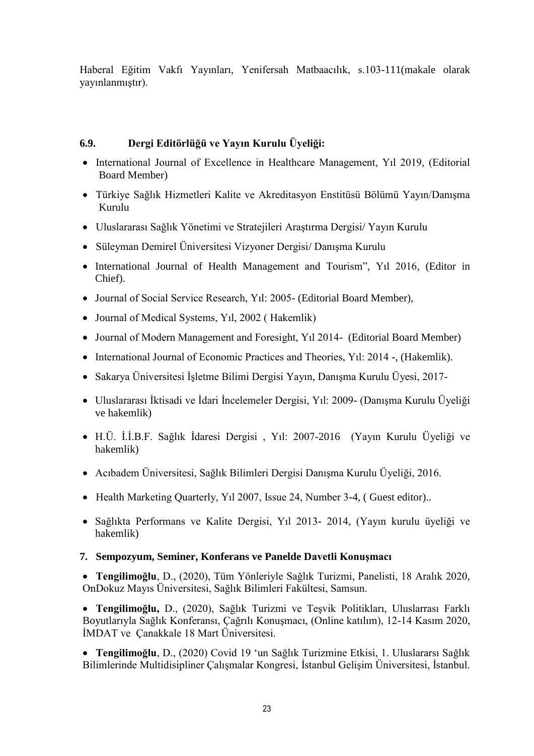Haberal Eğitim Vakfı Yayınları, Yenifersah Matbaacılık, s.103-111(makale olarak yayınlanmıştır).

### 6.9. Dergi Editörlüğü ve Yayın Kurulu Üyeliği:

- International Journal of Excellence in Healthcare Management, Yıl 2019, (Editorial Board Member)
- Türkiye Sağlık Hizmetleri Kalite ve Akreditasyon Enstitüsü Bölümü Yayın/Danışma Kurulu
- Uluslararası Sağlık Yönetimi ve Stratejileri Araştırma Dergisi/ Yayın Kurulu
- Süleyman Demirel Üniversitesi Vizyoner Dergisi/ Danışma Kurulu
- International Journal of Health Management and Tourism", Yıl 2016, (Editor in Chief).
- Journal of Social Service Research, Yıl: 2005- (Editorial Board Member),
- Journal of Medical Systems, Yıl, 2002 ( Hakemlik)
- Journal of Modern Management and Foresight, Yıl 2014- (Editorial Board Member)
- International Journal of Economic Practices and Theories, Yıl: 2014 -, (Hakemlik).
- Sakarya Üniversitesi İşletme Bilimi Dergisi Yayın, Danışma Kurulu Üyesi, 2017-
- Uluslararası İktisadi ve İdari İncelemeler Dergisi, Yıl: 2009- (Danışma Kurulu Üyeliği ve hakemlik)
- H.Ü. İ.İ.B.F. Sağlık İdaresi Dergisi , Yıl: 2007-2016 (Yayın Kurulu Üyeliği ve hakemlik)
- Acıbadem Üniversitesi, Sağlık Bilimleri Dergisi Danışma Kurulu Üyeliği, 2016.
- Health Marketing Quarterly, Yıl 2007, Issue 24, Number 3-4, ( Guest editor)..
- Sağlıkta Performans ve Kalite Dergisi, Yıl 2013- 2014, (Yayın kurulu üyeliği ve hakemlik)

## 7. Sempozyum, Seminer, Konferans ve Panelde Davetli Konuşmacı

- **Tengilimoğlu**, D., (2020), Tüm Yönleriyle Sağlık Turizmi, Panelisti, 18 Aralık 2020, OnDokuz Mayıs Üniversitesi, Sağlık Bilimleri Fakültesi, Samsun.
- **Tengilimoğlu,** D., (2020), Sağlık Turizmi ve Teşvik Politikları, Uluslarrası Farklı Boyutlarıyla Sağlık Konferansı, Çağrılı Konuşmacı, (Online katılım), 12-14 Kasım 2020, İMDAT ve Çanakkale 18 Mart Üniversitesi.
- **Tengilimoğlu**, D., (2020) Covid 19 'un Sağlık Turizmine Etkisi, 1. Uluslararsı Sağlık Bilimlerinde Multidisipliner Çalışmalar Kongresi, İstanbul Gelişim Üniversitesi, İstanbul.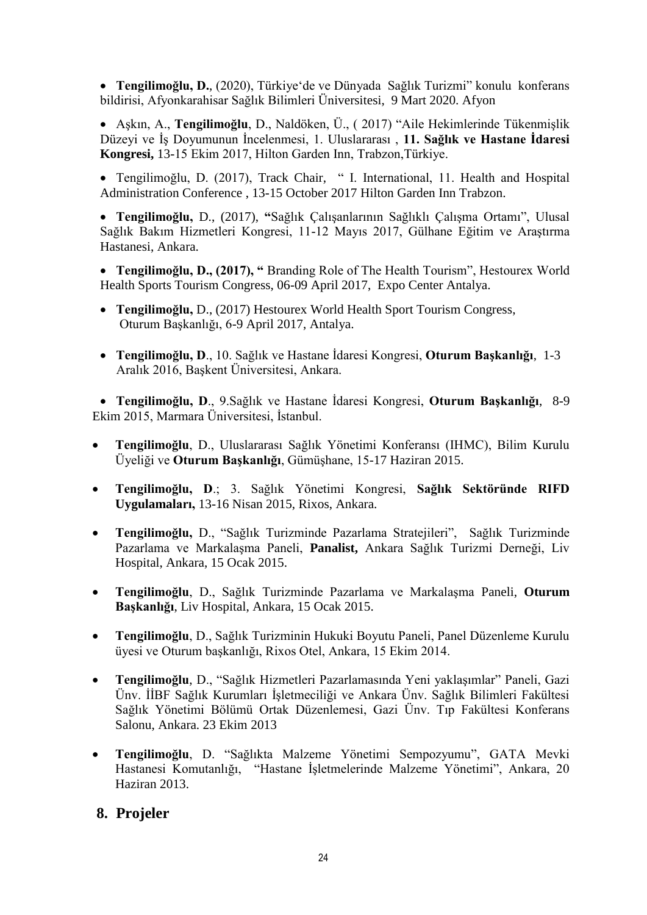- **Tengilimoğlu, D.**, (2020), Türkiye'de ve Dünyada Sağlık Turizmi" konulu konferans bildirisi, Afyonkarahisar Sağlık Bilimleri Üniversitesi, 9 Mart 2020. Afyon

- Aşkın, A., **Tengilimoğlu**, D., Naldöken, Ü., ( 2017) "Aile Hekimlerinde Tükenmişlik Düzeyi ve İş Doyumunun İncelenmesi, 1. Uluslararası , **11. Sağlık ve Hastane İdaresi Kongresi,** 13-15 Ekim 2017, Hilton Garden Inn, Trabzon,Türkiye.

- Tengilimoğlu, D. (2017), Track Chair, " I. International, 11. Health and Hospital Administration Conference , 13-15 October 2017 Hilton Garden Inn Trabzon.

- **Tengilimoğlu,** D., (2017), **"**Sağlık Çalışanlarının Sağlıklı Çalışma Ortamı", Ulusal Sağlık Bakım Hizmetleri Kongresi, 11-12 Mayıs 2017, Gülhane Eğitim ve Araştırma Hastanesi, Ankara.

- **Tengilimoğlu, D., (2017), "** Branding Role of The Health Tourism", Hestourex World Health Sports Tourism Congress, 06-09 April 2017, Expo Center Antalya.

- **Tengilimoğlu,** D., (2017) Hestourex World Health Sport Tourism Congress, Oturum Başkanlığı, 6-9 April 2017, Antalya.

- **Tengilimoğlu, D**., 10. Sağlık ve Hastane İdaresi Kongresi, **Oturum Başkanlığı**, 1-3 Aralık 2016, Başkent Üniversitesi, Ankara.

- **Tengilimoğlu, D**., 9.Sağlık ve Hastane İdaresi Kongresi, **Oturum Başkanlığı**, 8-9 Ekim 2015, Marmara Üniversitesi, İstanbul.

- **Tengilimoğlu**, D., Uluslararası Sağlık Yönetimi Konferansı (IHMC), Bilim Kurulu Üyeliği ve **Oturum Başkanlığı**, Gümüşhane, 15-17 Haziran 2015.

- **Tengilimoğlu, D**.; 3. Sağlık Yönetimi Kongresi, **Sağlık Sektöründe RIFD Uygulamaları,** 13-16 Nisan 2015, Rixos, Ankara.

- **Tengilimoğlu,** D., "Sağlık Turizminde Pazarlama Stratejileri", Sağlık Turizminde Pazarlama ve Markalaşma Paneli, **Panalist,** Ankara Sağlık Turizmi Derneği, Liv Hospital, Ankara, 15 Ocak 2015.

- **Tengilimoğlu**, D., Sağlık Turizminde Pazarlama ve Markalaşma Paneli, **Oturum Başkanlığı**, Liv Hospital, Ankara, 15 Ocak 2015.

- **Tengilimoğlu**, D., Sağlık Turizminin Hukuki Boyutu Paneli, Panel Düzenleme Kurulu üyesi ve Oturum başkanlığı, Rixos Otel, Ankara, 15 Ekim 2014.

- **Tengilimoğlu**, D., "Sağlık Hizmetleri Pazarlamasında Yeni yaklaşımlar" Paneli, Gazi Ünv. İİBF Sağlık Kurumları İşletmeciliği ve Ankara Ünv. Sağlık Bilimleri Fakültesi Sağlık Yönetimi Bölümü Ortak Düzenlemesi, Gazi Ünv. Tıp Fakültesi Konferans Salonu, Ankara. 23 Ekim 2013

- **Tengilimoğlu**, D. "Sağlıkta Malzeme Yönetimi Sempozyumu", GATA Mevki Hastanesi Komutanlığı, "Hastane İşletmelerinde Malzeme Yönetimi", Ankara, 20 Haziran 2013.

## 8. Projeler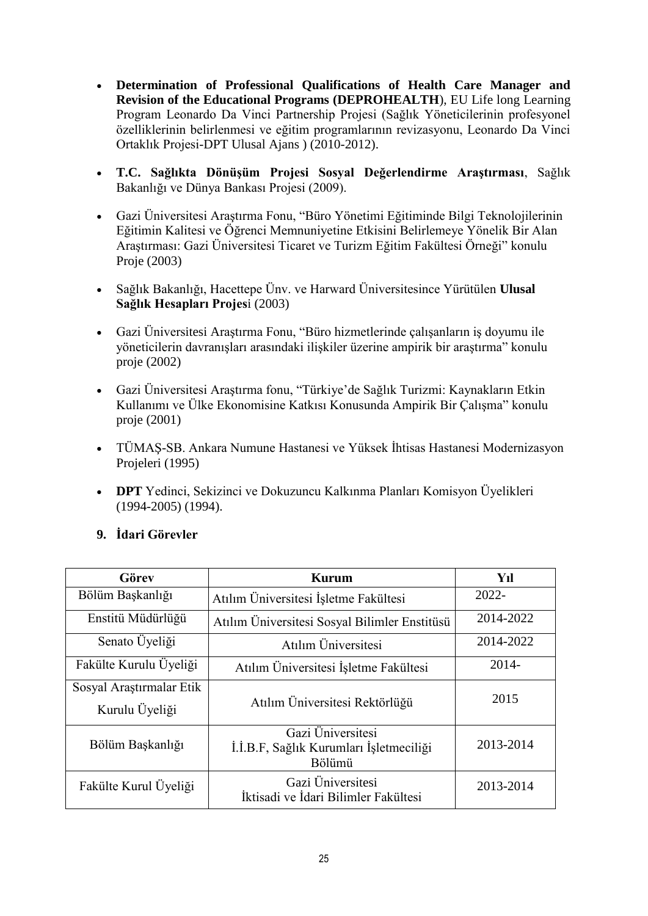- **Determination of Professional Qualifications of Health Care Manager and Revision of the Educational Programs (DEPROHEALTH**), EU Life long Learning Program Leonardo Da Vinci Partnership Projesi (Sağlık Yöneticilerinin profesyonel özelliklerinin belirlenmesi ve eğitim programlarının revizasyonu, Leonardo Da Vinci Ortaklık Projesi-DPT Ulusal Ajans ) (2010-2012).

- **T.C. Sağlıkta Dönüşüm Projesi Sosyal Değerlendirme Araştırması**, Sağlık Bakanlığı ve Dünya Bankası Projesi (2009).

- Gazi Üniversitesi Araştırma Fonu, "Büro Yönetimi Eğitiminde Bilgi Teknolojilerinin Eğitimin Kalitesi ve Öğrenci Memnuniyetine Etkisini Belirlemeye Yönelik Bir Alan Araştırması: Gazi Üniversitesi Ticaret ve Turizm Eğitim Fakültesi Örneği" konulu Proje (2003)

- Sağlık Bakanlığı, Hacettepe Ünv. ve Harward Üniversitesince Yürütülen **Ulusal Sağlık Hesapları Projes**i (2003)

- Gazi Üniversitesi Araştırma Fonu, "Büro hizmetlerinde çalışanların iş doyumu ile yöneticilerin davranışları arasındaki ilişkiler üzerine ampirik bir araştırma" konulu proje (2002)

- Gazi Üniversitesi Araştırma fonu, "Türkiye'de Sağlık Turizmi: Kaynakların Etkin Kullanımı ve Ülke Ekonomisine Katkısı Konusunda Ampirik Bir Çalışma" konulu proje (2001)

- TÜMAŞ-SB. Ankara Numune Hastanesi ve Yüksek İhtisas Hastanesi Modernizasyon Projeleri (1995)

- **DPT** Yedinci, Sekizinci ve Dokuzuncu Kalkınma Planları Komisyon Üyelikleri (1994-2005) (1994).

## 9. İdari Görevler

| Görev | Kurum | Yıl |
|---|---|---|
| Bölüm Başkanlığı | Atılım Üniversitesi İşletme Fakültesi | 2022- |
| Enstitü Müdürlüğü | Atılım Üniversitesi Sosyal Bilimler Enstitüsü | 2014-2022 |
| Senato Üyeliği | Atılım Üniversitesi | 2014-2022 |
| Fakülte Kurulu Üyeliği | Atılım Üniversitesi İşletme Fakültesi | 2014- |
| Sosyal Araştırmalar Etik Kurulu Üyeliği | Atılım Üniversitesi Rektörlüğü | 2015 |
| Bölüm Başkanlığı | Gazi Üniversitesi İ.İ.B.F, Sağlık Kurumları İşletmeciliği Bölümü | 2013-2014 |
| Fakülte Kurul Üyeliği | Gazi Üniversitesi İktisadi ve İdari Bilimler Fakültesi | 2013-2014 |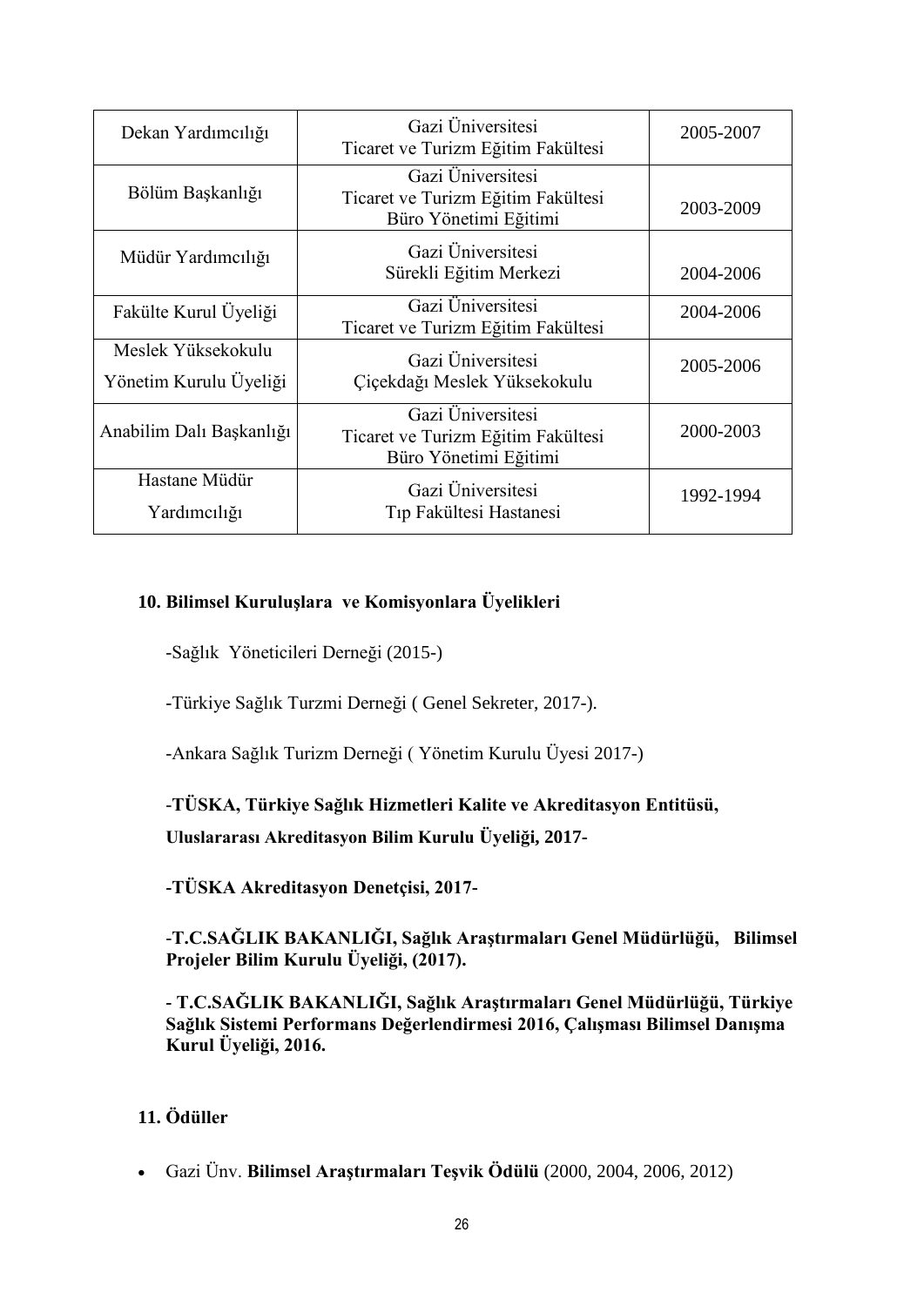| | | |
|---|---|---|
| Dekan Yardımcılığı | Gazi Üniversitesi Ticaret ve Turizm Eğitim Fakültesi | 2005-2007 |
| Bölüm Başkanlığı | Gazi Üniversitesi Ticaret ve Turizm Eğitim Fakültesi Büro Yönetimi Eğitimi | 2003-2009 |
| Müdür Yardımcılığı | Gazi Üniversitesi Sürekli Eğitim Merkezi | 2004-2006 |
| Fakülte Kurul Üyeliği | Gazi Üniversitesi Ticaret ve Turizm Eğitim Fakültesi | 2004-2006 |
| Meslek Yüksekokulu Yönetim Kurulu Üyeliği | Gazi Üniversitesi Çiçekdağı Meslek Yüksekokulu | 2005-2006 |
| Anabilim Dalı Başkanlığı | Gazi Üniversitesi Ticaret ve Turizm Eğitim Fakültesi Büro Yönetimi Eğitimi | 2000-2003 |
| Hastane Müdür Yardımcılığı | Gazi Üniversitesi Tıp Fakültesi Hastanesi | 1992-1994 |

## 10. Bilimsel Kuruluşlara ve Komisyonlara Üyelikleri

-Sağlık Yöneticileri Derneği (2015-)

-Türkiye Sağlık Turzmi Derneği ( Genel Sekreter, 2017-).

-Ankara Sağlık Turizm Derneği ( Yönetim Kurulu Üyesi 2017-)

-**TÜSKA, Türkiye Sağlık Hizmetleri Kalite ve Akreditasyon Entitüsü, Uluslararası Akreditasyon Bilim Kurulu Üyeliği, 2017-**

**-TÜSKA Akreditasyon Denetçisi, 2017-**

-**T.C.SAĞLIK BAKANLIĞI, Sağlık Araştırmaları Genel Müdürlüğü, Bilimsel Projeler Bilim Kurulu Üyeliği, (2017).**

**- T.C.SAĞLIK BAKANLIĞI, Sağlık Araştırmaları Genel Müdürlüğü, Türkiye Sağlık Sistemi Performans Değerlendirmesi 2016, Çalışması Bilimsel Danışma Kurul Üyeliği, 2016.**

## 11. Ödüller

- Gazi Ünv. **Bilimsel Araştırmaları Teşvik Ödülü** (2000, 2004, 2006, 2012)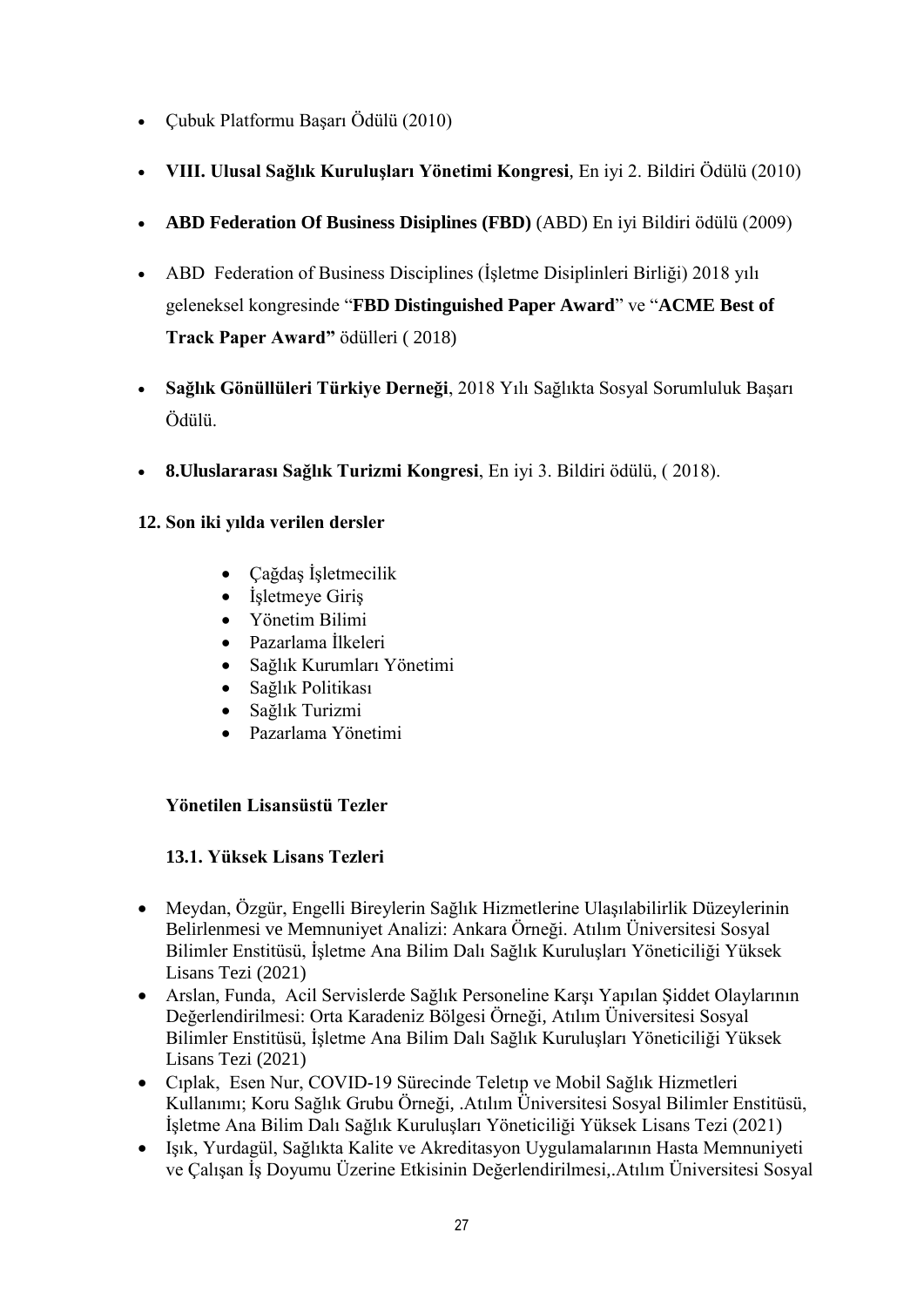- Çubuk Platformu Başarı Ödülü (2010)
- **VIII. Ulusal Sağlık Kuruluşları Yönetimi Kongresi**, En iyi 2. Bildiri Ödülü (2010)
- **ABD Federation Of Business Disiplines (FBD)** (ABD) En iyi Bildiri ödülü (2009)
- ABD Federation of Business Disciplines (İşletme Disiplinleri Birliği) 2018 yılı geleneksel kongresinde "**FBD Distinguished Paper Award**" ve "**ACME Best of Track Paper Award"** ödülleri ( 2018)
- **Sağlık Gönüllüleri Türkiye Derneği**, 2018 Yılı Sağlıkta Sosyal Sorumluluk Başarı Ödülü.
- **8.Uluslararası Sağlık Turizmi Kongresi**, En iyi 3. Bildiri ödülü, ( 2018).

**12. Son iki yılda verilen dersler**

- Çağdaş İşletmecilik
- İşletmeye Giriş
- Yönetim Bilimi
- Pazarlama İlkeleri
- Sağlık Kurumları Yönetimi
- Sağlık Politikası
- Sağlık Turizmi
- Pazarlama Yönetimi

**Yönetilen Lisansüstü Tezler**

**13.1. Yüksek Lisans Tezleri**

- Meydan, Özgür, Engelli Bireylerin Sağlık Hizmetlerine Ulaşılabilirlik Düzeylerinin Belirlenmesi ve Memnuniyet Analizi: Ankara Örneği. Atılım Üniversitesi Sosyal Bilimler Enstitüsü, İşletme Ana Bilim Dalı Sağlık Kuruluşları Yöneticiliği Yüksek Lisans Tezi (2021)
- Arslan, Funda, Acil Servislerde Sağlık Personeline Karşı Yapılan Şiddet Olaylarının Değerlendirilmesi: Orta Karadeniz Bölgesi Örneği, Atılım Üniversitesi Sosyal Bilimler Enstitüsü, İşletme Ana Bilim Dalı Sağlık Kuruluşları Yöneticiliği Yüksek Lisans Tezi (2021)
- Cıplak, Esen Nur, COVID-19 Sürecinde Teletıp ve Mobil Sağlık Hizmetleri Kullanımı; Koru Sağlık Grubu Örneği, .Atılım Üniversitesi Sosyal Bilimler Enstitüsü, İşletme Ana Bilim Dalı Sağlık Kuruluşları Yöneticiliği Yüksek Lisans Tezi (2021)
- Işık, Yurdagül, Sağlıkta Kalite ve Akreditasyon Uygulamalarının Hasta Memnuniyeti ve Çalışan İş Doyumu Üzerine Etkisinin Değerlendirilmesi,.Atılım Üniversitesi Sosyal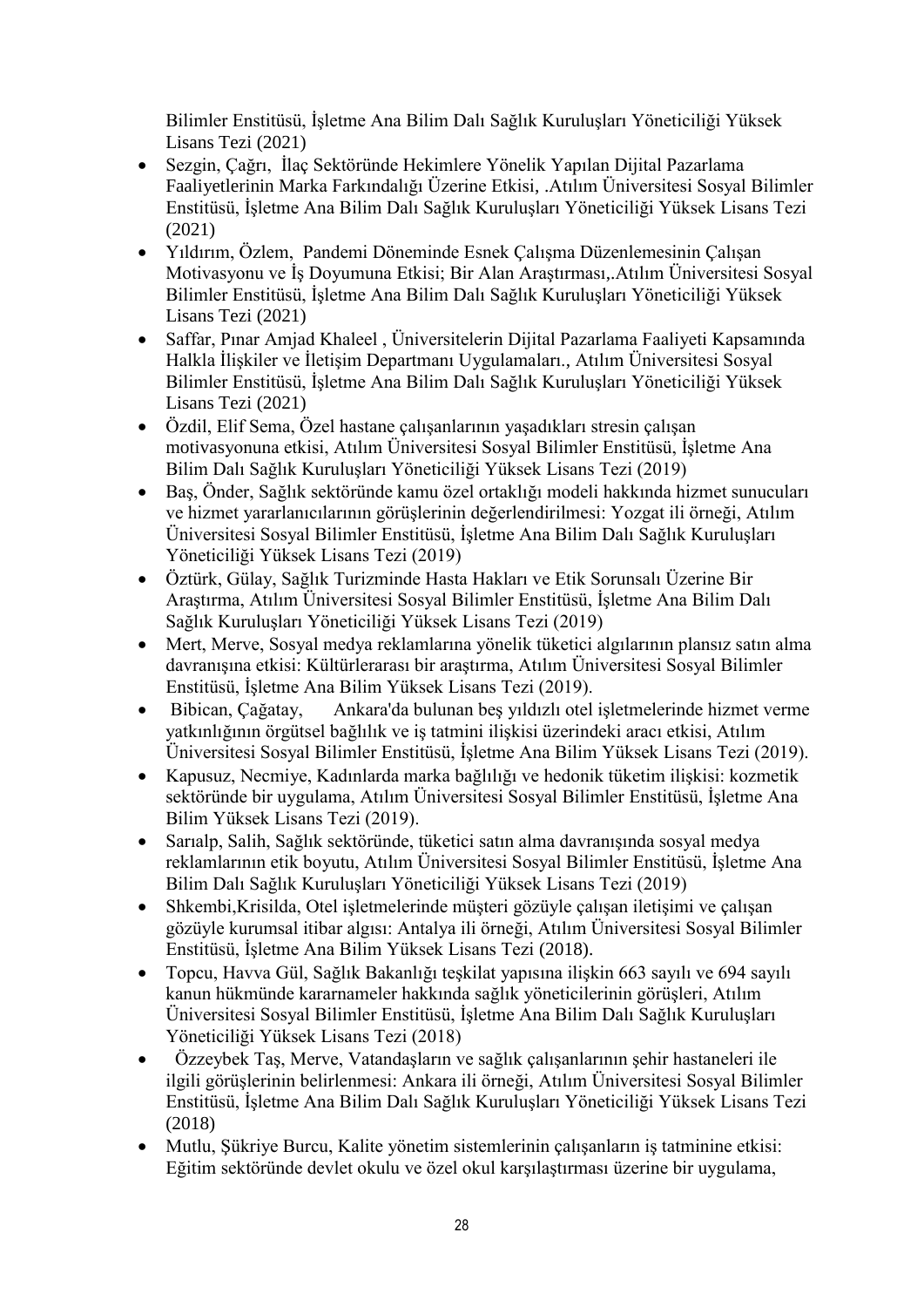Bilimler Enstitüsü, İşletme Ana Bilim Dalı Sağlık Kuruluşları Yöneticiliği Yüksek Lisans Tezi (2021)

- Sezgin, Çağrı, İlaç Sektöründe Hekimlere Yönelik Yapılan Dijital Pazarlama Faaliyetlerinin Marka Farkındalığı Üzerine Etkisi, .Atılım Üniversitesi Sosyal Bilimler Enstitüsü, İşletme Ana Bilim Dalı Sağlık Kuruluşları Yöneticiliği Yüksek Lisans Tezi (2021)
- Yıldırım, Özlem, Pandemi Döneminde Esnek Çalışma Düzenlemesinin Çalışan Motivasyonu ve İş Doyumuna Etkisi; Bir Alan Araştırması,.Atılım Üniversitesi Sosyal Bilimler Enstitüsü, İşletme Ana Bilim Dalı Sağlık Kuruluşları Yöneticiliği Yüksek Lisans Tezi (2021)
- Saffar, Pınar Amjad Khaleel , Üniversitelerin Dijital Pazarlama Faaliyeti Kapsamında Halkla İlişkiler ve İletişim Departmanı Uygulamaları., Atılım Üniversitesi Sosyal Bilimler Enstitüsü, İşletme Ana Bilim Dalı Sağlık Kuruluşları Yöneticiliği Yüksek Lisans Tezi (2021)
- Özdil, Elif Sema, Özel hastane çalışanlarının yaşadıkları stresin çalışan motivasyonuna etkisi, Atılım Üniversitesi Sosyal Bilimler Enstitüsü, İşletme Ana Bilim Dalı Sağlık Kuruluşları Yöneticiliği Yüksek Lisans Tezi (2019)
- Baş, Önder, Sağlık sektöründe kamu özel ortaklığı modeli hakkında hizmet sunucuları ve hizmet yararlanıcılarının görüşlerinin değerlendirilmesi: Yozgat ili örneği, Atılım Üniversitesi Sosyal Bilimler Enstitüsü, İşletme Ana Bilim Dalı Sağlık Kuruluşları Yöneticiliği Yüksek Lisans Tezi (2019)
- Öztürk, Gülay, Sağlık Turizminde Hasta Hakları ve Etik Sorunsalı Üzerine Bir Araştırma, Atılım Üniversitesi Sosyal Bilimler Enstitüsü, İşletme Ana Bilim Dalı Sağlık Kuruluşları Yöneticiliği Yüksek Lisans Tezi (2019)
- Mert, Merve, Sosyal medya reklamlarına yönelik tüketici algılarının plansız satın alma davranışına etkisi: Kültürlerarası bir araştırma, Atılım Üniversitesi Sosyal Bilimler Enstitüsü, İşletme Ana Bilim Yüksek Lisans Tezi (2019).
- Bibican, Çağatay, Ankara'da bulunan beş yıldızlı otel işletmelerinde hizmet verme yatkınlığının örgütsel bağlılık ve iş tatmini ilişkisi üzerindeki aracı etkisi, Atılım Üniversitesi Sosyal Bilimler Enstitüsü, İşletme Ana Bilim Yüksek Lisans Tezi (2019).
- Kapusuz, Necmiye, Kadınlarda marka bağlılığı ve hedonik tüketim ilişkisi: kozmetik sektöründe bir uygulama, Atılım Üniversitesi Sosyal Bilimler Enstitüsü, İşletme Ana Bilim Yüksek Lisans Tezi (2019).
- Sarıalp, Salih, Sağlık sektöründe, tüketici satın alma davranışında sosyal medya reklamlarının etik boyutu, Atılım Üniversitesi Sosyal Bilimler Enstitüsü, İşletme Ana Bilim Dalı Sağlık Kuruluşları Yöneticiliği Yüksek Lisans Tezi (2019)
- Shkembi,Krisilda, Otel işletmelerinde müşteri gözüyle çalışan iletişimi ve çalışan gözüyle kurumsal itibar algısı: Antalya ili örneği, Atılım Üniversitesi Sosyal Bilimler Enstitüsü, İşletme Ana Bilim Yüksek Lisans Tezi (2018).
- Topcu, Havva Gül, Sağlık Bakanlığı teşkilat yapısına ilişkin 663 sayılı ve 694 sayılı kanun hükmünde kararnameler hakkında sağlık yöneticilerinin görüşleri, Atılım Üniversitesi Sosyal Bilimler Enstitüsü, İşletme Ana Bilim Dalı Sağlık Kuruluşları Yöneticiliği Yüksek Lisans Tezi (2018)
- Özzeybek Taş, Merve, Vatandaşların ve sağlık çalışanlarının şehir hastaneleri ile ilgili görüşlerinin belirlenmesi: Ankara ili örneği, Atılım Üniversitesi Sosyal Bilimler Enstitüsü, İşletme Ana Bilim Dalı Sağlık Kuruluşları Yöneticiliği Yüksek Lisans Tezi (2018)
- Mutlu, Şükriye Burcu, Kalite yönetim sistemlerinin çalışanların iş tatminine etkisi: Eğitim sektöründe devlet okulu ve özel okul karşılaştırması üzerine bir uygulama,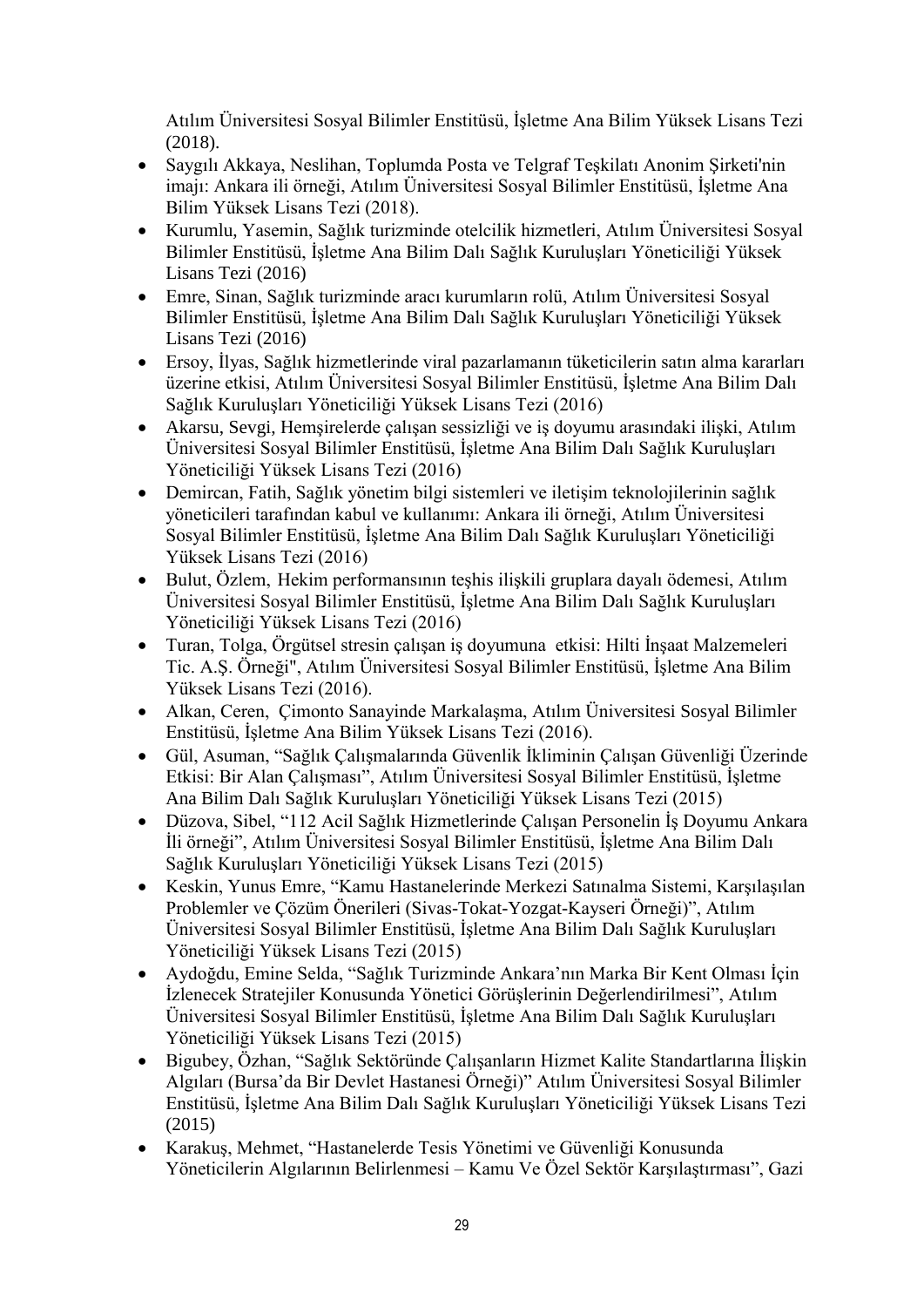Atılım Üniversitesi Sosyal Bilimler Enstitüsü, İşletme Ana Bilim Yüksek Lisans Tezi (2018).

- Saygılı Akkaya, Neslihan, Toplumda Posta ve Telgraf Teşkilatı Anonim Şirketi'nin imajı: Ankara ili örneği, Atılım Üniversitesi Sosyal Bilimler Enstitüsü, İşletme Ana Bilim Yüksek Lisans Tezi (2018).
- Kurumlu, Yasemin, Sağlık turizminde otelcilik hizmetleri, Atılım Üniversitesi Sosyal Bilimler Enstitüsü, İşletme Ana Bilim Dalı Sağlık Kuruluşları Yöneticiliği Yüksek Lisans Tezi (2016)
- Emre, Sinan, Sağlık turizminde aracı kurumların rolü, Atılım Üniversitesi Sosyal Bilimler Enstitüsü, İşletme Ana Bilim Dalı Sağlık Kuruluşları Yöneticiliği Yüksek Lisans Tezi (2016)
- Ersoy, İlyas, Sağlık hizmetlerinde viral pazarlamanın tüketicilerin satın alma kararları üzerine etkisi, Atılım Üniversitesi Sosyal Bilimler Enstitüsü, İşletme Ana Bilim Dalı Sağlık Kuruluşları Yöneticiliği Yüksek Lisans Tezi (2016)
- Akarsu, Sevgi, Hemşirelerde çalışan sessizliği ve iş doyumu arasındaki ilişki, Atılım Üniversitesi Sosyal Bilimler Enstitüsü, İşletme Ana Bilim Dalı Sağlık Kuruluşları Yöneticiliği Yüksek Lisans Tezi (2016)
- Demircan, Fatih, Sağlık yönetim bilgi sistemleri ve iletişim teknolojilerinin sağlık yöneticileri tarafından kabul ve kullanımı: Ankara ili örneği, Atılım Üniversitesi Sosyal Bilimler Enstitüsü, İşletme Ana Bilim Dalı Sağlık Kuruluşları Yöneticiliği Yüksek Lisans Tezi (2016)
- Bulut, Özlem, Hekim performansının teşhis ilişkili gruplara dayalı ödemesi, Atılım Üniversitesi Sosyal Bilimler Enstitüsü, İşletme Ana Bilim Dalı Sağlık Kuruluşları Yöneticiliği Yüksek Lisans Tezi (2016)
- Turan, Tolga, Örgütsel stresin çalışan iş doyumuna etkisi: Hilti İnşaat Malzemeleri Tic. A.Ş. Örneği", Atılım Üniversitesi Sosyal Bilimler Enstitüsü, İşletme Ana Bilim Yüksek Lisans Tezi (2016).
- Alkan, Ceren, Çimonto Sanayinde Markalaşma, Atılım Üniversitesi Sosyal Bilimler Enstitüsü, İşletme Ana Bilim Yüksek Lisans Tezi (2016).
- Gül, Asuman, "Sağlık Çalışmalarında Güvenlik İkliminin Çalışan Güvenliği Üzerinde Etkisi: Bir Alan Çalışması", Atılım Üniversitesi Sosyal Bilimler Enstitüsü, İşletme Ana Bilim Dalı Sağlık Kuruluşları Yöneticiliği Yüksek Lisans Tezi (2015)
- Düzova, Sibel, "112 Acil Sağlık Hizmetlerinde Çalışan Personelin İş Doyumu Ankara İli örneği", Atılım Üniversitesi Sosyal Bilimler Enstitüsü, İşletme Ana Bilim Dalı Sağlık Kuruluşları Yöneticiliği Yüksek Lisans Tezi (2015)
- Keskin, Yunus Emre, "Kamu Hastanelerinde Merkezi Satınalma Sistemi, Karşılaşılan Problemler ve Çözüm Önerileri (Sivas-Tokat-Yozgat-Kayseri Örneği)", Atılım Üniversitesi Sosyal Bilimler Enstitüsü, İşletme Ana Bilim Dalı Sağlık Kuruluşları Yöneticiliği Yüksek Lisans Tezi (2015)
- Aydoğdu, Emine Selda, "Sağlık Turizminde Ankara'nın Marka Bir Kent Olması İçin İzlenecek Stratejiler Konusunda Yönetici Görüşlerinin Değerlendirilmesi", Atılım Üniversitesi Sosyal Bilimler Enstitüsü, İşletme Ana Bilim Dalı Sağlık Kuruluşları Yöneticiliği Yüksek Lisans Tezi (2015)
- Bigubey, Özhan, "Sağlık Sektöründe Çalışanların Hizmet Kalite Standartlarına İlişkin Algıları (Bursa'da Bir Devlet Hastanesi Örneği)" Atılım Üniversitesi Sosyal Bilimler Enstitüsü, İşletme Ana Bilim Dalı Sağlık Kuruluşları Yöneticiliği Yüksek Lisans Tezi (2015)
- Karakuş, Mehmet, "Hastanelerde Tesis Yönetimi ve Güvenliği Konusunda Yöneticilerin Algılarının Belirlenmesi – Kamu Ve Özel Sektör Karşılaştırması", Gazi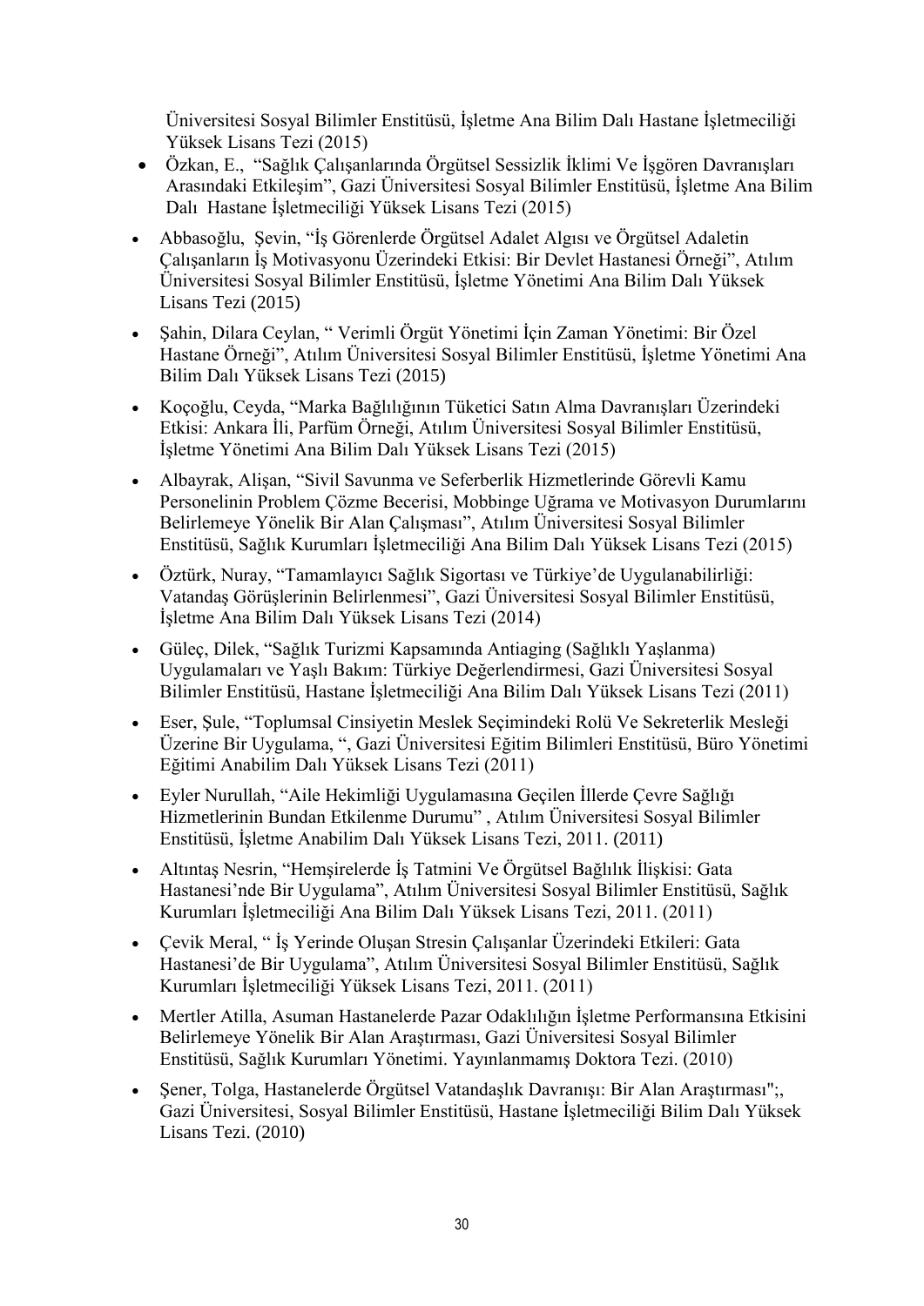Üniversitesi Sosyal Bilimler Enstitüsü, İşletme Ana Bilim Dalı Hastane İşletmeciliği Yüksek Lisans Tezi (2015)

- Özkan, E., "Sağlık Çalışanlarında Örgütsel Sessizlik İklimi Ve İşgören Davranışları Arasındaki Etkileşim", Gazi Üniversitesi Sosyal Bilimler Enstitüsü, İşletme Ana Bilim Dalı Hastane İşletmeciliği Yüksek Lisans Tezi (2015)
- Abbasoğlu, Şevin, "İş Görenlerde Örgütsel Adalet Algısı ve Örgütsel Adaletin Çalışanların İş Motivasyonu Üzerindeki Etkisi: Bir Devlet Hastanesi Örneği", Atılım Üniversitesi Sosyal Bilimler Enstitüsü, İşletme Yönetimi Ana Bilim Dalı Yüksek Lisans Tezi (2015)
- Şahin, Dilara Ceylan, " Verimli Örgüt Yönetimi İçin Zaman Yönetimi: Bir Özel Hastane Örneği", Atılım Üniversitesi Sosyal Bilimler Enstitüsü, İşletme Yönetimi Ana Bilim Dalı Yüksek Lisans Tezi (2015)
- Koçoğlu, Ceyda, "Marka Bağlılığının Tüketici Satın Alma Davranışları Üzerindeki Etkisi: Ankara İli, Parfüm Örneği, Atılım Üniversitesi Sosyal Bilimler Enstitüsü, İşletme Yönetimi Ana Bilim Dalı Yüksek Lisans Tezi (2015)
- Albayrak, Alişan, "Sivil Savunma ve Seferberlik Hizmetlerinde Görevli Kamu Personelinin Problem Çözme Becerisi, Mobbinge Uğrama ve Motivasyon Durumlarını Belirlemeye Yönelik Bir Alan Çalışması", Atılım Üniversitesi Sosyal Bilimler Enstitüsü, Sağlık Kurumları İşletmeciliği Ana Bilim Dalı Yüksek Lisans Tezi (2015)
- Öztürk, Nuray, "Tamamlayıcı Sağlık Sigortası ve Türkiye'de Uygulanabilirliği: Vatandaş Görüşlerinin Belirlenmesi", Gazi Üniversitesi Sosyal Bilimler Enstitüsü, İşletme Ana Bilim Dalı Yüksek Lisans Tezi (2014)
- Güleç, Dilek, "Sağlık Turizmi Kapsamında Antiaging (Sağlıklı Yaşlanma) Uygulamaları ve Yaşlı Bakım: Türkiye Değerlendirmesi, Gazi Üniversitesi Sosyal Bilimler Enstitüsü, Hastane İşletmeciliği Ana Bilim Dalı Yüksek Lisans Tezi (2011)
- Eser, Şule, "Toplumsal Cinsiyetin Meslek Seçimindeki Rolü Ve Sekreterlik Mesleği Üzerine Bir Uygulama, ", Gazi Üniversitesi Eğitim Bilimleri Enstitüsü, Büro Yönetimi Eğitimi Anabilim Dalı Yüksek Lisans Tezi (2011)
- Eyler Nurullah, "Aile Hekimliği Uygulamasına Geçilen İllerde Çevre Sağlığı Hizmetlerinin Bundan Etkilenme Durumu" , Atılım Üniversitesi Sosyal Bilimler Enstitüsü, İşletme Anabilim Dalı Yüksek Lisans Tezi, 2011. (2011)
- Altıntaş Nesrin, "Hemşirelerde İş Tatmini Ve Örgütsel Bağlılık İlişkisi: Gata Hastanesi'nde Bir Uygulama", Atılım Üniversitesi Sosyal Bilimler Enstitüsü, Sağlık Kurumları İşletmeciliği Ana Bilim Dalı Yüksek Lisans Tezi, 2011. (2011)
- Çevik Meral, " İş Yerinde Oluşan Stresin Çalışanlar Üzerindeki Etkileri: Gata Hastanesi'de Bir Uygulama", Atılım Üniversitesi Sosyal Bilimler Enstitüsü, Sağlık Kurumları İşletmeciliği Yüksek Lisans Tezi, 2011. (2011)
- Mertler Atilla, Asuman Hastanelerde Pazar Odaklılığın İşletme Performansına Etkisini Belirlemeye Yönelik Bir Alan Araştırması, Gazi Üniversitesi Sosyal Bilimler Enstitüsü, Sağlık Kurumları Yönetimi. Yayınlanmamış Doktora Tezi. (2010)
- Şener, Tolga, Hastanelerde Örgütsel Vatandaşlık Davranışı: Bir Alan Araştırması";, Gazi Üniversitesi, Sosyal Bilimler Enstitüsü, Hastane İşletmeciliği Bilim Dalı Yüksek Lisans Tezi. (2010)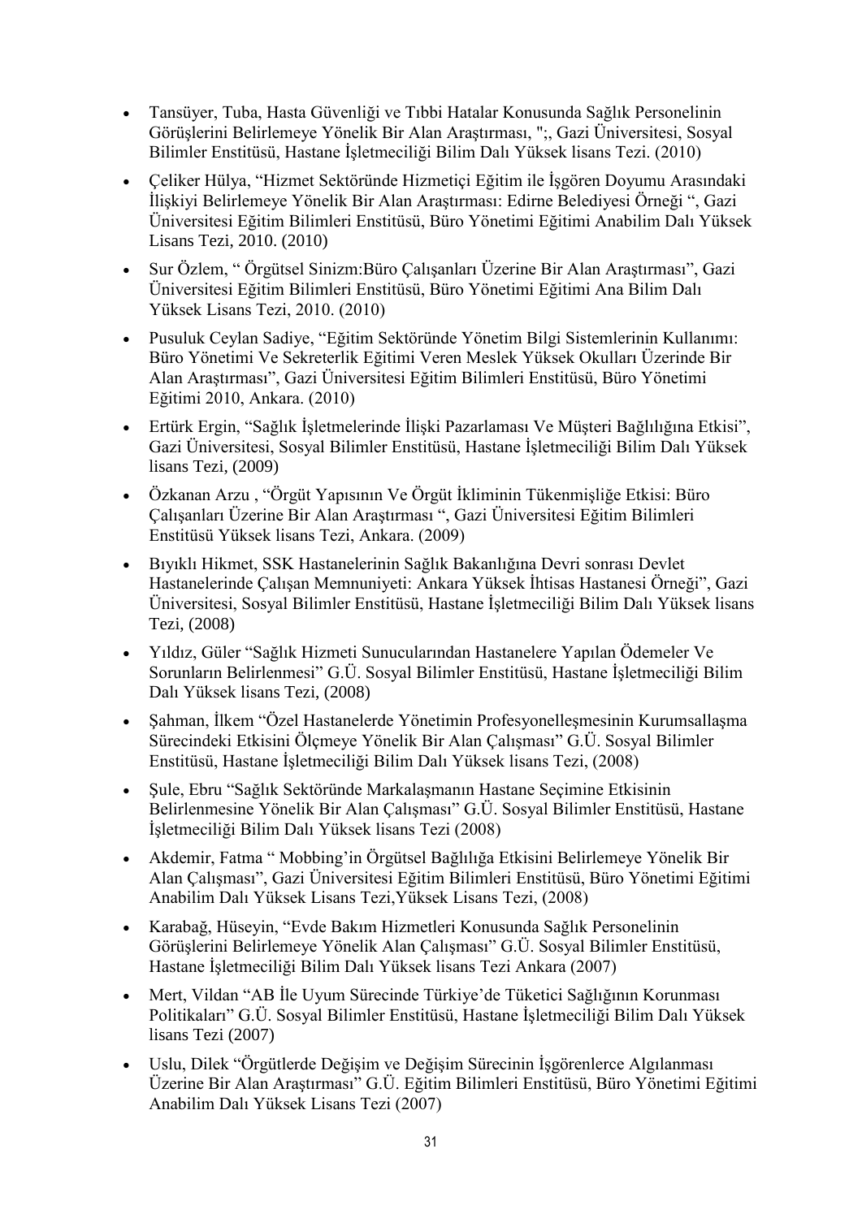- Tansüyer, Tuba, Hasta Güvenliği ve Tıbbi Hatalar Konusunda Sağlık Personelinin Görüşlerini Belirlemeye Yönelik Bir Alan Araştırması, ";, Gazi Üniversitesi, Sosyal Bilimler Enstitüsü, Hastane İşletmeciliği Bilim Dalı Yüksek lisans Tezi. (2010)
- Çeliker Hülya, "Hizmet Sektöründe Hizmetiçi Eğitim ile İşgören Doyumu Arasındaki İlişkiyi Belirlemeye Yönelik Bir Alan Araştırması: Edirne Belediyesi Örneği ", Gazi Üniversitesi Eğitim Bilimleri Enstitüsü, Büro Yönetimi Eğitimi Anabilim Dalı Yüksek Lisans Tezi, 2010. (2010)
- Sur Özlem, " Örgütsel Sinizm:Büro Çalışanları Üzerine Bir Alan Araştırması", Gazi Üniversitesi Eğitim Bilimleri Enstitüsü, Büro Yönetimi Eğitimi Ana Bilim Dalı Yüksek Lisans Tezi, 2010. (2010)
- Pusuluk Ceylan Sadiye, "Eğitim Sektöründe Yönetim Bilgi Sistemlerinin Kullanımı: Büro Yönetimi Ve Sekreterlik Eğitimi Veren Meslek Yüksek Okulları Üzerinde Bir Alan Araştırması", Gazi Üniversitesi Eğitim Bilimleri Enstitüsü, Büro Yönetimi Eğitimi 2010, Ankara. (2010)
- Ertürk Ergin, "Sağlık İşletmelerinde İlişki Pazarlaması Ve Müşteri Bağlılığına Etkisi", Gazi Üniversitesi, Sosyal Bilimler Enstitüsü, Hastane İşletmeciliği Bilim Dalı Yüksek lisans Tezi, (2009)
- Özkanan Arzu , "Örgüt Yapısının Ve Örgüt İkliminin Tükenmişliğe Etkisi: Büro Çalışanları Üzerine Bir Alan Araştırması ", Gazi Üniversitesi Eğitim Bilimleri Enstitüsü Yüksek lisans Tezi, Ankara. (2009)
- Bıyıklı Hikmet, SSK Hastanelerinin Sağlık Bakanlığına Devri sonrası Devlet Hastanelerinde Çalışan Memnuniyeti: Ankara Yüksek İhtisas Hastanesi Örneği", Gazi Üniversitesi, Sosyal Bilimler Enstitüsü, Hastane İşletmeciliği Bilim Dalı Yüksek lisans Tezi, (2008)
- Yıldız, Güler "Sağlık Hizmeti Sunucularından Hastanelere Yapılan Ödemeler Ve Sorunların Belirlenmesi" G.Ü. Sosyal Bilimler Enstitüsü, Hastane İşletmeciliği Bilim Dalı Yüksek lisans Tezi, (2008)
- Şahman, İlkem "Özel Hastanelerde Yönetimin Profesyonelleşmesinin Kurumsallaşma Sürecindeki Etkisini Ölçmeye Yönelik Bir Alan Çalışması" G.Ü. Sosyal Bilimler Enstitüsü, Hastane İşletmeciliği Bilim Dalı Yüksek lisans Tezi, (2008)
- Şule, Ebru "Sağlık Sektöründe Markalaşmanın Hastane Seçimine Etkisinin Belirlenmesine Yönelik Bir Alan Çalışması" G.Ü. Sosyal Bilimler Enstitüsü, Hastane İşletmeciliği Bilim Dalı Yüksek lisans Tezi (2008)
- Akdemir, Fatma " Mobbing'in Örgütsel Bağlılığa Etkisini Belirlemeye Yönelik Bir Alan Çalışması", Gazi Üniversitesi Eğitim Bilimleri Enstitüsü, Büro Yönetimi Eğitimi Anabilim Dalı Yüksek Lisans Tezi,Yüksek Lisans Tezi, (2008)
- Karabağ, Hüseyin, "Evde Bakım Hizmetleri Konusunda Sağlık Personelinin Görüşlerini Belirlemeye Yönelik Alan Çalışması" G.Ü. Sosyal Bilimler Enstitüsü, Hastane İşletmeciliği Bilim Dalı Yüksek lisans Tezi Ankara (2007)
- Mert, Vildan "AB İle Uyum Sürecinde Türkiye'de Tüketici Sağlığının Korunması Politikaları" G.Ü. Sosyal Bilimler Enstitüsü, Hastane İşletmeciliği Bilim Dalı Yüksek lisans Tezi (2007)
- Uslu, Dilek "Örgütlerde Değişim ve Değişim Sürecinin İşgörenlerce Algılanması Üzerine Bir Alan Araştırması" G.Ü. Eğitim Bilimleri Enstitüsü, Büro Yönetimi Eğitimi Anabilim Dalı Yüksek Lisans Tezi (2007)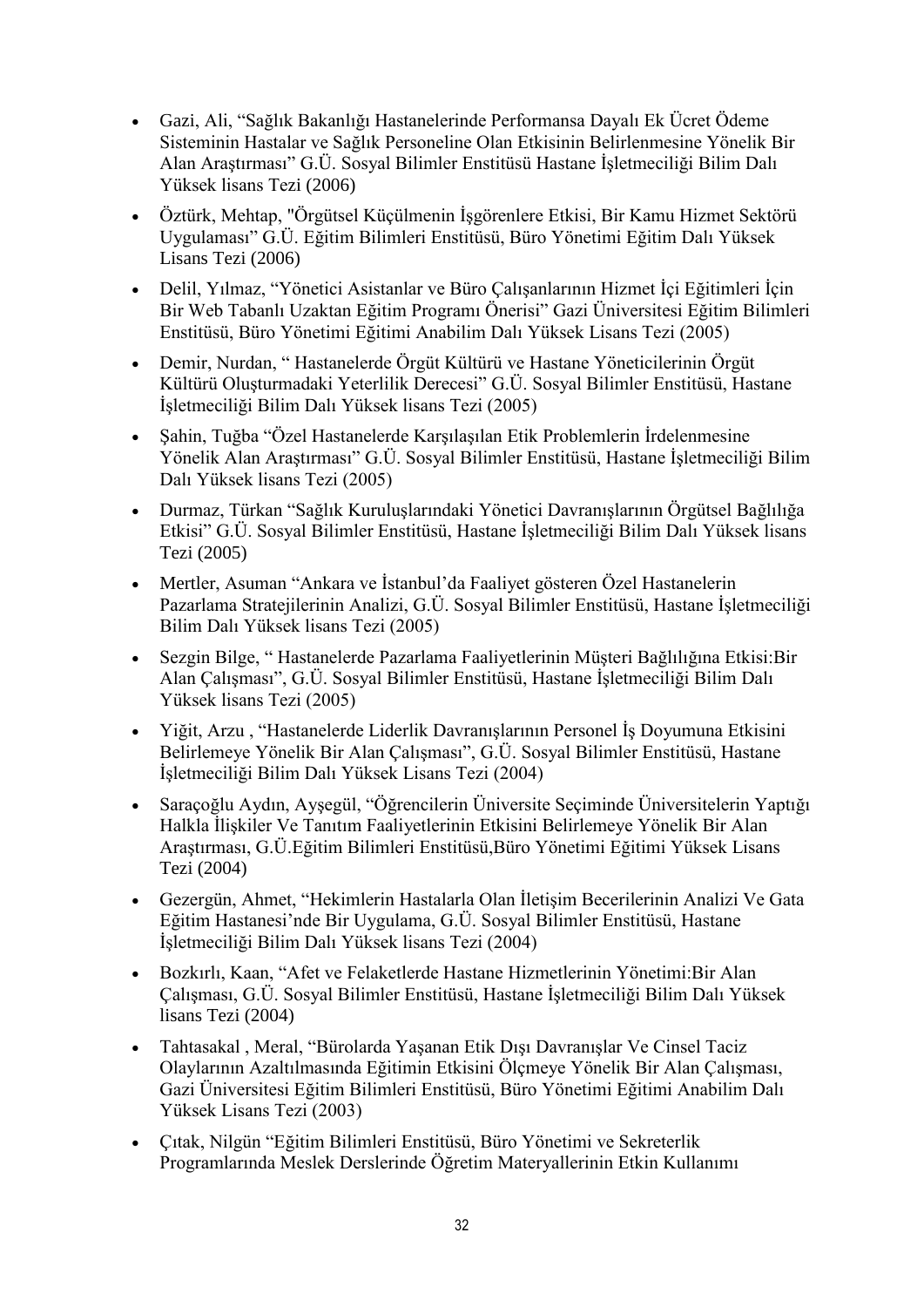- Gazi, Ali, “Sağlık Bakanlığı Hastanelerinde Performansa Dayalı Ek Ücret Ödeme Sisteminin Hastalar ve Sağlık Personeline Olan Etkisinin Belirlenmesine Yönelik Bir Alan Araştırması” G.Ü. Sosyal Bilimler Enstitüsü Hastane İşletmeciliği Bilim Dalı Yüksek lisans Tezi (2006)
- Öztürk, Mehtap, "Örgütsel Küçülmenin İşgörenlere Etkisi, Bir Kamu Hizmet Sektörü Uygulaması” G.Ü. Eğitim Bilimleri Enstitüsü, Büro Yönetimi Eğitim Dalı Yüksek Lisans Tezi (2006)
- Delil, Yılmaz, “Yönetici Asistanlar ve Büro Çalışanlarının Hizmet İçi Eğitimleri İçin Bir Web Tabanlı Uzaktan Eğitim Programı Önerisi” Gazi Üniversitesi Eğitim Bilimleri Enstitüsü, Büro Yönetimi Eğitimi Anabilim Dalı Yüksek Lisans Tezi (2005)
- Demir, Nurdan, “ Hastanelerde Örgüt Kültürü ve Hastane Yöneticilerinin Örgüt Kültürü Oluşturmadaki Yeterlilik Derecesi” G.Ü. Sosyal Bilimler Enstitüsü, Hastane İşletmeciliği Bilim Dalı Yüksek lisans Tezi (2005)
- Şahin, Tuğba “Özel Hastanelerde Karşılaşılan Etik Problemlerin İrdelenmesine Yönelik Alan Araştırması” G.Ü. Sosyal Bilimler Enstitüsü, Hastane İşletmeciliği Bilim Dalı Yüksek lisans Tezi (2005)
- Durmaz, Türkan “Sağlık Kuruluşlarındaki Yönetici Davranışlarının Örgütsel Bağlılığa Etkisi” G.Ü. Sosyal Bilimler Enstitüsü, Hastane İşletmeciliği Bilim Dalı Yüksek lisans Tezi (2005)
- Mertler, Asuman “Ankara ve İstanbul’da Faaliyet gösteren Özel Hastanelerin Pazarlama Stratejilerinin Analizi, G.Ü. Sosyal Bilimler Enstitüsü, Hastane İşletmeciliği Bilim Dalı Yüksek lisans Tezi (2005)
- Sezgin Bilge, “ Hastanelerde Pazarlama Faaliyetlerinin Müşteri Bağlılığına Etkisi:Bir Alan Çalışması”, G.Ü. Sosyal Bilimler Enstitüsü, Hastane İşletmeciliği Bilim Dalı Yüksek lisans Tezi (2005)
- Yiğit, Arzu , “Hastanelerde Liderlik Davranışlarının Personel İş Doyumuna Etkisini Belirlemeye Yönelik Bir Alan Çalışması”, G.Ü. Sosyal Bilimler Enstitüsü, Hastane İşletmeciliği Bilim Dalı Yüksek Lisans Tezi (2004)
- Saraçoğlu Aydın, Ayşegül, “Öğrencilerin Üniversite Seçiminde Üniversitelerin Yaptığı Halkla İlişkiler Ve Tanıtım Faaliyetlerinin Etkisini Belirlemeye Yönelik Bir Alan Araştırması, G.Ü.Eğitim Bilimleri Enstitüsü,Büro Yönetimi Eğitimi Yüksek Lisans Tezi (2004)
- Gezergün, Ahmet, “Hekimlerin Hastalarla Olan İletişim Becerilerinin Analizi Ve Gata Eğitim Hastanesi’nde Bir Uygulama, G.Ü. Sosyal Bilimler Enstitüsü, Hastane İşletmeciliği Bilim Dalı Yüksek lisans Tezi (2004)
- Bozkırlı, Kaan, “Afet ve Felaketlerde Hastane Hizmetlerinin Yönetimi:Bir Alan Çalışması, G.Ü. Sosyal Bilimler Enstitüsü, Hastane İşletmeciliği Bilim Dalı Yüksek lisans Tezi (2004)
- Tahtasakal , Meral, “Bürolarda Yaşanan Etik Dışı Davranışlar Ve Cinsel Taciz Olaylarının Azaltılmasında Eğitimin Etkisini Ölçmeye Yönelik Bir Alan Çalışması, Gazi Üniversitesi Eğitim Bilimleri Enstitüsü, Büro Yönetimi Eğitimi Anabilim Dalı Yüksek Lisans Tezi (2003)
- Çıtak, Nilgün “Eğitim Bilimleri Enstitüsü, Büro Yönetimi ve Sekreterlik Programlarında Meslek Derslerinde Öğretim Materyallerinin Etkin Kullanımı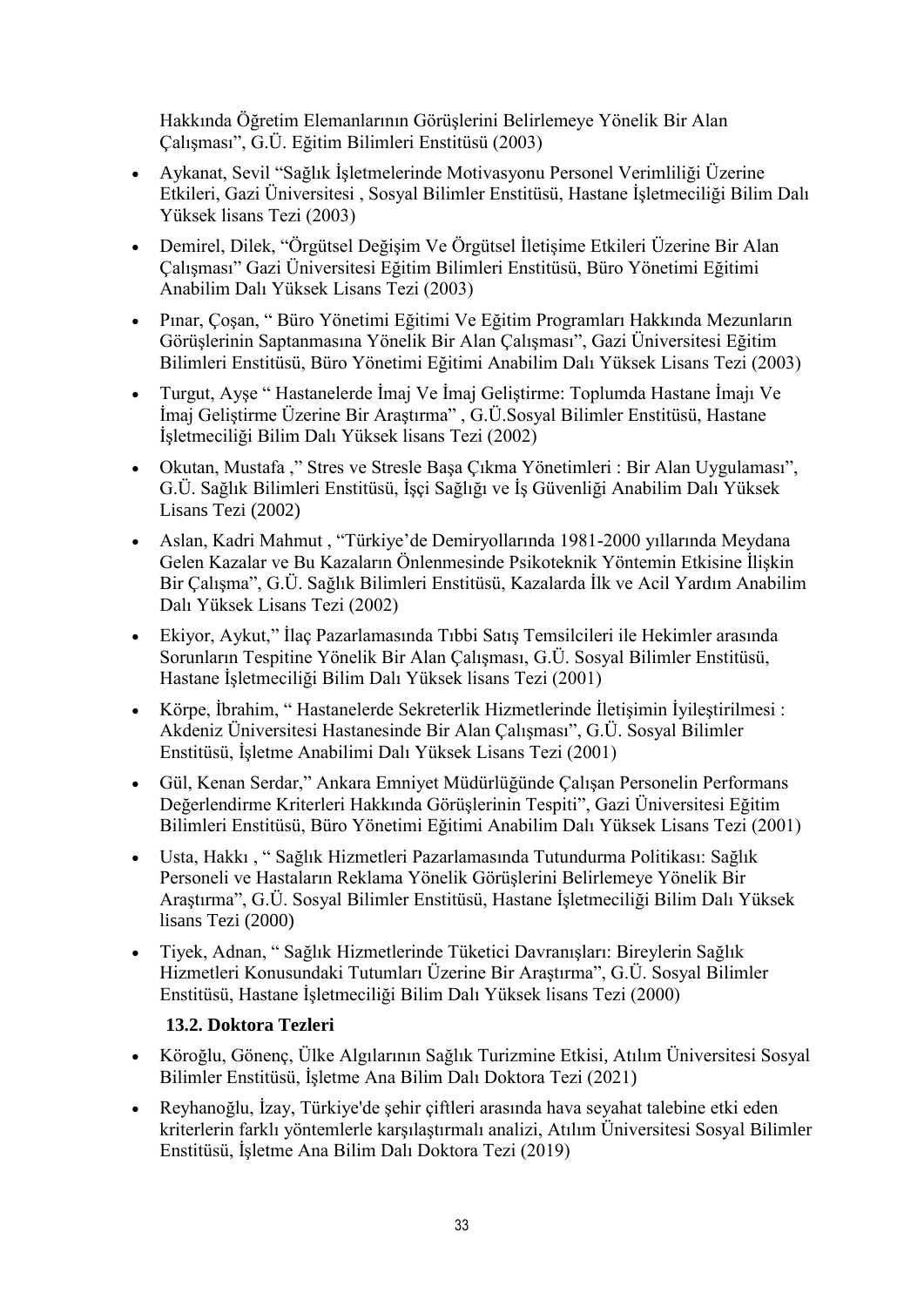Hakkında Öğretim Elemanlarının Görüşlerini Belirlemeye Yönelik Bir Alan Çalışması", G.Ü. Eğitim Bilimleri Enstitüsü (2003)

- Aykanat, Sevil "Sağlık İşletmelerinde Motivasyonu Personel Verimliliği Üzerine Etkileri, Gazi Üniversitesi , Sosyal Bilimler Enstitüsü, Hastane İşletmeciliği Bilim Dalı Yüksek lisans Tezi (2003)
- Demirel, Dilek, "Örgütsel Değişim Ve Örgütsel İletişime Etkileri Üzerine Bir Alan Çalışması" Gazi Üniversitesi Eğitim Bilimleri Enstitüsü, Büro Yönetimi Eğitimi Anabilim Dalı Yüksek Lisans Tezi (2003)
- Pınar, Çoşan, " Büro Yönetimi Eğitimi Ve Eğitim Programları Hakkında Mezunların Görüşlerinin Saptanmasına Yönelik Bir Alan Çalışması", Gazi Üniversitesi Eğitim Bilimleri Enstitüsü, Büro Yönetimi Eğitimi Anabilim Dalı Yüksek Lisans Tezi (2003)
- Turgut, Ayşe " Hastanelerde İmaj Ve İmaj Geliştirme: Toplumda Hastane İmajı Ve İmaj Geliştirme Üzerine Bir Araştırma" , G.Ü.Sosyal Bilimler Enstitüsü, Hastane İşletmeciliği Bilim Dalı Yüksek lisans Tezi (2002)
- Okutan, Mustafa ," Stres ve Stresle Başa Çıkma Yönetimleri : Bir Alan Uygulaması", G.Ü. Sağlık Bilimleri Enstitüsü, İşçi Sağlığı ve İş Güvenliği Anabilim Dalı Yüksek Lisans Tezi (2002)
- Aslan, Kadri Mahmut , "Türkiye'de Demiryollarında 1981-2000 yıllarında Meydana Gelen Kazalar ve Bu Kazaların Önlenmesinde Psikoteknik Yöntemin Etkisine İlişkin Bir Çalışma", G.Ü. Sağlık Bilimleri Enstitüsü, Kazalarda İlk ve Acil Yardım Anabilim Dalı Yüksek Lisans Tezi (2002)
- Ekiyor, Aykut," İlaç Pazarlamasında Tıbbi Satış Temsilcileri ile Hekimler arasında Sorunların Tespitine Yönelik Bir Alan Çalışması, G.Ü. Sosyal Bilimler Enstitüsü, Hastane İşletmeciliği Bilim Dalı Yüksek lisans Tezi (2001)
- Körpe, İbrahim, " Hastanelerde Sekreterlik Hizmetlerinde İletişimin İyileştirilmesi : Akdeniz Üniversitesi Hastanesinde Bir Alan Çalışması", G.Ü. Sosyal Bilimler Enstitüsü, İşletme Anabilimi Dalı Yüksek Lisans Tezi (2001)
- Gül, Kenan Serdar," Ankara Emniyet Müdürlüğünde Çalışan Personelin Performans Değerlendirme Kriterleri Hakkında Görüşlerinin Tespiti", Gazi Üniversitesi Eğitim Bilimleri Enstitüsü, Büro Yönetimi Eğitimi Anabilim Dalı Yüksek Lisans Tezi (2001)
- Usta, Hakkı , " Sağlık Hizmetleri Pazarlamasında Tutundurma Politikası: Sağlık Personeli ve Hastaların Reklama Yönelik Görüşlerini Belirlemeye Yönelik Bir Araştırma", G.Ü. Sosyal Bilimler Enstitüsü, Hastane İşletmeciliği Bilim Dalı Yüksek lisans Tezi (2000)
- Tiyek, Adnan, " Sağlık Hizmetlerinde Tüketici Davranışları: Bireylerin Sağlık Hizmetleri Konusundaki Tutumları Üzerine Bir Araştırma", G.Ü. Sosyal Bilimler Enstitüsü, Hastane İşletmeciliği Bilim Dalı Yüksek lisans Tezi (2000)

### 13.2. Doktora Tezleri

- Köroğlu, Gönenç, Ülke Algılarının Sağlık Turizmine Etkisi, Atılım Üniversitesi Sosyal Bilimler Enstitüsü, İşletme Ana Bilim Dalı Doktora Tezi (2021)
- Reyhanoğlu, İzay, Türkiye'de şehir çiftleri arasında hava seyahat talebine etki eden kriterlerin farklı yöntemlerle karşılaştırmalı analizi, Atılım Üniversitesi Sosyal Bilimler Enstitüsü, İşletme Ana Bilim Dalı Doktora Tezi (2019)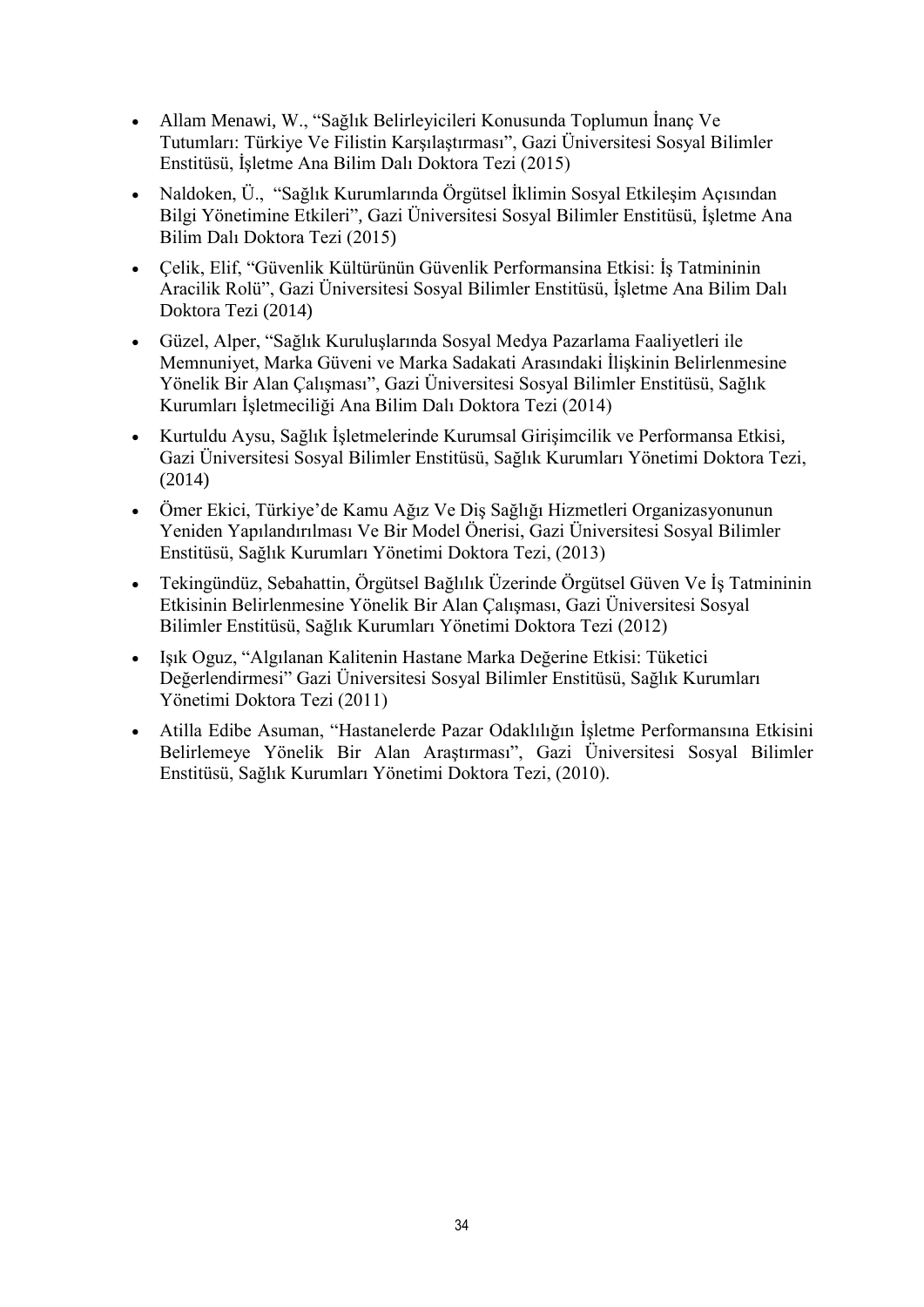- Allam Menawi, W., "Sağlık Belirleyicileri Konusunda Toplumun İnanç Ve Tutumları: Türkiye Ve Filistin Karşılaştırması", Gazi Üniversitesi Sosyal Bilimler Enstitüsü, İşletme Ana Bilim Dalı Doktora Tezi (2015)
- Naldoken, Ü., "Sağlık Kurumlarında Örgütsel İklimin Sosyal Etkileşim Açısından Bilgi Yönetimine Etkileri", Gazi Üniversitesi Sosyal Bilimler Enstitüsü, İşletme Ana Bilim Dalı Doktora Tezi (2015)
- Çelik, Elif, "Güvenlik Kültürünün Güvenlik Performansina Etkisi: İş Tatmininin Aracilik Rolü", Gazi Üniversitesi Sosyal Bilimler Enstitüsü, İşletme Ana Bilim Dalı Doktora Tezi (2014)
- Güzel, Alper, "Sağlık Kuruluşlarında Sosyal Medya Pazarlama Faaliyetleri ile Memnuniyet, Marka Güveni ve Marka Sadakati Arasındaki İlişkinin Belirlenmesine Yönelik Bir Alan Çalışması", Gazi Üniversitesi Sosyal Bilimler Enstitüsü, Sağlık Kurumları İşletmeciliği Ana Bilim Dalı Doktora Tezi (2014)
- Kurtuldu Aysu, Sağlık İşletmelerinde Kurumsal Girişimcilik ve Performansa Etkisi, Gazi Üniversitesi Sosyal Bilimler Enstitüsü, Sağlık Kurumları Yönetimi Doktora Tezi, (2014)
- Ömer Ekici, Türkiye'de Kamu Ağız Ve Diş Sağlığı Hizmetleri Organizasyonunun Yeniden Yapılandırılması Ve Bir Model Önerisi, Gazi Üniversitesi Sosyal Bilimler Enstitüsü, Sağlık Kurumları Yönetimi Doktora Tezi, (2013)
- Tekingündüz, Sebahattin, Örgütsel Bağlılık Üzerinde Örgütsel Güven Ve İş Tatmininin Etkisinin Belirlenmesine Yönelik Bir Alan Çalışması, Gazi Üniversitesi Sosyal Bilimler Enstitüsü, Sağlık Kurumları Yönetimi Doktora Tezi (2012)
- Işık Oguz, "Algılanan Kalitenin Hastane Marka Değerine Etkisi: Tüketici Değerlendirmesi" Gazi Üniversitesi Sosyal Bilimler Enstitüsü, Sağlık Kurumları Yönetimi Doktora Tezi (2011)
- Atilla Edibe Asuman, "Hastanelerde Pazar Odaklılığın İşletme Performansına Etkisini Belirlemeye Yönelik Bir Alan Araştırması", Gazi Üniversitesi Sosyal Bilimler Enstitüsü, Sağlık Kurumları Yönetimi Doktora Tezi, (2010).